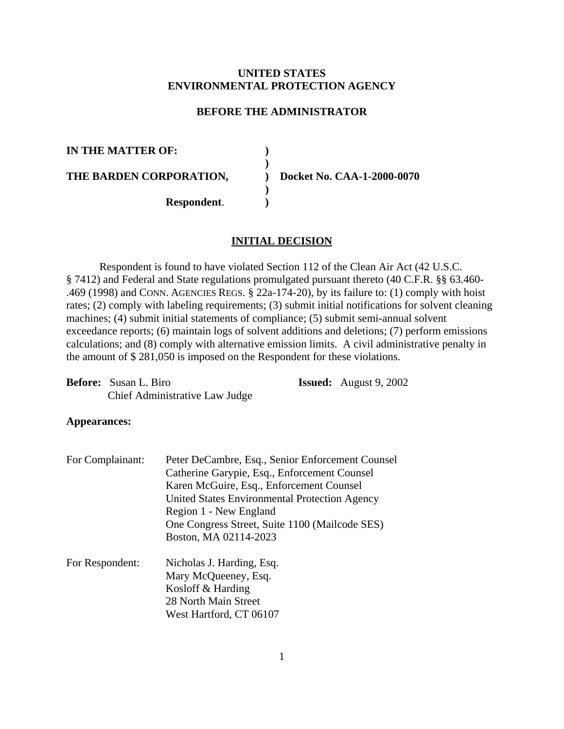**UNITED STATES**
**ENVIRONMENTAL PROTECTION AGENCY**

**BEFORE THE ADMINISTRATOR**

| | | |
|---|---|---|
| **IN THE MATTER OF:** | **)** | |
| | **)** | |
| **THE BARDEN CORPORATION,** | **)** | **Docket No. CAA-1-2000-0070** |
| | **)** | |
| **Respondent**. | **)** | |

## INITIAL DECISION

Respondent is found to have violated Section 112 of the Clean Air Act (42 U.S.C. § 7412) and Federal and State regulations promulgated pursuant thereto (40 C.F.R. §§ 63.460-.469 (1998) and CONN. AGENCIES REGS. § 22a-174-20), by its failure to: (1) comply with hoist rates; (2) comply with labeling requirements; (3) submit initial notifications for solvent cleaning machines; (4) submit initial statements of compliance; (5) submit semi-annual solvent exceedance reports; (6) maintain logs of solvent additions and deletions; (7) perform emissions calculations; and (8) comply with alternative emission limits. A civil administrative penalty in the amount of $ 281,050 is imposed on the Respondent for these violations.

**Before:** Susan L. Biro
Chief Administrative Law Judge

**Issued:** August 9, 2002

**Appearances:**

For Complainant:
Peter DeCambre, Esq., Senior Enforcement Counsel
Catherine Garypie, Esq., Enforcement Counsel
Karen McGuire, Esq., Enforcement Counsel
United States Environmental Protection Agency
Region 1 - New England
One Congress Street, Suite 1100 (Mailcode SES)
Boston, MA 02114-2023

For Respondent:
Nicholas J. Harding, Esq.
Mary McQueeney, Esq.
Kosloff & Harding
28 North Main Street
West Hartford, CT 06107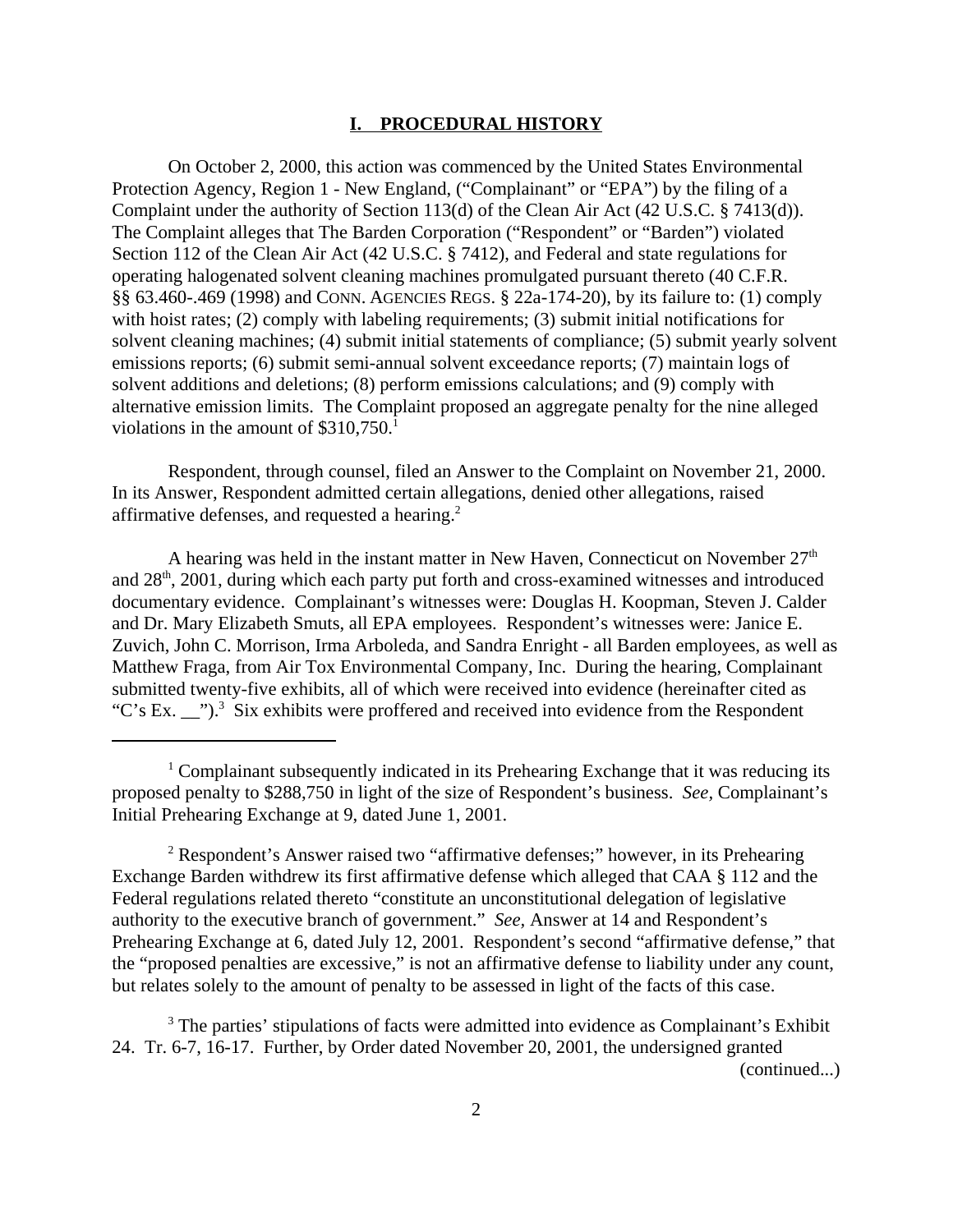## I. PROCEDURAL HISTORY

On October 2, 2000, this action was commenced by the United States Environmental Protection Agency, Region 1 - New England, ("Complainant" or "EPA") by the filing of a Complaint under the authority of Section 113(d) of the Clean Air Act (42 U.S.C. § 7413(d)). The Complaint alleges that The Barden Corporation ("Respondent" or "Barden") violated Section 112 of the Clean Air Act (42 U.S.C. § 7412), and Federal and state regulations for operating halogenated solvent cleaning machines promulgated pursuant thereto (40 C.F.R. §§ 63.460-.469 (1998) and CONN. AGENCIES REGS. § 22a-174-20), by its failure to: (1) comply with hoist rates; (2) comply with labeling requirements; (3) submit initial notifications for solvent cleaning machines; (4) submit initial statements of compliance; (5) submit yearly solvent emissions reports; (6) submit semi-annual solvent exceedance reports; (7) maintain logs of solvent additions and deletions; (8) perform emissions calculations; and (9) comply with alternative emission limits. The Complaint proposed an aggregate penalty for the nine alleged violations in the amount of $310,750.[1]

Respondent, through counsel, filed an Answer to the Complaint on November 21, 2000. In its Answer, Respondent admitted certain allegations, denied other allegations, raised affirmative defenses, and requested a hearing.[2]

A hearing was held in the instant matter in New Haven, Connecticut on November 27th and 28th, 2001, during which each party put forth and cross-examined witnesses and introduced documentary evidence. Complainant's witnesses were: Douglas H. Koopman, Steven J. Calder and Dr. Mary Elizabeth Smuts, all EPA employees. Respondent's witnesses were: Janice E. Zuvich, John C. Morrison, Irma Arboleda, and Sandra Enright - all Barden employees, as well as Matthew Fraga, from Air Tox Environmental Company, Inc. During the hearing, Complainant submitted twenty-five exhibits, all of which were received into evidence (hereinafter cited as "C's Ex. __").[3] Six exhibits were proffered and received into evidence from the Respondent

---

[1] Complainant subsequently indicated in its Prehearing Exchange that it was reducing its proposed penalty to $288,750 in light of the size of Respondent's business. *See,* Complainant's Initial Prehearing Exchange at 9, dated June 1, 2001.

[2] Respondent's Answer raised two "affirmative defenses;" however, in its Prehearing Exchange Barden withdrew its first affirmative defense which alleged that CAA § 112 and the Federal regulations related thereto "constitute an unconstitutional delegation of legislative authority to the executive branch of government." *See,* Answer at 14 and Respondent's Prehearing Exchange at 6, dated July 12, 2001. Respondent's second "affirmative defense," that the "proposed penalties are excessive," is not an affirmative defense to liability under any count, but relates solely to the amount of penalty to be assessed in light of the facts of this case.

[3] The parties' stipulations of facts were admitted into evidence as Complainant's Exhibit 24. Tr. 6-7, 16-17. Further, by Order dated November 20, 2001, the undersigned granted (continued...)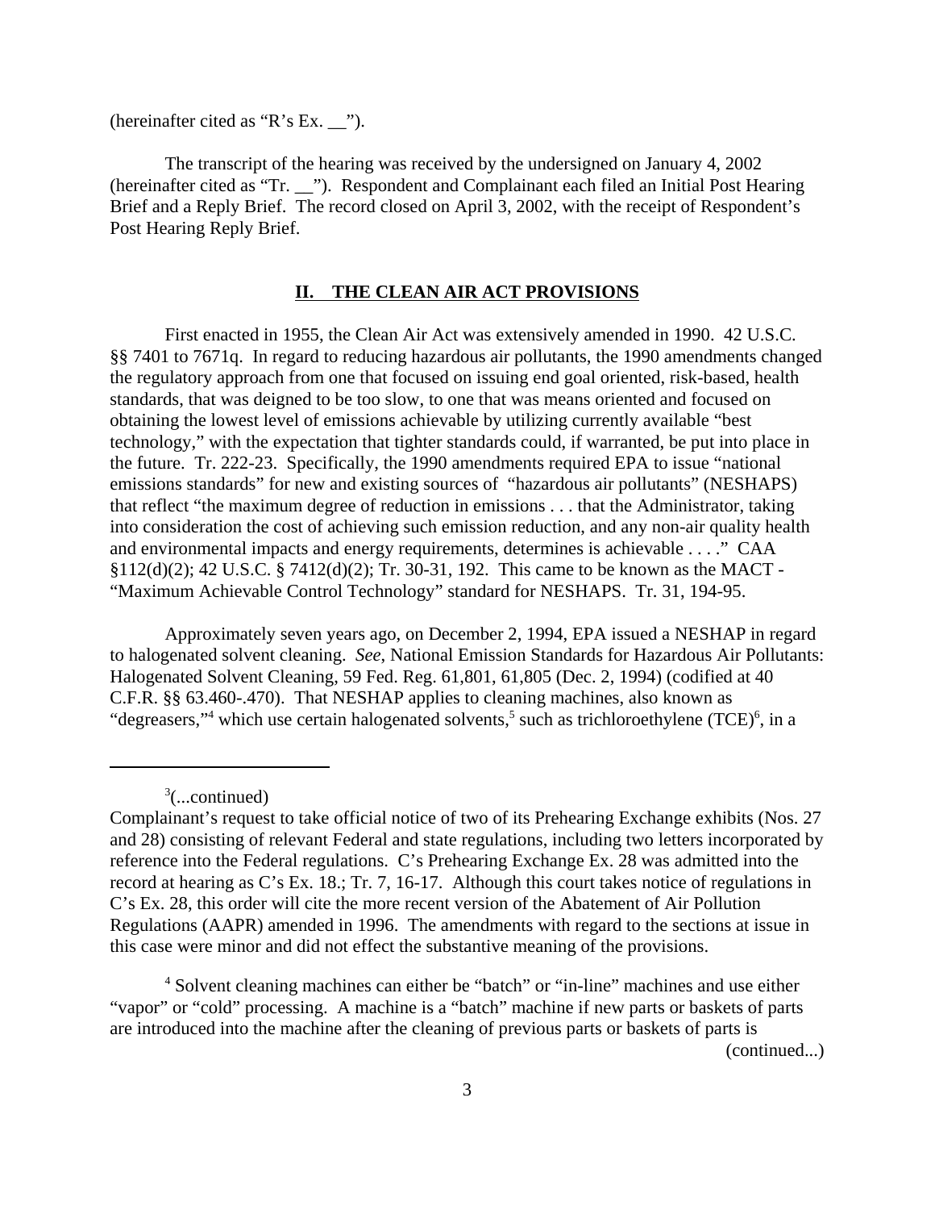(hereinafter cited as "R's Ex. __").

The transcript of the hearing was received by the undersigned on January 4, 2002 (hereinafter cited as "Tr. __"). Respondent and Complainant each filed an Initial Post Hearing Brief and a Reply Brief. The record closed on April 3, 2002, with the receipt of Respondent's Post Hearing Reply Brief.

## II. THE CLEAN AIR ACT PROVISIONS

First enacted in 1955, the Clean Air Act was extensively amended in 1990. 42 U.S.C. §§ 7401 to 7671q. In regard to reducing hazardous air pollutants, the 1990 amendments changed the regulatory approach from one that focused on issuing end goal oriented, risk-based, health standards, that was deigned to be too slow, to one that was means oriented and focused on obtaining the lowest level of emissions achievable by utilizing currently available "best technology," with the expectation that tighter standards could, if warranted, be put into place in the future. Tr. 222-23. Specifically, the 1990 amendments required EPA to issue "national emissions standards" for new and existing sources of "hazardous air pollutants" (NESHAPS) that reflect "the maximum degree of reduction in emissions . . . that the Administrator, taking into consideration the cost of achieving such emission reduction, and any non-air quality health and environmental impacts and energy requirements, determines is achievable . . . ." CAA §112(d)(2); 42 U.S.C. § 7412(d)(2); Tr. 30-31, 192. This came to be known as the MACT - "Maximum Achievable Control Technology" standard for NESHAPS. Tr. 31, 194-95.

Approximately seven years ago, on December 2, 1994, EPA issued a NESHAP in regard to halogenated solvent cleaning. *See*, National Emission Standards for Hazardous Air Pollutants: Halogenated Solvent Cleaning, 59 Fed. Reg. 61,801, 61,805 (Dec. 2, 1994) (codified at 40 C.F.R. §§ 63.460-.470). That NESHAP applies to cleaning machines, also known as "degreasers,"[4] which use certain halogenated solvents,[5] such as trichloroethylene (TCE)[6], in a

---

[3](...continued)
Complainant's request to take official notice of two of its Prehearing Exchange exhibits (Nos. 27 and 28) consisting of relevant Federal and state regulations, including two letters incorporated by reference into the Federal regulations. C's Prehearing Exchange Ex. 28 was admitted into the record at hearing as C's Ex. 18.; Tr. 7, 16-17. Although this court takes notice of regulations in C's Ex. 28, this order will cite the more recent version of the Abatement of Air Pollution Regulations (AAPR) amended in 1996. The amendments with regard to the sections at issue in this case were minor and did not effect the substantive meaning of the provisions.

[4] Solvent cleaning machines can either be "batch" or "in-line" machines and use either "vapor" or "cold" processing. A machine is a "batch" machine if new parts or baskets of parts are introduced into the machine after the cleaning of previous parts or baskets of parts is (continued...)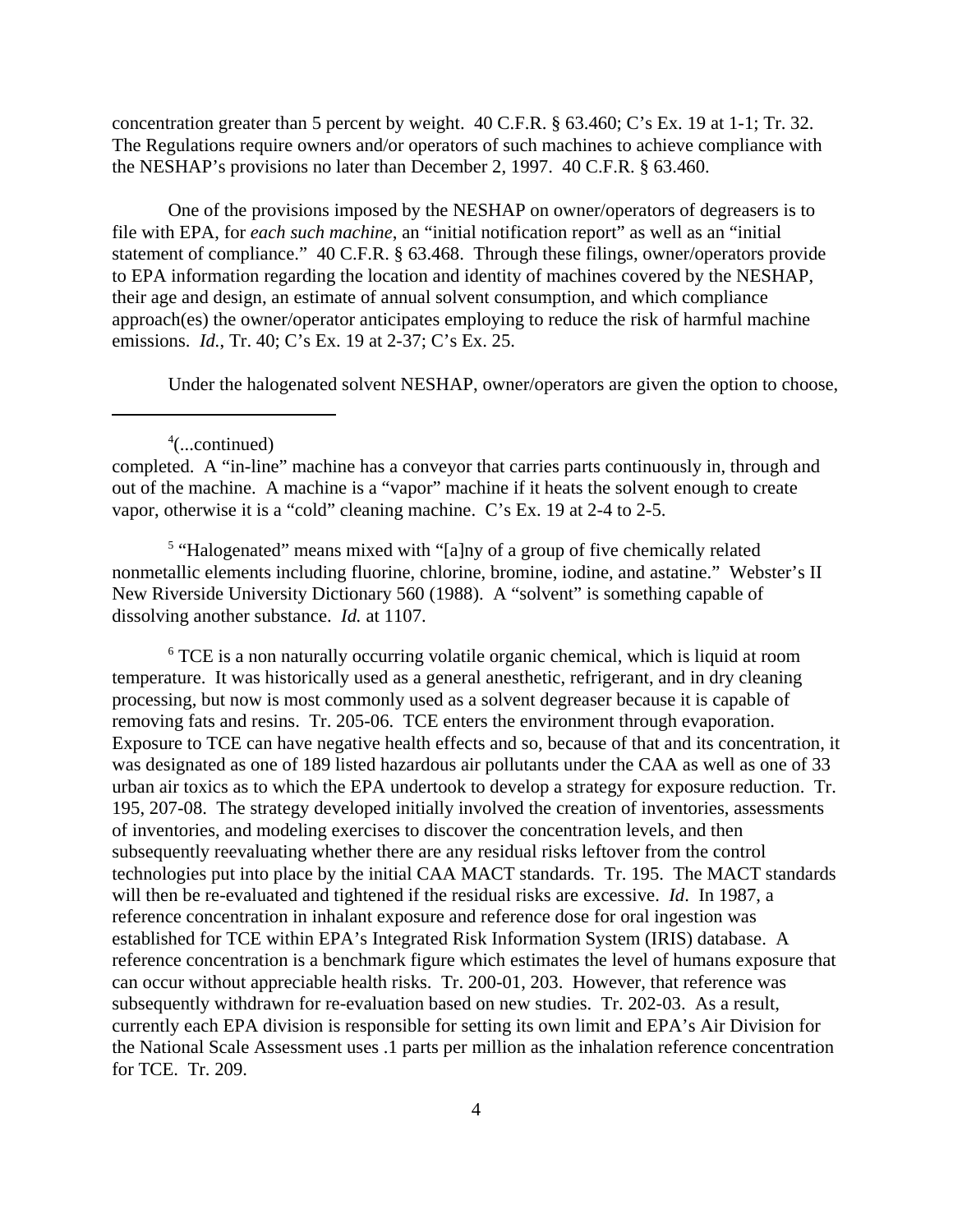concentration greater than 5 percent by weight. 40 C.F.R. § 63.460; C's Ex. 19 at 1-1; Tr. 32. The Regulations require owners and/or operators of such machines to achieve compliance with the NESHAP's provisions no later than December 2, 1997. 40 C.F.R. § 63.460.

One of the provisions imposed by the NESHAP on owner/operators of degreasers is to file with EPA, for *each such machine*, an "initial notification report" as well as an "initial statement of compliance." 40 C.F.R. § 63.468. Through these filings, owner/operators provide to EPA information regarding the location and identity of machines covered by the NESHAP, their age and design, an estimate of annual solvent consumption, and which compliance approach(es) the owner/operator anticipates employing to reduce the risk of harmful machine emissions. *Id.*, Tr. 40; C's Ex. 19 at 2-37; C's Ex. 25.

Under the halogenated solvent NESHAP, owner/operators are given the option to choose,

---

[4](...continued)
completed. A "in-line" machine has a conveyor that carries parts continuously in, through and out of the machine. A machine is a "vapor" machine if it heats the solvent enough to create vapor, otherwise it is a "cold" cleaning machine. C's Ex. 19 at 2-4 to 2-5.

[5] "Halogenated" means mixed with "[a]ny of a group of five chemically related nonmetallic elements including fluorine, chlorine, bromine, iodine, and astatine." Webster's II New Riverside University Dictionary 560 (1988). A "solvent" is something capable of dissolving another substance. *Id.* at 1107.

[6] TCE is a non naturally occurring volatile organic chemical, which is liquid at room temperature. It was historically used as a general anesthetic, refrigerant, and in dry cleaning processing, but now is most commonly used as a solvent degreaser because it is capable of removing fats and resins. Tr. 205-06. TCE enters the environment through evaporation. Exposure to TCE can have negative health effects and so, because of that and its concentration, it was designated as one of 189 listed hazardous air pollutants under the CAA as well as one of 33 urban air toxics as to which the EPA undertook to develop a strategy for exposure reduction. Tr. 195, 207-08. The strategy developed initially involved the creation of inventories, assessments of inventories, and modeling exercises to discover the concentration levels, and then subsequently reevaluating whether there are any residual risks leftover from the control technologies put into place by the initial CAA MACT standards. Tr. 195. The MACT standards will then be re-evaluated and tightened if the residual risks are excessive. *Id*. In 1987, a reference concentration in inhalant exposure and reference dose for oral ingestion was established for TCE within EPA's Integrated Risk Information System (IRIS) database. A reference concentration is a benchmark figure which estimates the level of humans exposure that can occur without appreciable health risks. Tr. 200-01, 203. However, that reference was subsequently withdrawn for re-evaluation based on new studies. Tr. 202-03. As a result, currently each EPA division is responsible for setting its own limit and EPA's Air Division for the National Scale Assessment uses .1 parts per million as the inhalation reference concentration for TCE. Tr. 209.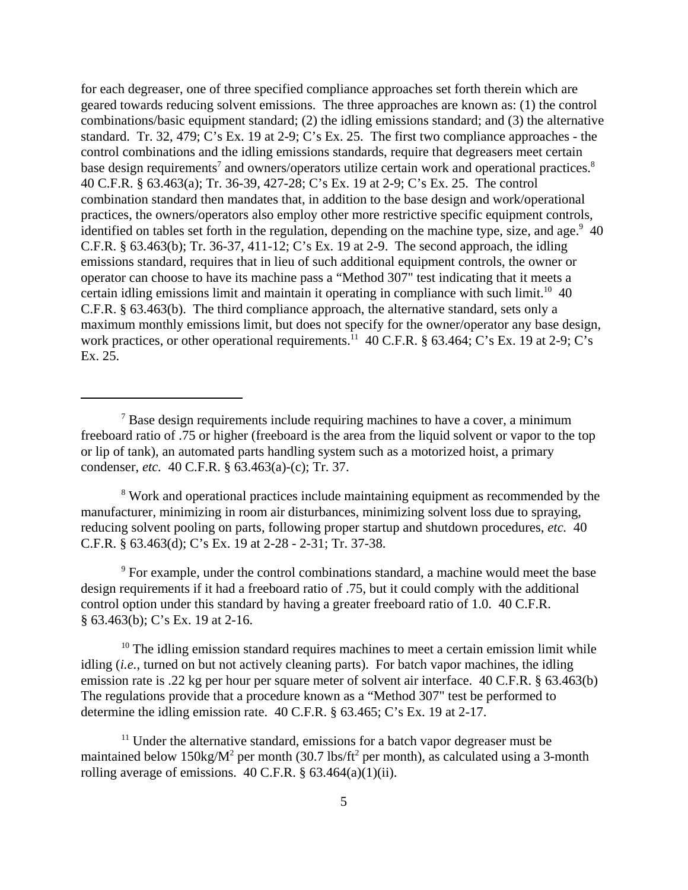for each degreaser, one of three specified compliance approaches set forth therein which are geared towards reducing solvent emissions. The three approaches are known as: (1) the control combinations/basic equipment standard; (2) the idling emissions standard; and (3) the alternative standard. Tr. 32, 479; C's Ex. 19 at 2-9; C's Ex. 25. The first two compliance approaches - the control combinations and the idling emissions standards, require that degreasers meet certain base design requirements[7] and owners/operators utilize certain work and operational practices.[8] 40 C.F.R. § 63.463(a); Tr. 36-39, 427-28; C's Ex. 19 at 2-9; C's Ex. 25. The control combination standard then mandates that, in addition to the base design and work/operational practices, the owners/operators also employ other more restrictive specific equipment controls, identified on tables set forth in the regulation, depending on the machine type, size, and age.[9] 40 C.F.R. § 63.463(b); Tr. 36-37, 411-12; C's Ex. 19 at 2-9. The second approach, the idling emissions standard, requires that in lieu of such additional equipment controls, the owner or operator can choose to have its machine pass a "Method 307" test indicating that it meets a certain idling emissions limit and maintain it operating in compliance with such limit.[10] 40 C.F.R. § 63.463(b). The third compliance approach, the alternative standard, sets only a maximum monthly emissions limit, but does not specify for the owner/operator any base design, work practices, or other operational requirements.[11] 40 C.F.R. § 63.464; C's Ex. 19 at 2-9; C's Ex. 25.

---

[7] Base design requirements include requiring machines to have a cover, a minimum freeboard ratio of .75 or higher (freeboard is the area from the liquid solvent or vapor to the top or lip of tank), an automated parts handling system such as a motorized hoist, a primary condenser, *etc.* 40 C.F.R. § 63.463(a)-(c); Tr. 37.

[8] Work and operational practices include maintaining equipment as recommended by the manufacturer, minimizing in room air disturbances, minimizing solvent loss due to spraying, reducing solvent pooling on parts, following proper startup and shutdown procedures, *etc.* 40 C.F.R. § 63.463(d); C's Ex. 19 at 2-28 - 2-31; Tr. 37-38.

[9] For example, under the control combinations standard, a machine would meet the base design requirements if it had a freeboard ratio of .75, but it could comply with the additional control option under this standard by having a greater freeboard ratio of 1.0. 40 C.F.R. § 63.463(b); C's Ex. 19 at 2-16.

[10] The idling emission standard requires machines to meet a certain emission limit while idling (*i.e.*, turned on but not actively cleaning parts). For batch vapor machines, the idling emission rate is .22 kg per hour per square meter of solvent air interface. 40 C.F.R. § 63.463(b) The regulations provide that a procedure known as a "Method 307" test be performed to determine the idling emission rate. 40 C.F.R. § 63.465; C's Ex. 19 at 2-17.

[11] Under the alternative standard, emissions for a batch vapor degreaser must be maintained below $150 kg/M^2$ per month ($30.7 lbs/ft^2$ per month), as calculated using a 3-month rolling average of emissions. 40 C.F.R. § 63.464(a)(1)(ii).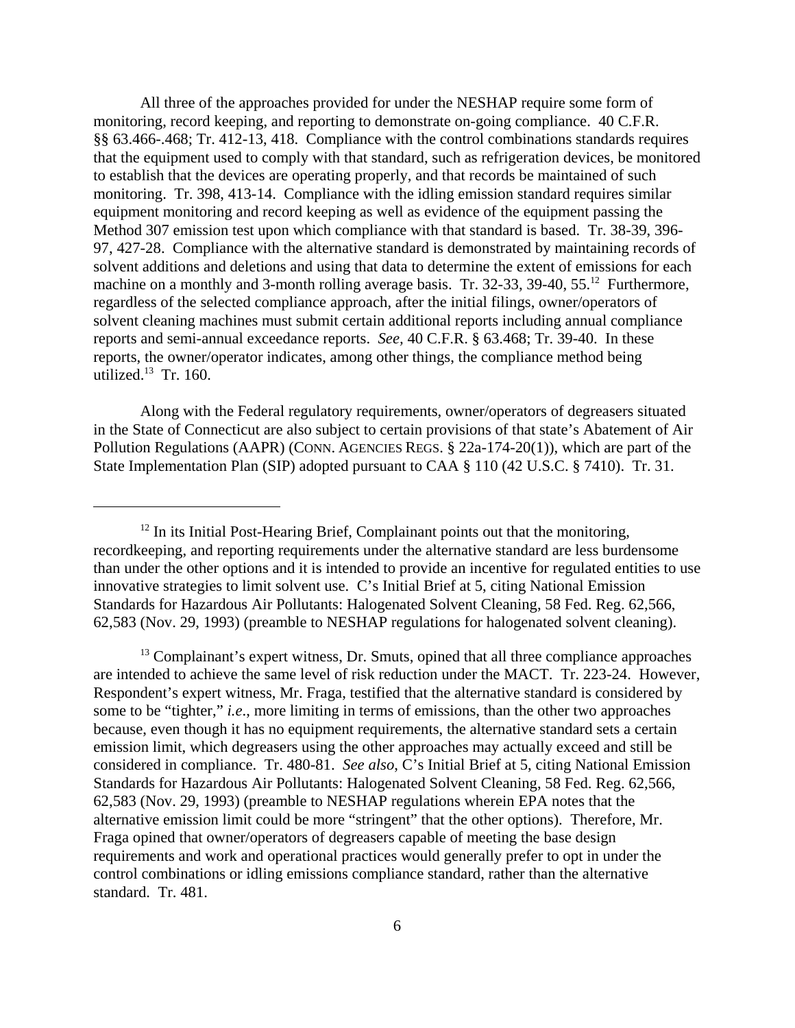All three of the approaches provided for under the NESHAP require some form of monitoring, record keeping, and reporting to demonstrate on-going compliance. 40 C.F.R. §§ 63.466-.468; Tr. 412-13, 418. Compliance with the control combinations standards requires that the equipment used to comply with that standard, such as refrigeration devices, be monitored to establish that the devices are operating properly, and that records be maintained of such monitoring. Tr. 398, 413-14. Compliance with the idling emission standard requires similar equipment monitoring and record keeping as well as evidence of the equipment passing the Method 307 emission test upon which compliance with that standard is based. Tr. 38-39, 396-97, 427-28. Compliance with the alternative standard is demonstrated by maintaining records of solvent additions and deletions and using that data to determine the extent of emissions for each machine on a monthly and 3-month rolling average basis. Tr. 32-33, 39-40, 55.[12] Furthermore, regardless of the selected compliance approach, after the initial filings, owner/operators of solvent cleaning machines must submit certain additional reports including annual compliance reports and semi-annual exceedance reports. *See,* 40 C.F.R. § 63.468; Tr. 39-40. In these reports, the owner/operator indicates, among other things, the compliance method being utilized.[13] Tr. 160.

Along with the Federal regulatory requirements, owner/operators of degreasers situated in the State of Connecticut are also subject to certain provisions of that state's Abatement of Air Pollution Regulations (AAPR) (CONN. AGENCIES REGS. § 22a-174-20(1)), which are part of the State Implementation Plan (SIP) adopted pursuant to CAA § 110 (42 U.S.C. § 7410). Tr. 31.

---

[12] In its Initial Post-Hearing Brief, Complainant points out that the monitoring, recordkeeping, and reporting requirements under the alternative standard are less burdensome than under the other options and it is intended to provide an incentive for regulated entities to use innovative strategies to limit solvent use. C's Initial Brief at 5, citing National Emission Standards for Hazardous Air Pollutants: Halogenated Solvent Cleaning, 58 Fed. Reg. 62,566, 62,583 (Nov. 29, 1993) (preamble to NESHAP regulations for halogenated solvent cleaning).

[13] Complainant's expert witness, Dr. Smuts, opined that all three compliance approaches are intended to achieve the same level of risk reduction under the MACT. Tr. 223-24. However, Respondent's expert witness, Mr. Fraga, testified that the alternative standard is considered by some to be "tighter," *i.e.*, more limiting in terms of emissions, than the other two approaches because, even though it has no equipment requirements, the alternative standard sets a certain emission limit, which degreasers using the other approaches may actually exceed and still be considered in compliance. Tr. 480-81. *See also*, C's Initial Brief at 5, citing National Emission Standards for Hazardous Air Pollutants: Halogenated Solvent Cleaning, 58 Fed. Reg. 62,566, 62,583 (Nov. 29, 1993) (preamble to NESHAP regulations wherein EPA notes that the alternative emission limit could be more "stringent" that the other options). Therefore, Mr. Fraga opined that owner/operators of degreasers capable of meeting the base design requirements and work and operational practices would generally prefer to opt in under the control combinations or idling emissions compliance standard, rather than the alternative standard. Tr. 481.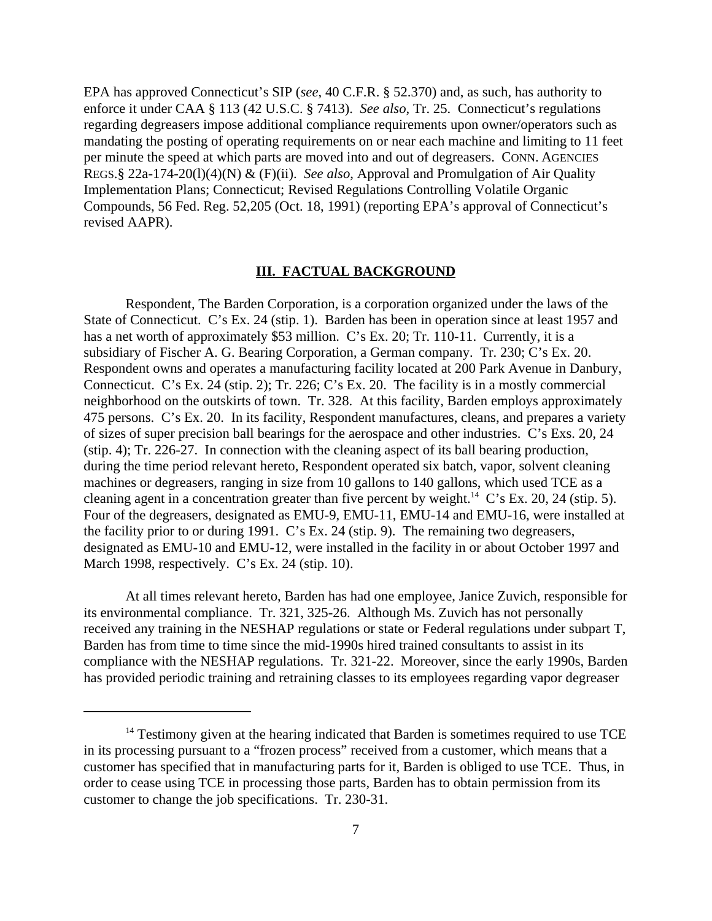EPA has approved Connecticut's SIP (*see*, 40 C.F.R. § 52.370) and, as such, has authority to enforce it under CAA § 113 (42 U.S.C. § 7413). *See also*, Tr. 25. Connecticut's regulations regarding degreasers impose additional compliance requirements upon owner/operators such as mandating the posting of operating requirements on or near each machine and limiting to 11 feet per minute the speed at which parts are moved into and out of degreasers. CONN. AGENCIES REGS.§ 22a-174-20(l)(4)(N) & (F)(ii). *See also*, Approval and Promulgation of Air Quality Implementation Plans; Connecticut; Revised Regulations Controlling Volatile Organic Compounds, 56 Fed. Reg. 52,205 (Oct. 18, 1991) (reporting EPA's approval of Connecticut's revised AAPR).

## III. FACTUAL BACKGROUND

Respondent, The Barden Corporation, is a corporation organized under the laws of the State of Connecticut. C's Ex. 24 (stip. 1). Barden has been in operation since at least 1957 and has a net worth of approximately $53 million. C's Ex. 20; Tr. 110-11. Currently, it is a subsidiary of Fischer A. G. Bearing Corporation, a German company. Tr. 230; C's Ex. 20. Respondent owns and operates a manufacturing facility located at 200 Park Avenue in Danbury, Connecticut. C's Ex. 24 (stip. 2); Tr. 226; C's Ex. 20. The facility is in a mostly commercial neighborhood on the outskirts of town. Tr. 328. At this facility, Barden employs approximately 475 persons. C's Ex. 20. In its facility, Respondent manufactures, cleans, and prepares a variety of sizes of super precision ball bearings for the aerospace and other industries. C's Exs. 20, 24 (stip. 4); Tr. 226-27. In connection with the cleaning aspect of its ball bearing production, during the time period relevant hereto, Respondent operated six batch, vapor, solvent cleaning machines or degreasers, ranging in size from 10 gallons to 140 gallons, which used TCE as a cleaning agent in a concentration greater than five percent by weight.[14] C's Ex. 20, 24 (stip. 5). Four of the degreasers, designated as EMU-9, EMU-11, EMU-14 and EMU-16, were installed at the facility prior to or during 1991. C's Ex. 24 (stip. 9). The remaining two degreasers, designated as EMU-10 and EMU-12, were installed in the facility in or about October 1997 and March 1998, respectively. C's Ex. 24 (stip. 10).

At all times relevant hereto, Barden has had one employee, Janice Zuvich, responsible for its environmental compliance. Tr. 321, 325-26. Although Ms. Zuvich has not personally received any training in the NESHAP regulations or state or Federal regulations under subpart T, Barden has from time to time since the mid-1990s hired trained consultants to assist in its compliance with the NESHAP regulations. Tr. 321-22. Moreover, since the early 1990s, Barden has provided periodic training and retraining classes to its employees regarding vapor degreaser

[14] Testimony given at the hearing indicated that Barden is sometimes required to use TCE in its processing pursuant to a "frozen process" received from a customer, which means that a customer has specified that in manufacturing parts for it, Barden is obliged to use TCE. Thus, in order to cease using TCE in processing those parts, Barden has to obtain permission from its customer to change the job specifications. Tr. 230-31.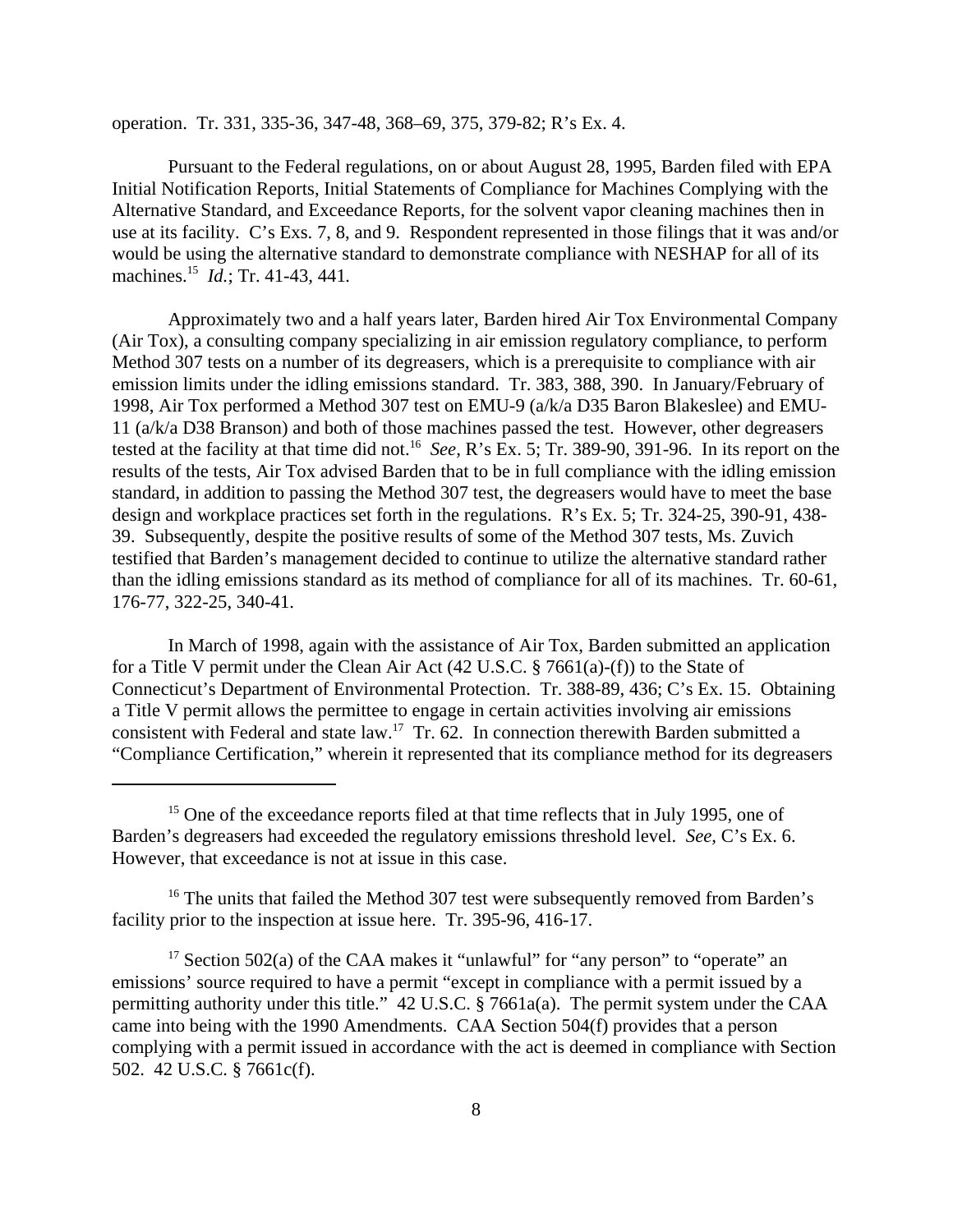operation. Tr. 331, 335-36, 347-48, 368–69, 375, 379-82; R's Ex. 4.

Pursuant to the Federal regulations, on or about August 28, 1995, Barden filed with EPA Initial Notification Reports, Initial Statements of Compliance for Machines Complying with the Alternative Standard, and Exceedance Reports, for the solvent vapor cleaning machines then in use at its facility. C's Exs. 7, 8, and 9. Respondent represented in those filings that it was and/or would be using the alternative standard to demonstrate compliance with NESHAP for all of its machines.[15] *Id.*; Tr. 41-43, 441.

Approximately two and a half years later, Barden hired Air Tox Environmental Company (Air Tox), a consulting company specializing in air emission regulatory compliance, to perform Method 307 tests on a number of its degreasers, which is a prerequisite to compliance with air emission limits under the idling emissions standard. Tr. 383, 388, 390. In January/February of 1998, Air Tox performed a Method 307 test on EMU-9 (a/k/a D35 Baron Blakeslee) and EMU-11 (a/k/a D38 Branson) and both of those machines passed the test. However, other degreasers tested at the facility at that time did not.[16] *See,* R's Ex. 5; Tr. 389-90, 391-96. In its report on the results of the tests, Air Tox advised Barden that to be in full compliance with the idling emission standard, in addition to passing the Method 307 test, the degreasers would have to meet the base design and workplace practices set forth in the regulations. R's Ex. 5; Tr. 324-25, 390-91, 438-39. Subsequently, despite the positive results of some of the Method 307 tests, Ms. Zuvich testified that Barden's management decided to continue to utilize the alternative standard rather than the idling emissions standard as its method of compliance for all of its machines. Tr. 60-61, 176-77, 322-25, 340-41.

In March of 1998, again with the assistance of Air Tox, Barden submitted an application for a Title V permit under the Clean Air Act (42 U.S.C. § 7661(a)-(f)) to the State of Connecticut's Department of Environmental Protection. Tr. 388-89, 436; C's Ex. 15. Obtaining a Title V permit allows the permittee to engage in certain activities involving air emissions consistent with Federal and state law.[17] Tr. 62. In connection therewith Barden submitted a "Compliance Certification," wherein it represented that its compliance method for its degreasers

---

[15] One of the exceedance reports filed at that time reflects that in July 1995, one of Barden's degreasers had exceeded the regulatory emissions threshold level. *See,* C's Ex. 6. However, that exceedance is not at issue in this case.

[16] The units that failed the Method 307 test were subsequently removed from Barden's facility prior to the inspection at issue here. Tr. 395-96, 416-17.

[17] Section 502(a) of the CAA makes it "unlawful" for "any person" to "operate" an emissions' source required to have a permit "except in compliance with a permit issued by a permitting authority under this title." 42 U.S.C. § 7661a(a). The permit system under the CAA came into being with the 1990 Amendments. CAA Section 504(f) provides that a person complying with a permit issued in accordance with the act is deemed in compliance with Section 502. 42 U.S.C. § 7661c(f).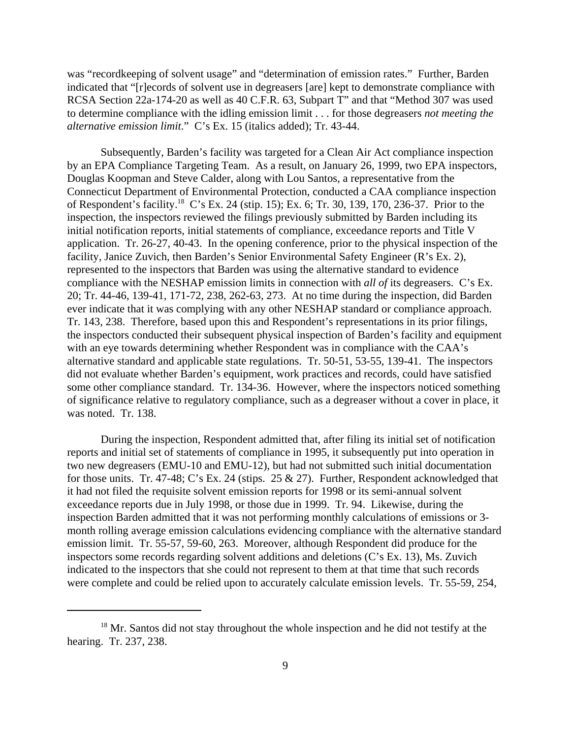was "recordkeeping of solvent usage" and "determination of emission rates." Further, Barden indicated that "[r]ecords of solvent use in degreasers [are] kept to demonstrate compliance with RCSA Section 22a-174-20 as well as 40 C.F.R. 63, Subpart T" and that "Method 307 was used to determine compliance with the idling emission limit . . . for those degreasers *not meeting the alternative emission limit*." C's Ex. 15 (italics added); Tr. 43-44.

Subsequently, Barden's facility was targeted for a Clean Air Act compliance inspection by an EPA Compliance Targeting Team. As a result, on January 26, 1999, two EPA inspectors, Douglas Koopman and Steve Calder, along with Lou Santos, a representative from the Connecticut Department of Environmental Protection, conducted a CAA compliance inspection of Respondent's facility.[18] C's Ex. 24 (stip. 15); Ex. 6; Tr. 30, 139, 170, 236-37. Prior to the inspection, the inspectors reviewed the filings previously submitted by Barden including its initial notification reports, initial statements of compliance, exceedance reports and Title V application. Tr. 26-27, 40-43. In the opening conference, prior to the physical inspection of the facility, Janice Zuvich, then Barden's Senior Environmental Safety Engineer (R's Ex. 2), represented to the inspectors that Barden was using the alternative standard to evidence compliance with the NESHAP emission limits in connection with *all of* its degreasers. C's Ex. 20; Tr. 44-46, 139-41, 171-72, 238, 262-63, 273. At no time during the inspection, did Barden ever indicate that it was complying with any other NESHAP standard or compliance approach. Tr. 143, 238. Therefore, based upon this and Respondent's representations in its prior filings, the inspectors conducted their subsequent physical inspection of Barden's facility and equipment with an eye towards determining whether Respondent was in compliance with the CAA's alternative standard and applicable state regulations. Tr. 50-51, 53-55, 139-41. The inspectors did not evaluate whether Barden's equipment, work practices and records, could have satisfied some other compliance standard. Tr. 134-36. However, where the inspectors noticed something of significance relative to regulatory compliance, such as a degreaser without a cover in place, it was noted. Tr. 138.

During the inspection, Respondent admitted that, after filing its initial set of notification reports and initial set of statements of compliance in 1995, it subsequently put into operation in two new degreasers (EMU-10 and EMU-12), but had not submitted such initial documentation for those units. Tr. 47-48; C's Ex. 24 (stips. 25 & 27). Further, Respondent acknowledged that it had not filed the requisite solvent emission reports for 1998 or its semi-annual solvent exceedance reports due in July 1998, or those due in 1999. Tr. 94. Likewise, during the inspection Barden admitted that it was not performing monthly calculations of emissions or 3-month rolling average emission calculations evidencing compliance with the alternative standard emission limit. Tr. 55-57, 59-60, 263. Moreover, although Respondent did produce for the inspectors some records regarding solvent additions and deletions (C's Ex. 13), Ms. Zuvich indicated to the inspectors that she could not represent to them at that time that such records were complete and could be relied upon to accurately calculate emission levels. Tr. 55-59, 254,

---

[18] Mr. Santos did not stay throughout the whole inspection and he did not testify at the hearing. Tr. 237, 238.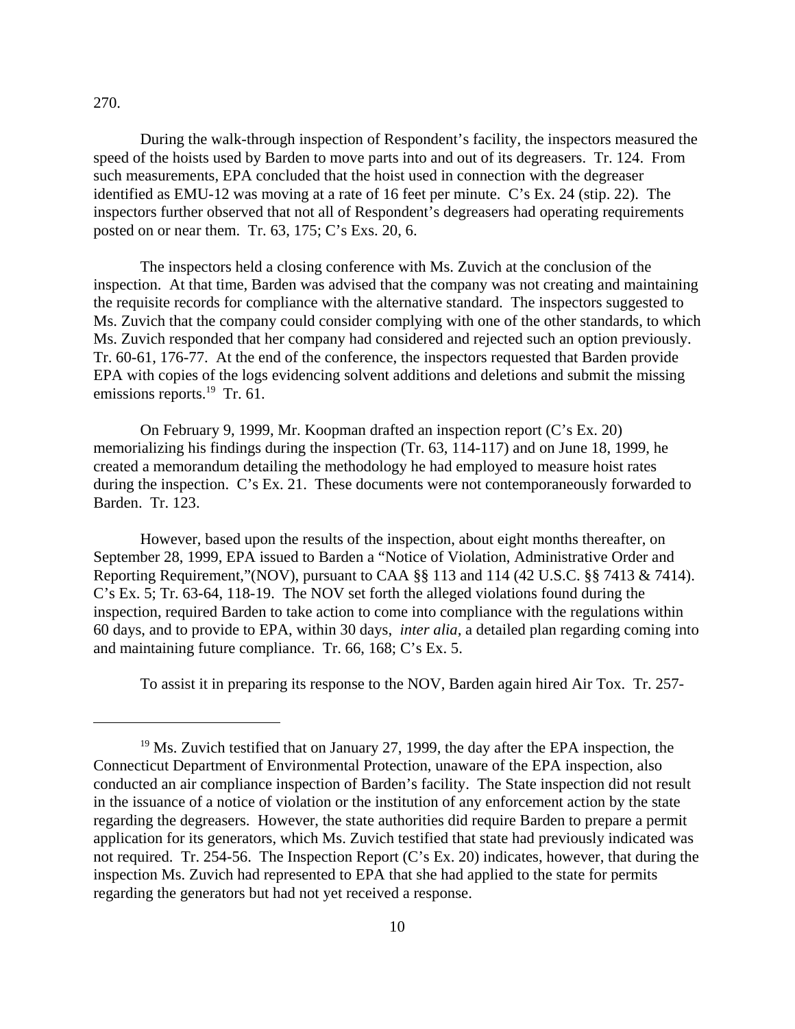270.

During the walk-through inspection of Respondent's facility, the inspectors measured the speed of the hoists used by Barden to move parts into and out of its degreasers. Tr. 124. From such measurements, EPA concluded that the hoist used in connection with the degreaser identified as EMU-12 was moving at a rate of 16 feet per minute. C's Ex. 24 (stip. 22). The inspectors further observed that not all of Respondent's degreasers had operating requirements posted on or near them. Tr. 63, 175; C's Exs. 20, 6.

The inspectors held a closing conference with Ms. Zuvich at the conclusion of the inspection. At that time, Barden was advised that the company was not creating and maintaining the requisite records for compliance with the alternative standard. The inspectors suggested to Ms. Zuvich that the company could consider complying with one of the other standards, to which Ms. Zuvich responded that her company had considered and rejected such an option previously. Tr. 60-61, 176-77. At the end of the conference, the inspectors requested that Barden provide EPA with copies of the logs evidencing solvent additions and deletions and submit the missing emissions reports.[19] Tr. 61.

On February 9, 1999, Mr. Koopman drafted an inspection report (C's Ex. 20) memorializing his findings during the inspection (Tr. 63, 114-117) and on June 18, 1999, he created a memorandum detailing the methodology he had employed to measure hoist rates during the inspection. C's Ex. 21. These documents were not contemporaneously forwarded to Barden. Tr. 123.

However, based upon the results of the inspection, about eight months thereafter, on September 28, 1999, EPA issued to Barden a "Notice of Violation, Administrative Order and Reporting Requirement,"(NOV), pursuant to CAA §§ 113 and 114 (42 U.S.C. §§ 7413 & 7414). C's Ex. 5; Tr. 63-64, 118-19. The NOV set forth the alleged violations found during the inspection, required Barden to take action to come into compliance with the regulations within 60 days, and to provide to EPA, within 30 days, *inter alia*, a detailed plan regarding coming into and maintaining future compliance. Tr. 66, 168; C's Ex. 5.

To assist it in preparing its response to the NOV, Barden again hired Air Tox. Tr. 257-

---

[19] Ms. Zuvich testified that on January 27, 1999, the day after the EPA inspection, the Connecticut Department of Environmental Protection, unaware of the EPA inspection, also conducted an air compliance inspection of Barden's facility. The State inspection did not result in the issuance of a notice of violation or the institution of any enforcement action by the state regarding the degreasers. However, the state authorities did require Barden to prepare a permit application for its generators, which Ms. Zuvich testified that state had previously indicated was not required. Tr. 254-56. The Inspection Report (C's Ex. 20) indicates, however, that during the inspection Ms. Zuvich had represented to EPA that she had applied to the state for permits regarding the generators but had not yet received a response.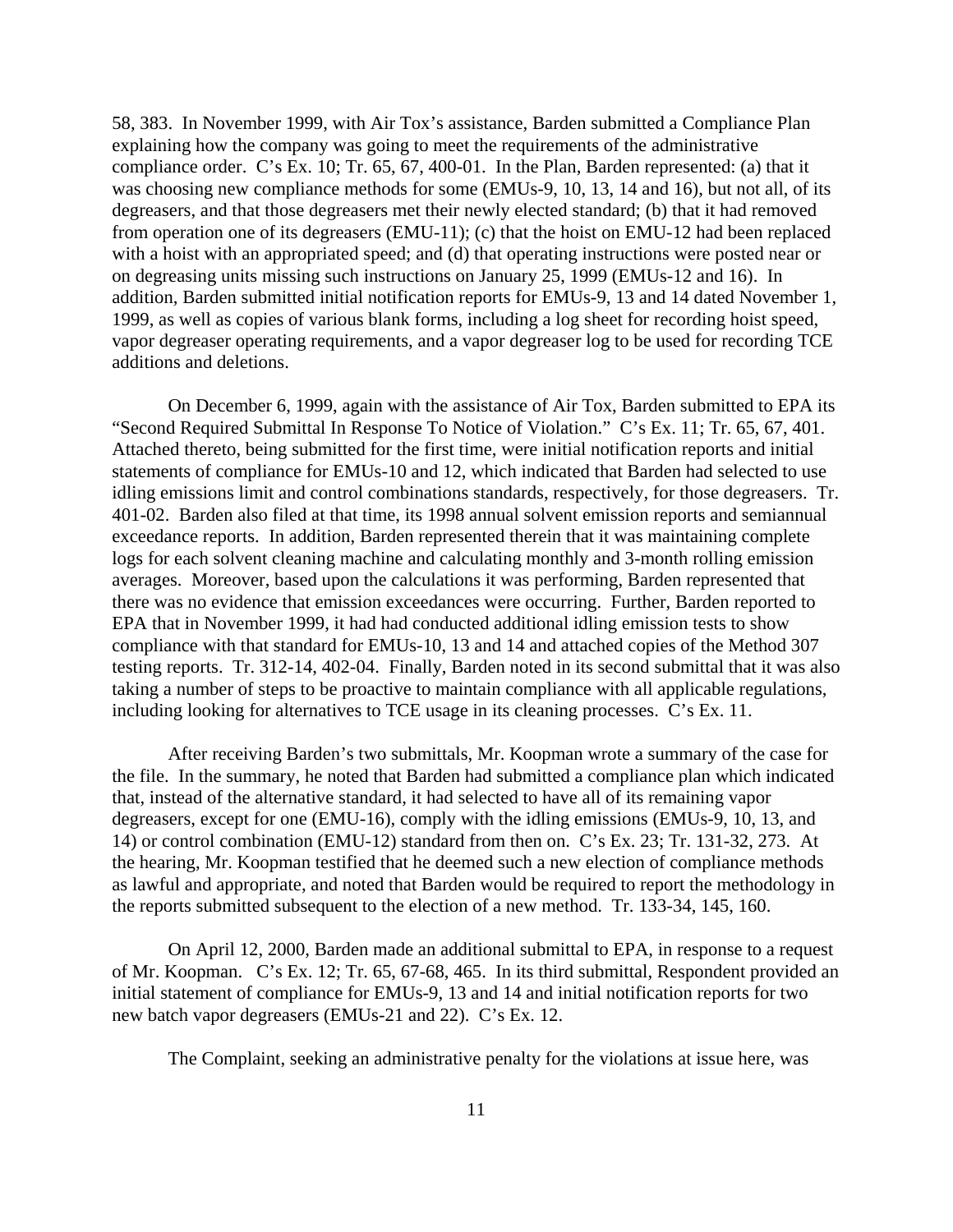58, 383. In November 1999, with Air Tox's assistance, Barden submitted a Compliance Plan explaining how the company was going to meet the requirements of the administrative compliance order. C's Ex. 10; Tr. 65, 67, 400-01. In the Plan, Barden represented: (a) that it was choosing new compliance methods for some (EMUs-9, 10, 13, 14 and 16), but not all, of its degreasers, and that those degreasers met their newly elected standard; (b) that it had removed from operation one of its degreasers (EMU-11); (c) that the hoist on EMU-12 had been replaced with a hoist with an appropriated speed; and (d) that operating instructions were posted near or on degreasing units missing such instructions on January 25, 1999 (EMUs-12 and 16). In addition, Barden submitted initial notification reports for EMUs-9, 13 and 14 dated November 1, 1999, as well as copies of various blank forms, including a log sheet for recording hoist speed, vapor degreaser operating requirements, and a vapor degreaser log to be used for recording TCE additions and deletions.

On December 6, 1999, again with the assistance of Air Tox, Barden submitted to EPA its "Second Required Submittal In Response To Notice of Violation." C's Ex. 11; Tr. 65, 67, 401. Attached thereto, being submitted for the first time, were initial notification reports and initial statements of compliance for EMUs-10 and 12, which indicated that Barden had selected to use idling emissions limit and control combinations standards, respectively, for those degreasers. Tr. 401-02. Barden also filed at that time, its 1998 annual solvent emission reports and semiannual exceedance reports. In addition, Barden represented therein that it was maintaining complete logs for each solvent cleaning machine and calculating monthly and 3-month rolling emission averages. Moreover, based upon the calculations it was performing, Barden represented that there was no evidence that emission exceedances were occurring. Further, Barden reported to EPA that in November 1999, it had had conducted additional idling emission tests to show compliance with that standard for EMUs-10, 13 and 14 and attached copies of the Method 307 testing reports. Tr. 312-14, 402-04. Finally, Barden noted in its second submittal that it was also taking a number of steps to be proactive to maintain compliance with all applicable regulations, including looking for alternatives to TCE usage in its cleaning processes. C's Ex. 11.

After receiving Barden's two submittals, Mr. Koopman wrote a summary of the case for the file. In the summary, he noted that Barden had submitted a compliance plan which indicated that, instead of the alternative standard, it had selected to have all of its remaining vapor degreasers, except for one (EMU-16), comply with the idling emissions (EMUs-9, 10, 13, and 14) or control combination (EMU-12) standard from then on. C's Ex. 23; Tr. 131-32, 273. At the hearing, Mr. Koopman testified that he deemed such a new election of compliance methods as lawful and appropriate, and noted that Barden would be required to report the methodology in the reports submitted subsequent to the election of a new method. Tr. 133-34, 145, 160.

On April 12, 2000, Barden made an additional submittal to EPA, in response to a request of Mr. Koopman. C's Ex. 12; Tr. 65, 67-68, 465. In its third submittal, Respondent provided an initial statement of compliance for EMUs-9, 13 and 14 and initial notification reports for two new batch vapor degreasers (EMUs-21 and 22). C's Ex. 12.

The Complaint, seeking an administrative penalty for the violations at issue here, was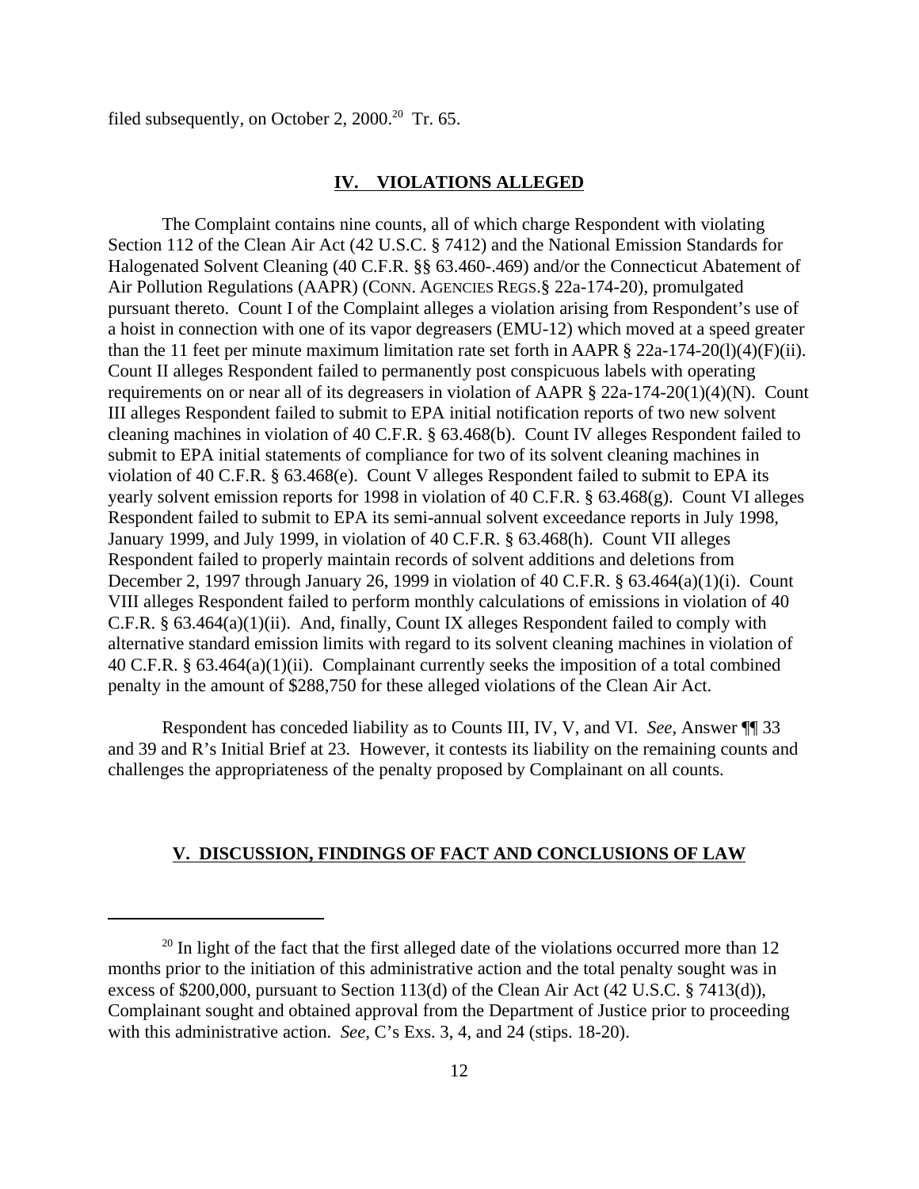filed subsequently, on October 2, 2000.[20] Tr. 65.

## IV. VIOLATIONS ALLEGED

The Complaint contains nine counts, all of which charge Respondent with violating Section 112 of the Clean Air Act (42 U.S.C. § 7412) and the National Emission Standards for Halogenated Solvent Cleaning (40 C.F.R. §§ 63.460-.469) and/or the Connecticut Abatement of Air Pollution Regulations (AAPR) (CONN. AGENCIES REGS.§ 22a-174-20), promulgated pursuant thereto. Count I of the Complaint alleges a violation arising from Respondent's use of a hoist in connection with one of its vapor degreasers (EMU-12) which moved at a speed greater than the 11 feet per minute maximum limitation rate set forth in AAPR § 22a-174-20(l)(4)(F)(ii). Count II alleges Respondent failed to permanently post conspicuous labels with operating requirements on or near all of its degreasers in violation of AAPR § 22a-174-20(1)(4)(N). Count III alleges Respondent failed to submit to EPA initial notification reports of two new solvent cleaning machines in violation of 40 C.F.R. § 63.468(b). Count IV alleges Respondent failed to submit to EPA initial statements of compliance for two of its solvent cleaning machines in violation of 40 C.F.R. § 63.468(e). Count V alleges Respondent failed to submit to EPA its yearly solvent emission reports for 1998 in violation of 40 C.F.R. § 63.468(g). Count VI alleges Respondent failed to submit to EPA its semi-annual solvent exceedance reports in July 1998, January 1999, and July 1999, in violation of 40 C.F.R. § 63.468(h). Count VII alleges Respondent failed to properly maintain records of solvent additions and deletions from December 2, 1997 through January 26, 1999 in violation of 40 C.F.R. § 63.464(a)(1)(i). Count VIII alleges Respondent failed to perform monthly calculations of emissions in violation of 40 C.F.R. § 63.464(a)(1)(ii). And, finally, Count IX alleges Respondent failed to comply with alternative standard emission limits with regard to its solvent cleaning machines in violation of 40 C.F.R. § 63.464(a)(1)(ii). Complainant currently seeks the imposition of a total combined penalty in the amount of $288,750 for these alleged violations of the Clean Air Act.

Respondent has conceded liability as to Counts III, IV, V, and VI. *See*, Answer ¶¶ 33 and 39 and R's Initial Brief at 23. However, it contests its liability on the remaining counts and challenges the appropriateness of the penalty proposed by Complainant on all counts.

## V. DISCUSSION, FINDINGS OF FACT AND CONCLUSIONS OF LAW

[20] In light of the fact that the first alleged date of the violations occurred more than 12 months prior to the initiation of this administrative action and the total penalty sought was in excess of $200,000, pursuant to Section 113(d) of the Clean Air Act (42 U.S.C. § 7413(d)), Complainant sought and obtained approval from the Department of Justice prior to proceeding with this administrative action. *See*, C's Exs. 3, 4, and 24 (stips. 18-20).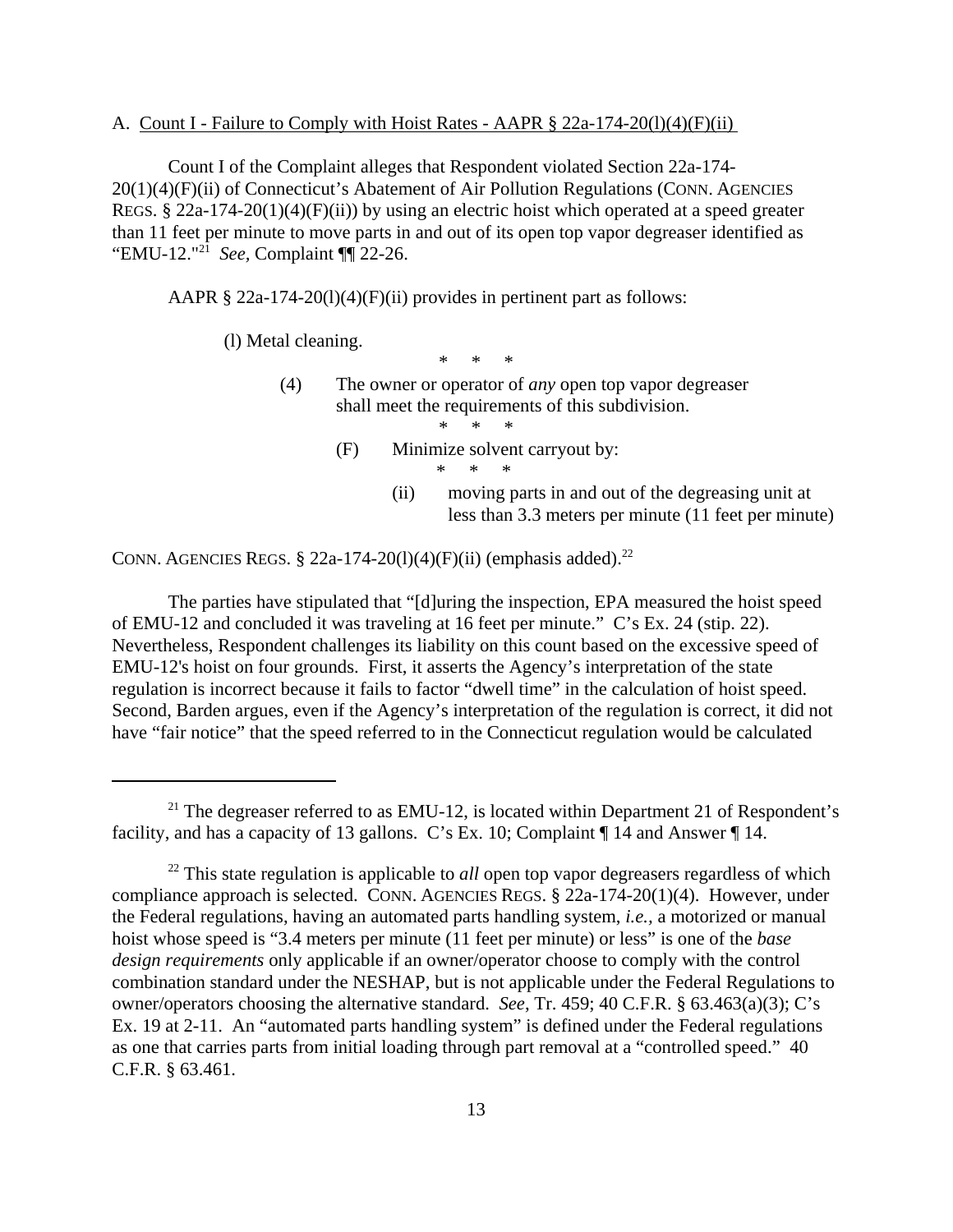A. Count I - Failure to Comply with Hoist Rates - AAPR § 22a-174-20(l)(4)(F)(ii)

Count I of the Complaint alleges that Respondent violated Section 22a-174-20(1)(4)(F)(ii) of Connecticut's Abatement of Air Pollution Regulations (CONN. AGENCIES REGS. § 22a-174-20(1)(4)(F)(ii)) by using an electric hoist which operated at a speed greater than 11 feet per minute to move parts in and out of its open top vapor degreaser identified as "EMU-12."[21] *See*, Complaint ¶¶ 22-26.

AAPR § 22a-174-20(l)(4)(F)(ii) provides in pertinent part as follows:

> (l) Metal cleaning.
>
> \* \* \*
>
> (4) The owner or operator of *any* open top vapor degreaser shall meet the requirements of this subdivision.
>
> \* \* \*
>
> (F) Minimize solvent carryout by:
>
> \* \* \*
>
> (ii) moving parts in and out of the degreasing unit at less than 3.3 meters per minute (11 feet per minute)

CONN. AGENCIES REGS. § 22a-174-20(l)(4)(F)(ii) (emphasis added).[22]

The parties have stipulated that "[d]uring the inspection, EPA measured the hoist speed of EMU-12 and concluded it was traveling at 16 feet per minute." C's Ex. 24 (stip. 22). Nevertheless, Respondent challenges its liability on this count based on the excessive speed of EMU-12's hoist on four grounds. First, it asserts the Agency's interpretation of the state regulation is incorrect because it fails to factor "dwell time" in the calculation of hoist speed. Second, Barden argues, even if the Agency's interpretation of the regulation is correct, it did not have "fair notice" that the speed referred to in the Connecticut regulation would be calculated

---

[21] The degreaser referred to as EMU-12, is located within Department 21 of Respondent's facility, and has a capacity of 13 gallons. C's Ex. 10; Complaint ¶ 14 and Answer ¶ 14.

[22] This state regulation is applicable to *all* open top vapor degreasers regardless of which compliance approach is selected. CONN. AGENCIES REGS. § 22a-174-20(1)(4). However, under the Federal regulations, having an automated parts handling system, *i.e.*, a motorized or manual hoist whose speed is "3.4 meters per minute (11 feet per minute) or less" is one of the *base design requirements* only applicable if an owner/operator choose to comply with the control combination standard under the NESHAP, but is not applicable under the Federal Regulations to owner/operators choosing the alternative standard. *See*, Tr. 459; 40 C.F.R. § 63.463(a)(3); C's Ex. 19 at 2-11. An "automated parts handling system" is defined under the Federal regulations as one that carries parts from initial loading through part removal at a "controlled speed." 40 C.F.R. § 63.461.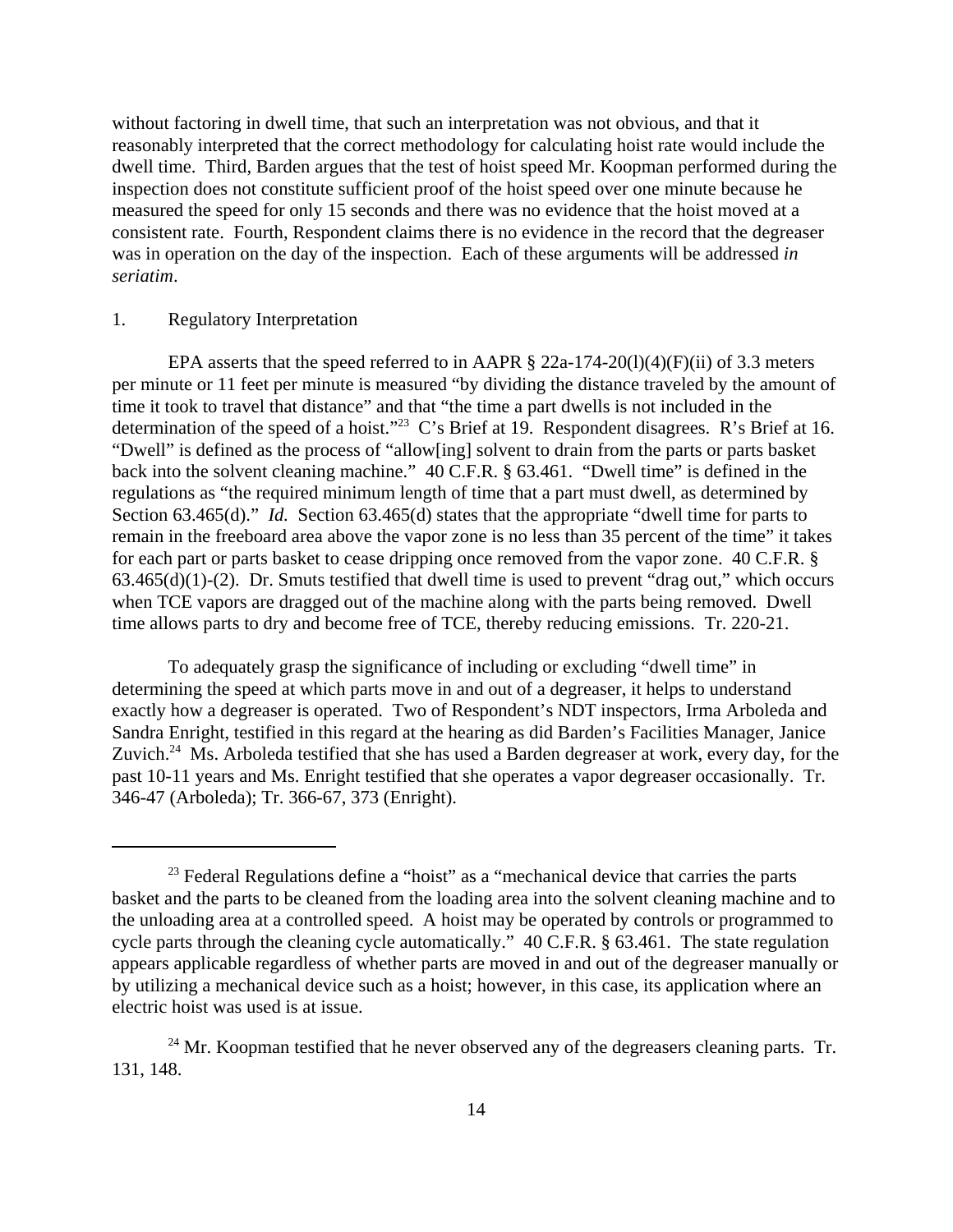without factoring in dwell time, that such an interpretation was not obvious, and that it reasonably interpreted that the correct methodology for calculating hoist rate would include the dwell time. Third, Barden argues that the test of hoist speed Mr. Koopman performed during the inspection does not constitute sufficient proof of the hoist speed over one minute because he measured the speed for only 15 seconds and there was no evidence that the hoist moved at a consistent rate. Fourth, Respondent claims there is no evidence in the record that the degreaser was in operation on the day of the inspection. Each of these arguments will be addressed *in seriatim*.

1. Regulatory Interpretation

EPA asserts that the speed referred to in AAPR § 22a-174-20(l)(4)(F)(ii) of 3.3 meters per minute or 11 feet per minute is measured "by dividing the distance traveled by the amount of time it took to travel that distance" and that "the time a part dwells is not included in the determination of the speed of a hoist."[23] C's Brief at 19. Respondent disagrees. R's Brief at 16. "Dwell" is defined as the process of "allow[ing] solvent to drain from the parts or parts basket back into the solvent cleaning machine." 40 C.F.R. § 63.461. "Dwell time" is defined in the regulations as "the required minimum length of time that a part must dwell, as determined by Section 63.465(d)." *Id.* Section 63.465(d) states that the appropriate "dwell time for parts to remain in the freeboard area above the vapor zone is no less than 35 percent of the time" it takes for each part or parts basket to cease dripping once removed from the vapor zone. 40 C.F.R. § 63.465(d)(1)-(2). Dr. Smuts testified that dwell time is used to prevent "drag out," which occurs when TCE vapors are dragged out of the machine along with the parts being removed. Dwell time allows parts to dry and become free of TCE, thereby reducing emissions. Tr. 220-21.

To adequately grasp the significance of including or excluding "dwell time" in determining the speed at which parts move in and out of a degreaser, it helps to understand exactly how a degreaser is operated. Two of Respondent's NDT inspectors, Irma Arboleda and Sandra Enright, testified in this regard at the hearing as did Barden's Facilities Manager, Janice Zuvich.[24] Ms. Arboleda testified that she has used a Barden degreaser at work, every day, for the past 10-11 years and Ms. Enright testified that she operates a vapor degreaser occasionally. Tr. 346-47 (Arboleda); Tr. 366-67, 373 (Enright).

---

[23] Federal Regulations define a "hoist" as a "mechanical device that carries the parts basket and the parts to be cleaned from the loading area into the solvent cleaning machine and to the unloading area at a controlled speed. A hoist may be operated by controls or programmed to cycle parts through the cleaning cycle automatically." 40 C.F.R. § 63.461. The state regulation appears applicable regardless of whether parts are moved in and out of the degreaser manually or by utilizing a mechanical device such as a hoist; however, in this case, its application where an electric hoist was used is at issue.

[24] Mr. Koopman testified that he never observed any of the degreasers cleaning parts. Tr. 131, 148.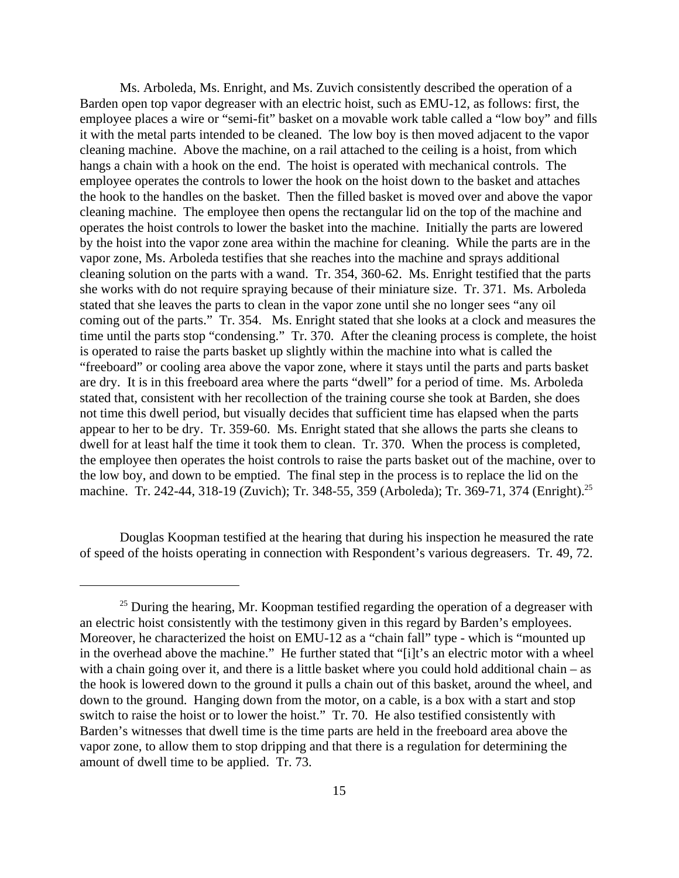Ms. Arboleda, Ms. Enright, and Ms. Zuvich consistently described the operation of a Barden open top vapor degreaser with an electric hoist, such as EMU-12, as follows: first, the employee places a wire or "semi-fit" basket on a movable work table called a "low boy" and fills it with the metal parts intended to be cleaned. The low boy is then moved adjacent to the vapor cleaning machine. Above the machine, on a rail attached to the ceiling is a hoist, from which hangs a chain with a hook on the end. The hoist is operated with mechanical controls. The employee operates the controls to lower the hook on the hoist down to the basket and attaches the hook to the handles on the basket. Then the filled basket is moved over and above the vapor cleaning machine. The employee then opens the rectangular lid on the top of the machine and operates the hoist controls to lower the basket into the machine. Initially the parts are lowered by the hoist into the vapor zone area within the machine for cleaning. While the parts are in the vapor zone, Ms. Arboleda testifies that she reaches into the machine and sprays additional cleaning solution on the parts with a wand. Tr. 354, 360-62. Ms. Enright testified that the parts she works with do not require spraying because of their miniature size. Tr. 371. Ms. Arboleda stated that she leaves the parts to clean in the vapor zone until she no longer sees "any oil coming out of the parts." Tr. 354. Ms. Enright stated that she looks at a clock and measures the time until the parts stop "condensing." Tr. 370. After the cleaning process is complete, the hoist is operated to raise the parts basket up slightly within the machine into what is called the "freeboard" or cooling area above the vapor zone, where it stays until the parts and parts basket are dry. It is in this freeboard area where the parts "dwell" for a period of time. Ms. Arboleda stated that, consistent with her recollection of the training course she took at Barden, she does not time this dwell period, but visually decides that sufficient time has elapsed when the parts appear to her to be dry. Tr. 359-60. Ms. Enright stated that she allows the parts she cleans to dwell for at least half the time it took them to clean. Tr. 370. When the process is completed, the employee then operates the hoist controls to raise the parts basket out of the machine, over to the low boy, and down to be emptied. The final step in the process is to replace the lid on the machine. Tr. 242-44, 318-19 (Zuvich); Tr. 348-55, 359 (Arboleda); Tr. 369-71, 374 (Enright).[25]

Douglas Koopman testified at the hearing that during his inspection he measured the rate of speed of the hoists operating in connection with Respondent's various degreasers. Tr. 49, 72.

---

[25] During the hearing, Mr. Koopman testified regarding the operation of a degreaser with an electric hoist consistently with the testimony given in this regard by Barden's employees. Moreover, he characterized the hoist on EMU-12 as a "chain fall" type - which is "mounted up in the overhead above the machine." He further stated that "[i]t's an electric motor with a wheel with a chain going over it, and there is a little basket where you could hold additional chain – as the hook is lowered down to the ground it pulls a chain out of this basket, around the wheel, and down to the ground. Hanging down from the motor, on a cable, is a box with a start and stop switch to raise the hoist or to lower the hoist." Tr. 70. He also testified consistently with Barden's witnesses that dwell time is the time parts are held in the freeboard area above the vapor zone, to allow them to stop dripping and that there is a regulation for determining the amount of dwell time to be applied. Tr. 73.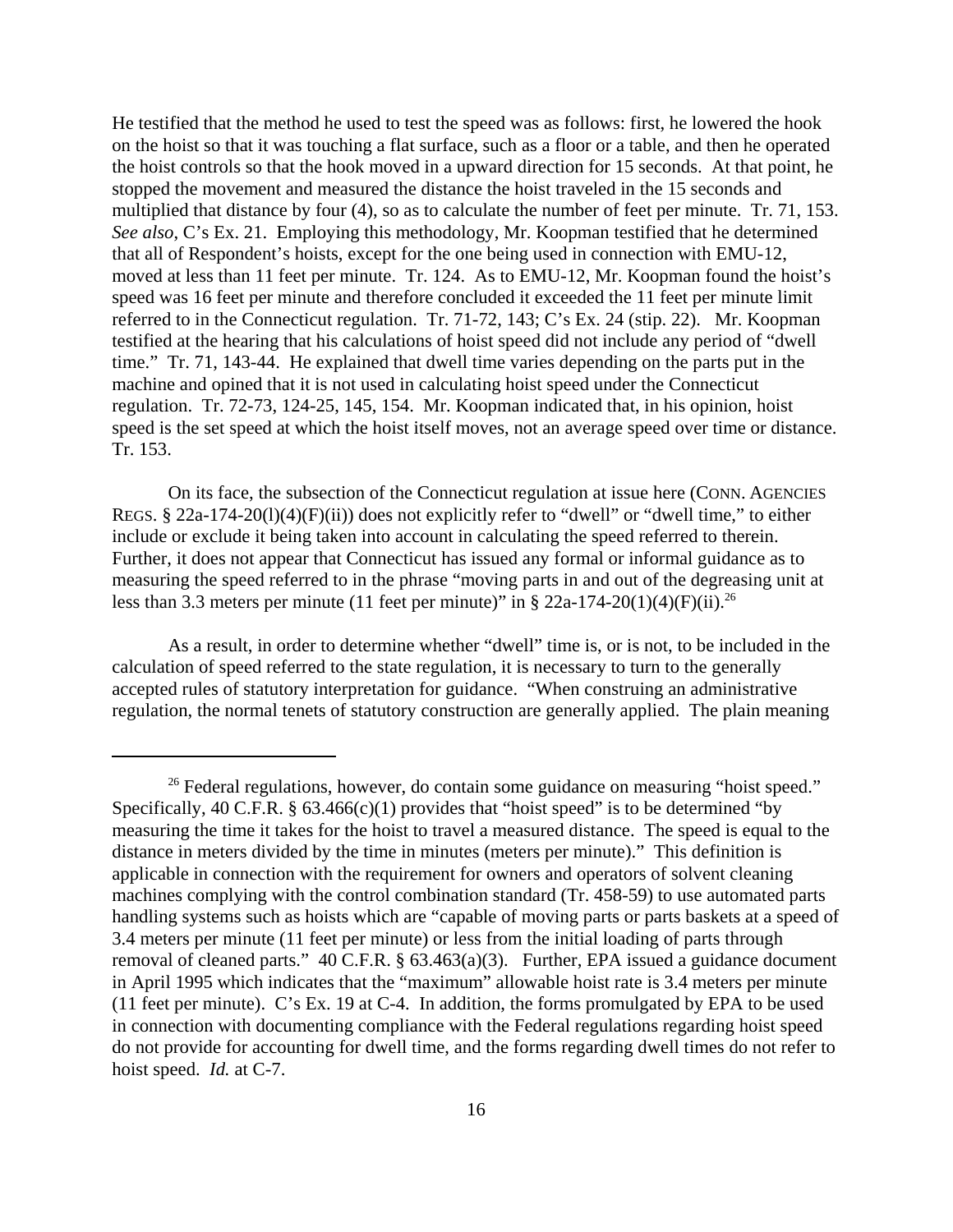He testified that the method he used to test the speed was as follows: first, he lowered the hook on the hoist so that it was touching a flat surface, such as a floor or a table, and then he operated the hoist controls so that the hook moved in a upward direction for 15 seconds. At that point, he stopped the movement and measured the distance the hoist traveled in the 15 seconds and multiplied that distance by four (4), so as to calculate the number of feet per minute. Tr. 71, 153. *See also*, C's Ex. 21. Employing this methodology, Mr. Koopman testified that he determined that all of Respondent's hoists, except for the one being used in connection with EMU-12, moved at less than 11 feet per minute. Tr. 124. As to EMU-12, Mr. Koopman found the hoist's speed was 16 feet per minute and therefore concluded it exceeded the 11 feet per minute limit referred to in the Connecticut regulation. Tr. 71-72, 143; C's Ex. 24 (stip. 22). Mr. Koopman testified at the hearing that his calculations of hoist speed did not include any period of "dwell time." Tr. 71, 143-44. He explained that dwell time varies depending on the parts put in the machine and opined that it is not used in calculating hoist speed under the Connecticut regulation. Tr. 72-73, 124-25, 145, 154. Mr. Koopman indicated that, in his opinion, hoist speed is the set speed at which the hoist itself moves, not an average speed over time or distance. Tr. 153.

On its face, the subsection of the Connecticut regulation at issue here (CONN. AGENCIES REGS. § 22a-174-20(l)(4)(F)(ii)) does not explicitly refer to "dwell" or "dwell time," to either include or exclude it being taken into account in calculating the speed referred to therein. Further, it does not appear that Connecticut has issued any formal or informal guidance as to measuring the speed referred to in the phrase "moving parts in and out of the degreasing unit at less than 3.3 meters per minute (11 feet per minute)" in § 22a-174-20(1)(4)(F)(ii).[26]

As a result, in order to determine whether "dwell" time is, or is not, to be included in the calculation of speed referred to the state regulation, it is necessary to turn to the generally accepted rules of statutory interpretation for guidance. "When construing an administrative regulation, the normal tenets of statutory construction are generally applied. The plain meaning

---

[26] Federal regulations, however, do contain some guidance on measuring "hoist speed." Specifically, 40 C.F.R. § 63.466(c)(1) provides that "hoist speed" is to be determined "by measuring the time it takes for the hoist to travel a measured distance. The speed is equal to the distance in meters divided by the time in minutes (meters per minute)." This definition is applicable in connection with the requirement for owners and operators of solvent cleaning machines complying with the control combination standard (Tr. 458-59) to use automated parts handling systems such as hoists which are "capable of moving parts or parts baskets at a speed of 3.4 meters per minute (11 feet per minute) or less from the initial loading of parts through removal of cleaned parts." 40 C.F.R. § 63.463(a)(3). Further, EPA issued a guidance document in April 1995 which indicates that the "maximum" allowable hoist rate is 3.4 meters per minute (11 feet per minute). C's Ex. 19 at C-4. In addition, the forms promulgated by EPA to be used in connection with documenting compliance with the Federal regulations regarding hoist speed do not provide for accounting for dwell time, and the forms regarding dwell times do not refer to hoist speed. *Id.* at C-7.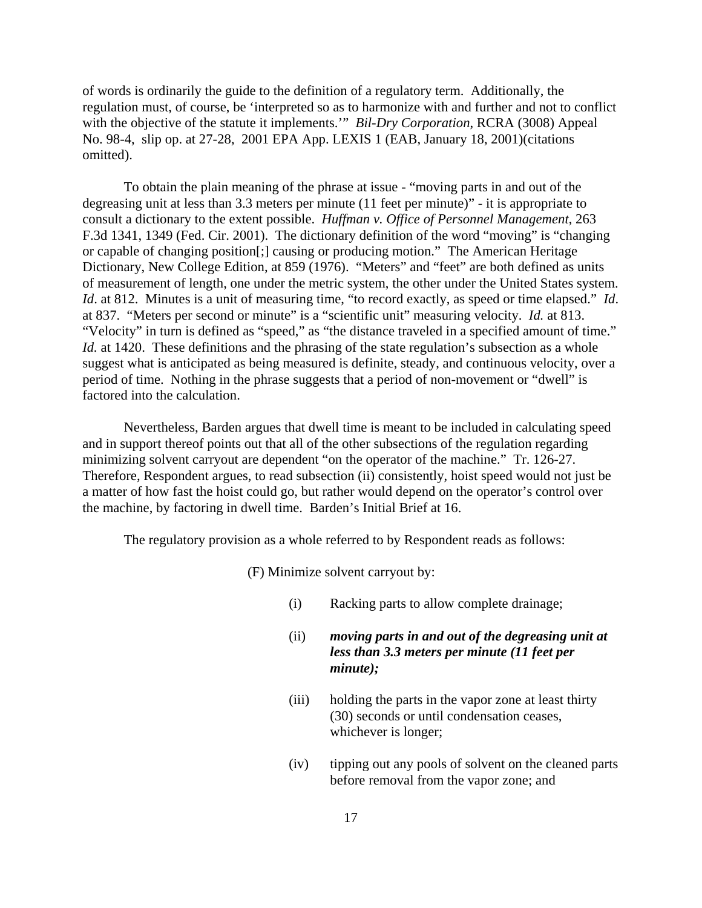of words is ordinarily the guide to the definition of a regulatory term. Additionally, the regulation must, of course, be 'interpreted so as to harmonize with and further and not to conflict with the objective of the statute it implements.'" *Bil-Dry Corporation*, RCRA (3008) Appeal No. 98-4, slip op. at 27-28, 2001 EPA App. LEXIS 1 (EAB, January 18, 2001)(citations omitted).

To obtain the plain meaning of the phrase at issue - "moving parts in and out of the degreasing unit at less than 3.3 meters per minute (11 feet per minute)" - it is appropriate to consult a dictionary to the extent possible. *Huffman v. Office of Personnel Management*, 263 F.3d 1341, 1349 (Fed. Cir. 2001). The dictionary definition of the word "moving" is "changing or capable of changing position[;] causing or producing motion." The American Heritage Dictionary, New College Edition, at 859 (1976). "Meters" and "feet" are both defined as units of measurement of length, one under the metric system, the other under the United States system. *Id*. at 812. Minutes is a unit of measuring time, "to record exactly, as speed or time elapsed." *Id*. at 837. "Meters per second or minute" is a "scientific unit" measuring velocity. *Id.* at 813. "Velocity" in turn is defined as "speed," as "the distance traveled in a specified amount of time." *Id.* at 1420. These definitions and the phrasing of the state regulation's subsection as a whole suggest what is anticipated as being measured is definite, steady, and continuous velocity, over a period of time. Nothing in the phrase suggests that a period of non-movement or "dwell" is factored into the calculation.

Nevertheless, Barden argues that dwell time is meant to be included in calculating speed and in support thereof points out that all of the other subsections of the regulation regarding minimizing solvent carryout are dependent "on the operator of the machine." Tr. 126-27. Therefore, Respondent argues, to read subsection (ii) consistently, hoist speed would not just be a matter of how fast the hoist could go, but rather would depend on the operator's control over the machine, by factoring in dwell time. Barden's Initial Brief at 16.

The regulatory provision as a whole referred to by Respondent reads as follows:

> (F) Minimize solvent carryout by:
>
> (i) Racking parts to allow complete drainage;
>
> (ii) ***moving parts in and out of the degreasing unit at less than 3.3 meters per minute (11 feet per minute);***
>
> (iii) holding the parts in the vapor zone at least thirty (30) seconds or until condensation ceases, whichever is longer;
>
> (iv) tipping out any pools of solvent on the cleaned parts before removal from the vapor zone; and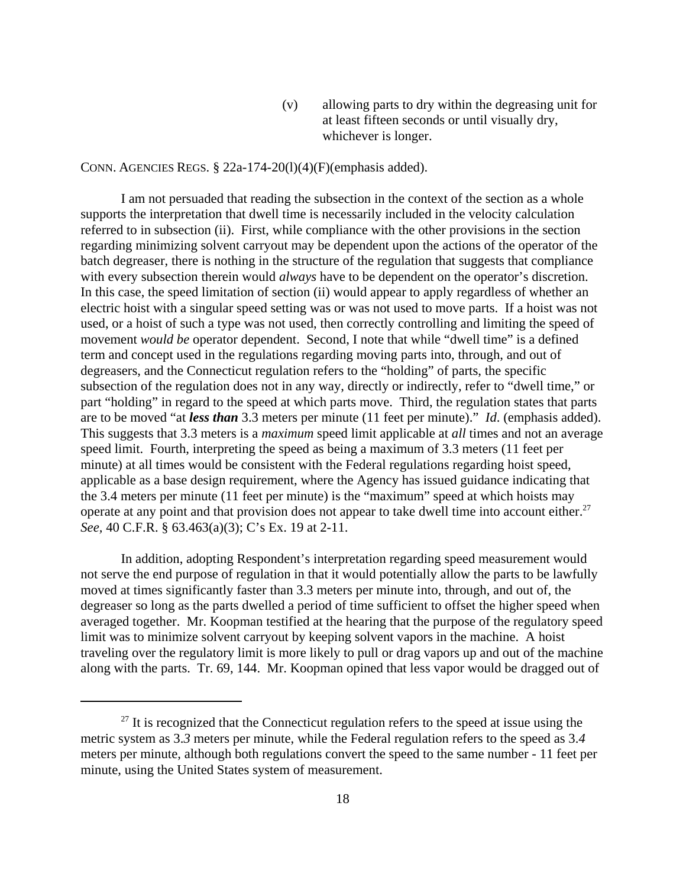(v) allowing parts to dry within the degreasing unit for at least fifteen seconds or until visually dry, whichever is longer.

CONN. AGENCIES REGS. § 22a-174-20(l)(4)(F)(emphasis added).

I am not persuaded that reading the subsection in the context of the section as a whole supports the interpretation that dwell time is necessarily included in the velocity calculation referred to in subsection (ii). First, while compliance with the other provisions in the section regarding minimizing solvent carryout may be dependent upon the actions of the operator of the batch degreaser, there is nothing in the structure of the regulation that suggests that compliance with every subsection therein would *always* have to be dependent on the operator's discretion. In this case, the speed limitation of section (ii) would appear to apply regardless of whether an electric hoist with a singular speed setting was or was not used to move parts. If a hoist was not used, or a hoist of such a type was not used, then correctly controlling and limiting the speed of movement *would be* operator dependent. Second, I note that while "dwell time" is a defined term and concept used in the regulations regarding moving parts into, through, and out of degreasers, and the Connecticut regulation refers to the "holding" of parts, the specific subsection of the regulation does not in any way, directly or indirectly, refer to "dwell time," or part "holding" in regard to the speed at which parts move. Third, the regulation states that parts are to be moved "at ***less than*** 3.3 meters per minute (11 feet per minute)." *Id*. (emphasis added). This suggests that 3.3 meters is a *maximum* speed limit applicable at *all* times and not an average speed limit. Fourth, interpreting the speed as being a maximum of 3.3 meters (11 feet per minute) at all times would be consistent with the Federal regulations regarding hoist speed, applicable as a base design requirement, where the Agency has issued guidance indicating that the 3.4 meters per minute (11 feet per minute) is the "maximum" speed at which hoists may operate at any point and that provision does not appear to take dwell time into account either.[27] *See*, 40 C.F.R. § 63.463(a)(3); C's Ex. 19 at 2-11.

In addition, adopting Respondent's interpretation regarding speed measurement would not serve the end purpose of regulation in that it would potentially allow the parts to be lawfully moved at times significantly faster than 3.3 meters per minute into, through, and out of, the degreaser so long as the parts dwelled a period of time sufficient to offset the higher speed when averaged together. Mr. Koopman testified at the hearing that the purpose of the regulatory speed limit was to minimize solvent carryout by keeping solvent vapors in the machine. A hoist traveling over the regulatory limit is more likely to pull or drag vapors up and out of the machine along with the parts. Tr. 69, 144. Mr. Koopman opined that less vapor would be dragged out of

---

[27] It is recognized that the Connecticut regulation refers to the speed at issue using the metric system as 3.*3* meters per minute, while the Federal regulation refers to the speed as 3.*4* meters per minute, although both regulations convert the speed to the same number - 11 feet per minute, using the United States system of measurement.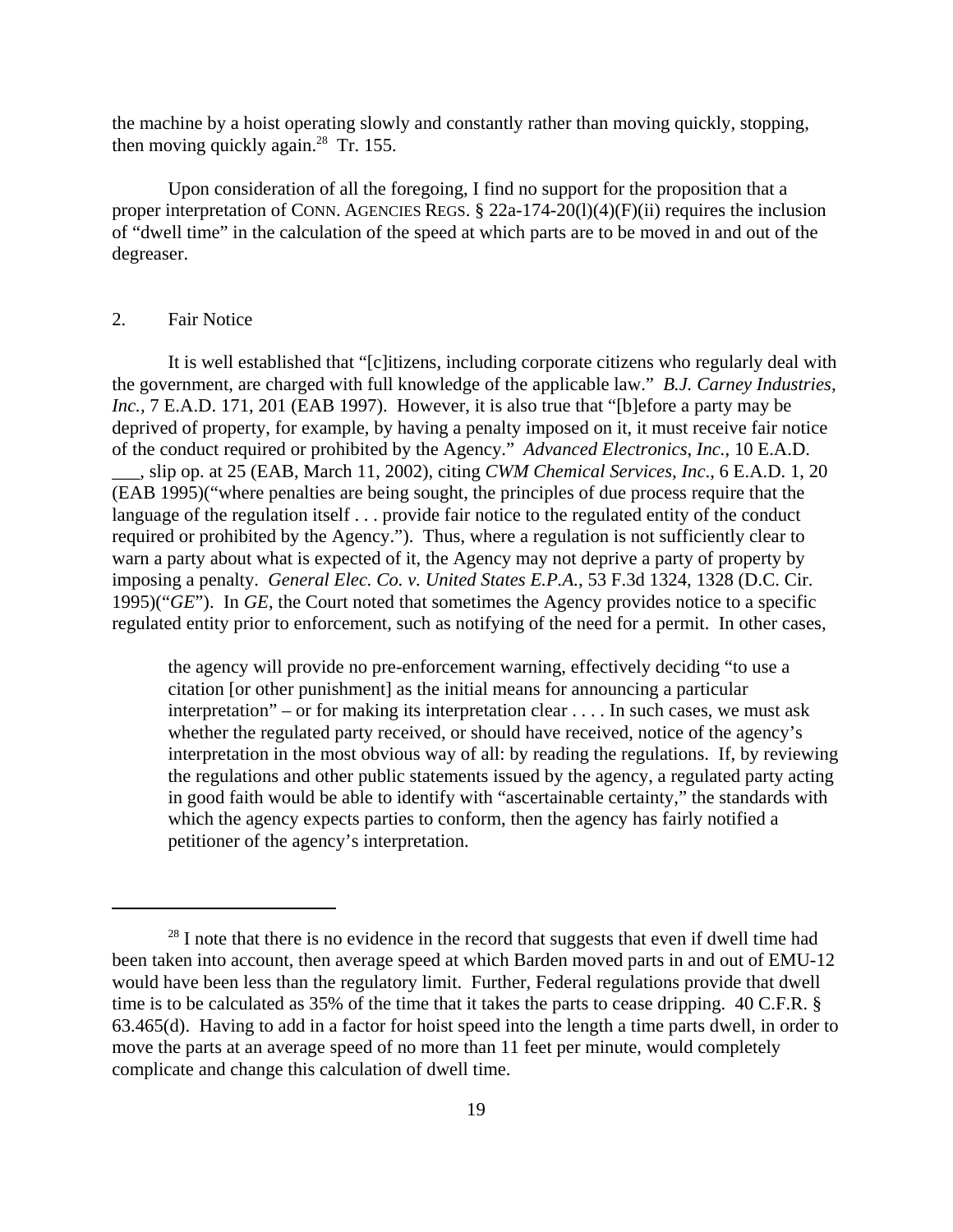the machine by a hoist operating slowly and constantly rather than moving quickly, stopping, then moving quickly again.[28] Tr. 155.

Upon consideration of all the foregoing, I find no support for the proposition that a proper interpretation of CONN. AGENCIES REGS. § 22a-174-20(l)(4)(F)(ii) requires the inclusion of "dwell time" in the calculation of the speed at which parts are to be moved in and out of the degreaser.

2. Fair Notice

It is well established that "[c]itizens, including corporate citizens who regularly deal with the government, are charged with full knowledge of the applicable law." *B.J. Carney Industries, Inc.,* 7 E.A.D. 171, 201 (EAB 1997). However, it is also true that "[b]efore a party may be deprived of property, for example, by having a penalty imposed on it, it must receive fair notice of the conduct required or prohibited by the Agency." *Advanced Electronics, Inc.*, 10 E.A.D. ___, slip op. at 25 (EAB, March 11, 2002), citing *CWM Chemical Services, Inc*., 6 E.A.D. 1, 20 (EAB 1995)("where penalties are being sought, the principles of due process require that the language of the regulation itself . . . provide fair notice to the regulated entity of the conduct required or prohibited by the Agency."). Thus, where a regulation is not sufficiently clear to warn a party about what is expected of it, the Agency may not deprive a party of property by imposing a penalty. *General Elec. Co. v. United States E.P.A.*, 53 F.3d 1324, 1328 (D.C. Cir. 1995)("*GE*"). In *GE*, the Court noted that sometimes the Agency provides notice to a specific regulated entity prior to enforcement, such as notifying of the need for a permit. In other cases,

> the agency will provide no pre-enforcement warning, effectively deciding "to use a citation [or other punishment] as the initial means for announcing a particular interpretation" – or for making its interpretation clear . . . . In such cases, we must ask whether the regulated party received, or should have received, notice of the agency's interpretation in the most obvious way of all: by reading the regulations. If, by reviewing the regulations and other public statements issued by the agency, a regulated party acting in good faith would be able to identify with "ascertainable certainty," the standards with which the agency expects parties to conform, then the agency has fairly notified a petitioner of the agency's interpretation.

---

[28] I note that there is no evidence in the record that suggests that even if dwell time had been taken into account, then average speed at which Barden moved parts in and out of EMU-12 would have been less than the regulatory limit. Further, Federal regulations provide that dwell time is to be calculated as 35% of the time that it takes the parts to cease dripping. 40 C.F.R. § 63.465(d). Having to add in a factor for hoist speed into the length a time parts dwell, in order to move the parts at an average speed of no more than 11 feet per minute, would completely complicate and change this calculation of dwell time.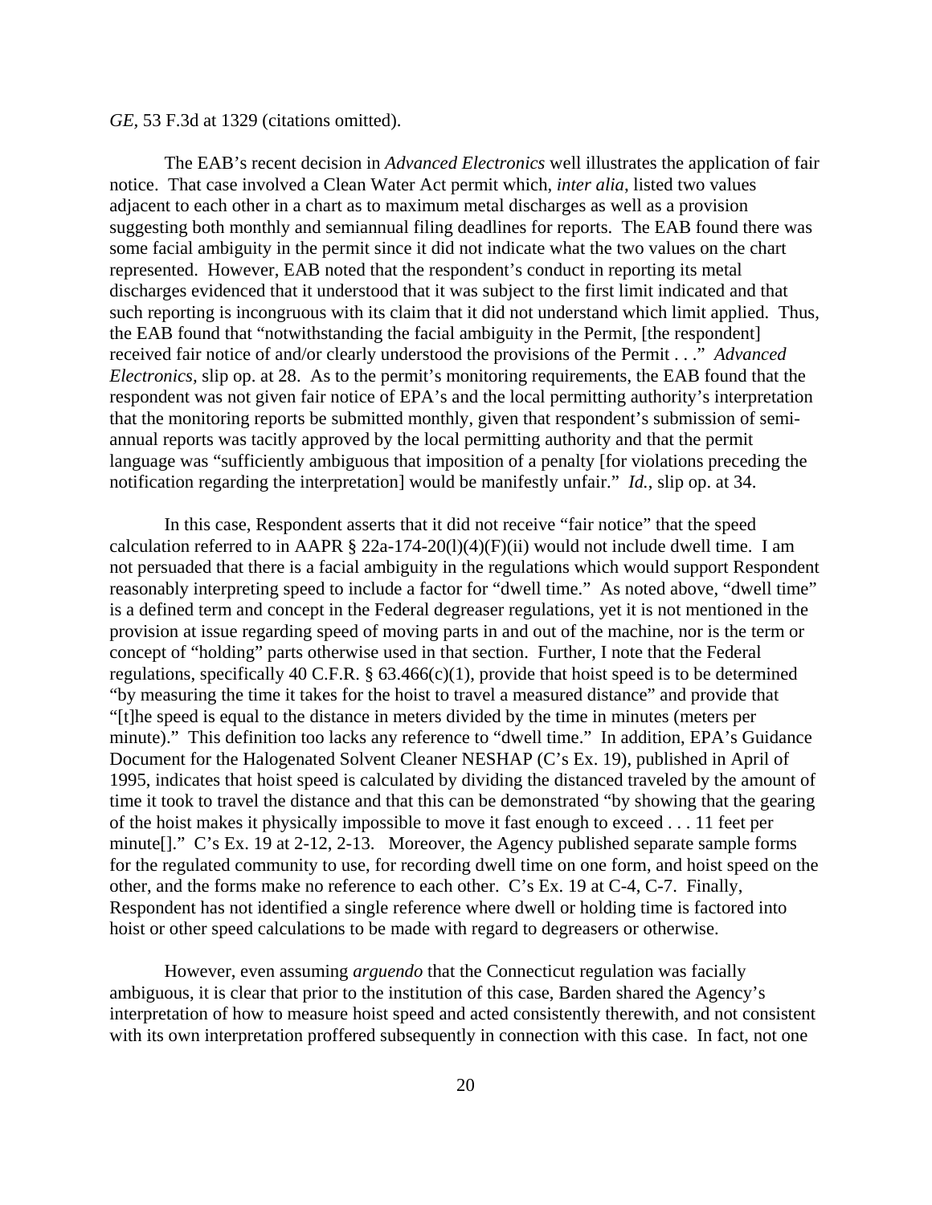*GE*, 53 F.3d at 1329 (citations omitted).

The EAB's recent decision in *Advanced Electronics* well illustrates the application of fair notice. That case involved a Clean Water Act permit which, *inter alia*, listed two values adjacent to each other in a chart as to maximum metal discharges as well as a provision suggesting both monthly and semiannual filing deadlines for reports. The EAB found there was some facial ambiguity in the permit since it did not indicate what the two values on the chart represented. However, EAB noted that the respondent's conduct in reporting its metal discharges evidenced that it understood that it was subject to the first limit indicated and that such reporting is incongruous with its claim that it did not understand which limit applied. Thus, the EAB found that "notwithstanding the facial ambiguity in the Permit, [the respondent] received fair notice of and/or clearly understood the provisions of the Permit . . ." *Advanced Electronics*, slip op. at 28. As to the permit's monitoring requirements, the EAB found that the respondent was not given fair notice of EPA's and the local permitting authority's interpretation that the monitoring reports be submitted monthly, given that respondent's submission of semi-annual reports was tacitly approved by the local permitting authority and that the permit language was "sufficiently ambiguous that imposition of a penalty [for violations preceding the notification regarding the interpretation] would be manifestly unfair." *Id.*, slip op. at 34.

In this case, Respondent asserts that it did not receive "fair notice" that the speed calculation referred to in AAPR § 22a-174-20(l)(4)(F)(ii) would not include dwell time. I am not persuaded that there is a facial ambiguity in the regulations which would support Respondent reasonably interpreting speed to include a factor for "dwell time." As noted above, "dwell time" is a defined term and concept in the Federal degreaser regulations, yet it is not mentioned in the provision at issue regarding speed of moving parts in and out of the machine, nor is the term or concept of "holding" parts otherwise used in that section. Further, I note that the Federal regulations, specifically 40 C.F.R. § 63.466(c)(1), provide that hoist speed is to be determined "by measuring the time it takes for the hoist to travel a measured distance" and provide that "[t]he speed is equal to the distance in meters divided by the time in minutes (meters per minute)." This definition too lacks any reference to "dwell time." In addition, EPA's Guidance Document for the Halogenated Solvent Cleaner NESHAP (C's Ex. 19), published in April of 1995, indicates that hoist speed is calculated by dividing the distanced traveled by the amount of time it took to travel the distance and that this can be demonstrated "by showing that the gearing of the hoist makes it physically impossible to move it fast enough to exceed . . . 11 feet per minute[]." C's Ex. 19 at 2-12, 2-13. Moreover, the Agency published separate sample forms for the regulated community to use, for recording dwell time on one form, and hoist speed on the other, and the forms make no reference to each other. C's Ex. 19 at C-4, C-7. Finally, Respondent has not identified a single reference where dwell or holding time is factored into hoist or other speed calculations to be made with regard to degreasers or otherwise.

However, even assuming *arguendo* that the Connecticut regulation was facially ambiguous, it is clear that prior to the institution of this case, Barden shared the Agency's interpretation of how to measure hoist speed and acted consistently therewith, and not consistent with its own interpretation proffered subsequently in connection with this case. In fact, not one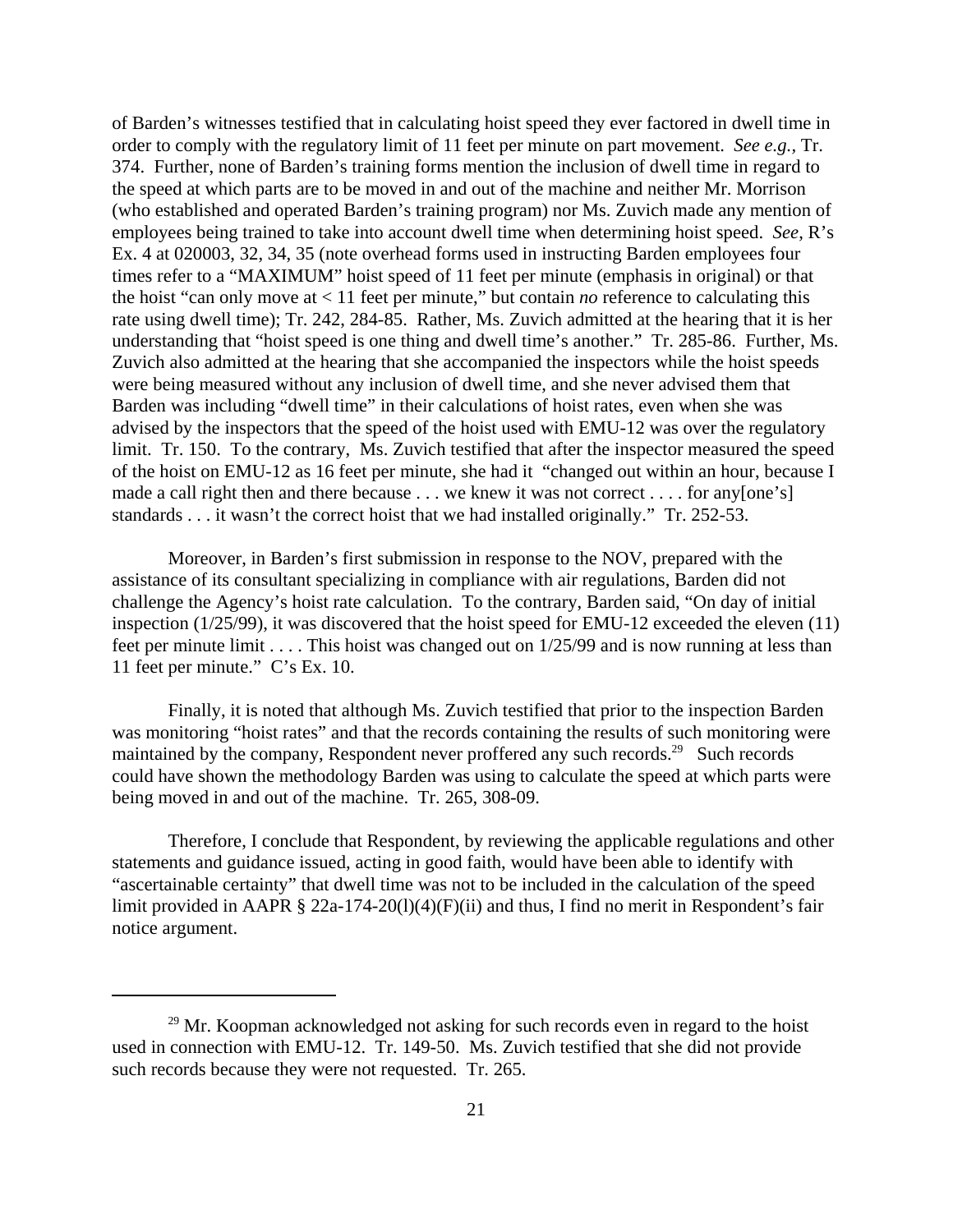of Barden's witnesses testified that in calculating hoist speed they ever factored in dwell time in order to comply with the regulatory limit of 11 feet per minute on part movement. *See e.g.*, Tr. 374. Further, none of Barden's training forms mention the inclusion of dwell time in regard to the speed at which parts are to be moved in and out of the machine and neither Mr. Morrison (who established and operated Barden's training program) nor Ms. Zuvich made any mention of employees being trained to take into account dwell time when determining hoist speed. *See*, R's Ex. 4 at 020003, 32, 34, 35 (note overhead forms used in instructing Barden employees four times refer to a "MAXIMUM" hoist speed of 11 feet per minute (emphasis in original) or that the hoist "can only move at < 11 feet per minute," but contain *no* reference to calculating this rate using dwell time); Tr. 242, 284-85. Rather, Ms. Zuvich admitted at the hearing that it is her understanding that "hoist speed is one thing and dwell time's another." Tr. 285-86. Further, Ms. Zuvich also admitted at the hearing that she accompanied the inspectors while the hoist speeds were being measured without any inclusion of dwell time, and she never advised them that Barden was including "dwell time" in their calculations of hoist rates, even when she was advised by the inspectors that the speed of the hoist used with EMU-12 was over the regulatory limit. Tr. 150. To the contrary, Ms. Zuvich testified that after the inspector measured the speed of the hoist on EMU-12 as 16 feet per minute, she had it "changed out within an hour, because I made a call right then and there because . . . we knew it was not correct . . . . for any[one's] standards . . . it wasn't the correct hoist that we had installed originally." Tr. 252-53.

Moreover, in Barden's first submission in response to the NOV, prepared with the assistance of its consultant specializing in compliance with air regulations, Barden did not challenge the Agency's hoist rate calculation. To the contrary, Barden said, "On day of initial inspection (1/25/99), it was discovered that the hoist speed for EMU-12 exceeded the eleven (11) feet per minute limit . . . . This hoist was changed out on 1/25/99 and is now running at less than 11 feet per minute." C's Ex. 10.

Finally, it is noted that although Ms. Zuvich testified that prior to the inspection Barden was monitoring "hoist rates" and that the records containing the results of such monitoring were maintained by the company, Respondent never proffered any such records.[29] Such records could have shown the methodology Barden was using to calculate the speed at which parts were being moved in and out of the machine. Tr. 265, 308-09.

Therefore, I conclude that Respondent, by reviewing the applicable regulations and other statements and guidance issued, acting in good faith, would have been able to identify with "ascertainable certainty" that dwell time was not to be included in the calculation of the speed limit provided in AAPR § 22a-174-20(l)(4)(F)(ii) and thus, I find no merit in Respondent's fair notice argument.

---

[29] Mr. Koopman acknowledged not asking for such records even in regard to the hoist used in connection with EMU-12. Tr. 149-50. Ms. Zuvich testified that she did not provide such records because they were not requested. Tr. 265.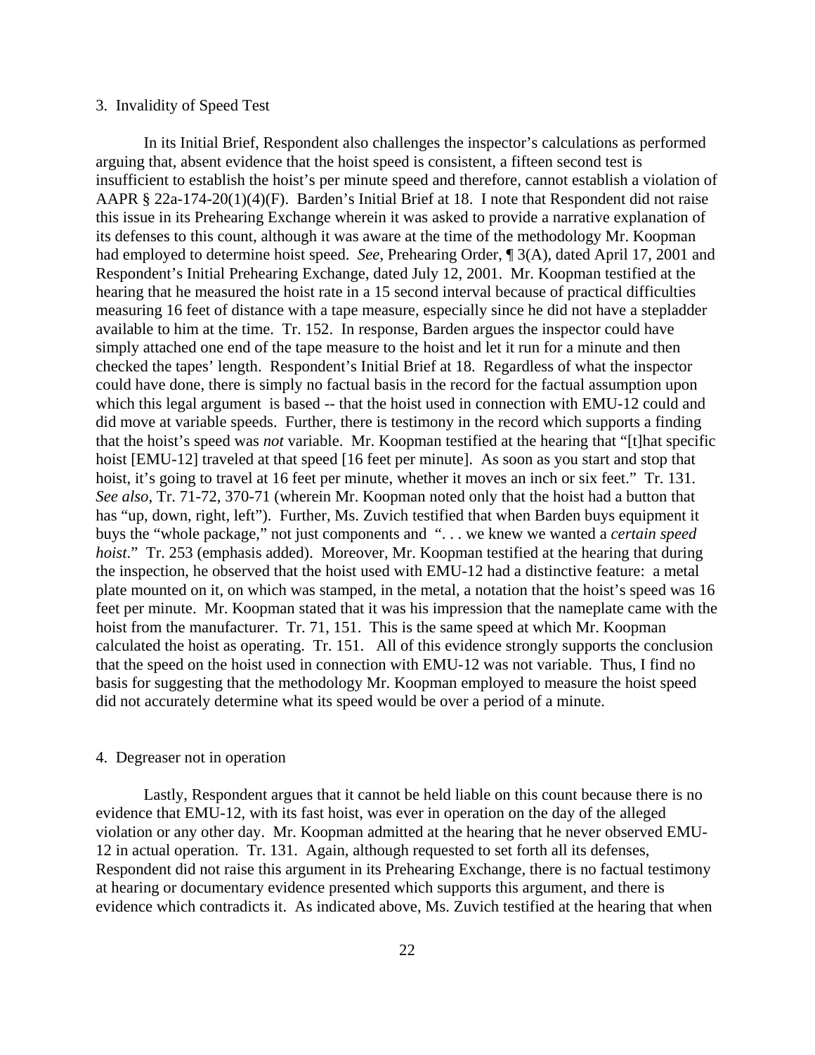3. Invalidity of Speed Test

In its Initial Brief, Respondent also challenges the inspector's calculations as performed arguing that, absent evidence that the hoist speed is consistent, a fifteen second test is insufficient to establish the hoist's per minute speed and therefore, cannot establish a violation of AAPR § 22a-174-20(1)(4)(F). Barden's Initial Brief at 18. I note that Respondent did not raise this issue in its Prehearing Exchange wherein it was asked to provide a narrative explanation of its defenses to this count, although it was aware at the time of the methodology Mr. Koopman had employed to determine hoist speed. *See*, Prehearing Order, ¶ 3(A), dated April 17, 2001 and Respondent's Initial Prehearing Exchange, dated July 12, 2001. Mr. Koopman testified at the hearing that he measured the hoist rate in a 15 second interval because of practical difficulties measuring 16 feet of distance with a tape measure, especially since he did not have a stepladder available to him at the time. Tr. 152. In response, Barden argues the inspector could have simply attached one end of the tape measure to the hoist and let it run for a minute and then checked the tapes' length. Respondent's Initial Brief at 18. Regardless of what the inspector could have done, there is simply no factual basis in the record for the factual assumption upon which this legal argument is based -- that the hoist used in connection with EMU-12 could and did move at variable speeds. Further, there is testimony in the record which supports a finding that the hoist's speed was *not* variable. Mr. Koopman testified at the hearing that "[t]hat specific hoist [EMU-12] traveled at that speed [16 feet per minute]. As soon as you start and stop that hoist, it's going to travel at 16 feet per minute, whether it moves an inch or six feet." Tr. 131. *See also*, Tr. 71-72, 370-71 (wherein Mr. Koopman noted only that the hoist had a button that has "up, down, right, left"). Further, Ms. Zuvich testified that when Barden buys equipment it buys the "whole package," not just components and ". . . we knew we wanted a *certain speed hoist*." Tr. 253 (emphasis added). Moreover, Mr. Koopman testified at the hearing that during the inspection, he observed that the hoist used with EMU-12 had a distinctive feature: a metal plate mounted on it, on which was stamped, in the metal, a notation that the hoist's speed was 16 feet per minute. Mr. Koopman stated that it was his impression that the nameplate came with the hoist from the manufacturer. Tr. 71, 151. This is the same speed at which Mr. Koopman calculated the hoist as operating. Tr. 151. All of this evidence strongly supports the conclusion that the speed on the hoist used in connection with EMU-12 was not variable. Thus, I find no basis for suggesting that the methodology Mr. Koopman employed to measure the hoist speed did not accurately determine what its speed would be over a period of a minute.

4. Degreaser not in operation

Lastly, Respondent argues that it cannot be held liable on this count because there is no evidence that EMU-12, with its fast hoist, was ever in operation on the day of the alleged violation or any other day. Mr. Koopman admitted at the hearing that he never observed EMU-12 in actual operation. Tr. 131. Again, although requested to set forth all its defenses, Respondent did not raise this argument in its Prehearing Exchange, there is no factual testimony at hearing or documentary evidence presented which supports this argument, and there is evidence which contradicts it. As indicated above, Ms. Zuvich testified at the hearing that when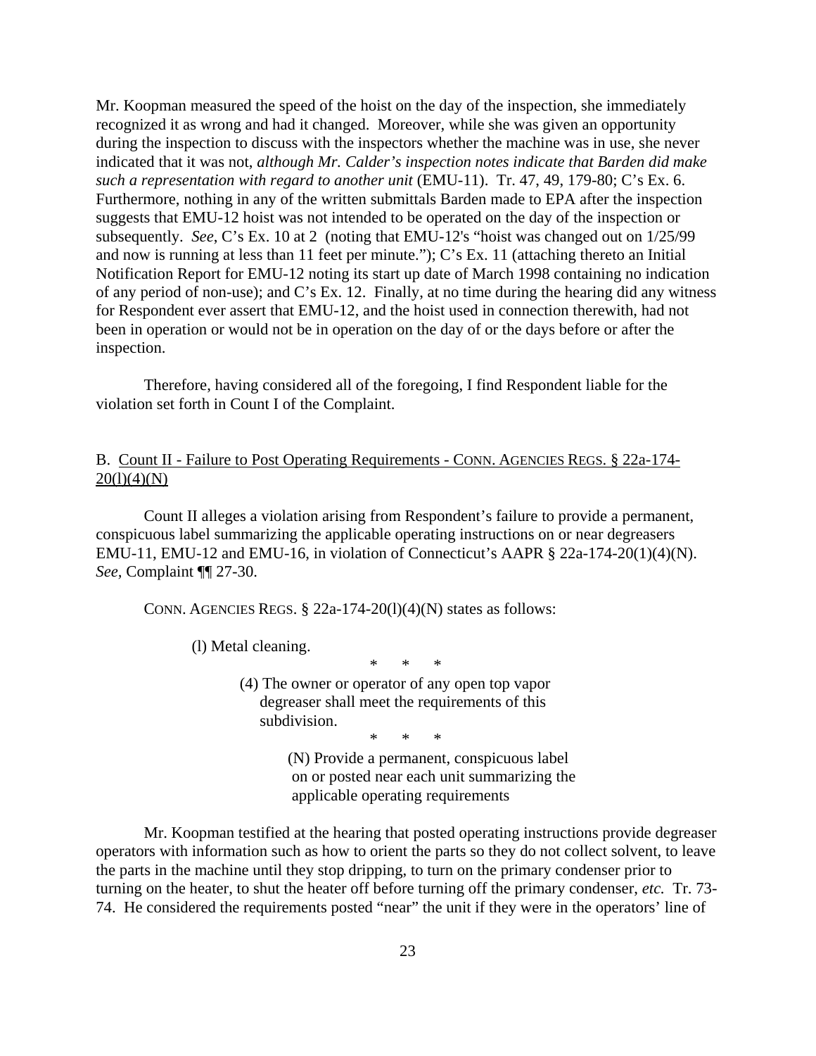Mr. Koopman measured the speed of the hoist on the day of the inspection, she immediately recognized it as wrong and had it changed. Moreover, while she was given an opportunity during the inspection to discuss with the inspectors whether the machine was in use, she never indicated that it was not, *although Mr. Calder's inspection notes indicate that Barden did make such a representation with regard to another unit* (EMU-11). Tr. 47, 49, 179-80; C's Ex. 6. Furthermore, nothing in any of the written submittals Barden made to EPA after the inspection suggests that EMU-12 hoist was not intended to be operated on the day of the inspection or subsequently. *See*, C's Ex. 10 at 2 (noting that EMU-12's "hoist was changed out on 1/25/99 and now is running at less than 11 feet per minute."); C's Ex. 11 (attaching thereto an Initial Notification Report for EMU-12 noting its start up date of March 1998 containing no indication of any period of non-use); and C's Ex. 12. Finally, at no time during the hearing did any witness for Respondent ever assert that EMU-12, and the hoist used in connection therewith, had not been in operation or would not be in operation on the day of or the days before or after the inspection.

Therefore, having considered all of the foregoing, I find Respondent liable for the violation set forth in Count I of the Complaint.

B. Count II - Failure to Post Operating Requirements - CONN. AGENCIES REGS. § 22a-174-20(l)(4)(N)

Count II alleges a violation arising from Respondent's failure to provide a permanent, conspicuous label summarizing the applicable operating instructions on or near degreasers EMU-11, EMU-12 and EMU-16, in violation of Connecticut's AAPR § 22a-174-20(1)(4)(N). *See*, Complaint ¶¶ 27-30.

CONN. AGENCIES REGS. § 22a-174-20(l)(4)(N) states as follows:

> (l) Metal cleaning.
>
> \* \* \*
>
> (4) The owner or operator of any open top vapor degreaser shall meet the requirements of this subdivision.
>
> \* \* \*
>
> (N) Provide a permanent, conspicuous label on or posted near each unit summarizing the applicable operating requirements

Mr. Koopman testified at the hearing that posted operating instructions provide degreaser operators with information such as how to orient the parts so they do not collect solvent, to leave the parts in the machine until they stop dripping, to turn on the primary condenser prior to turning on the heater, to shut the heater off before turning off the primary condenser, *etc.* Tr. 73-74. He considered the requirements posted "near" the unit if they were in the operators' line of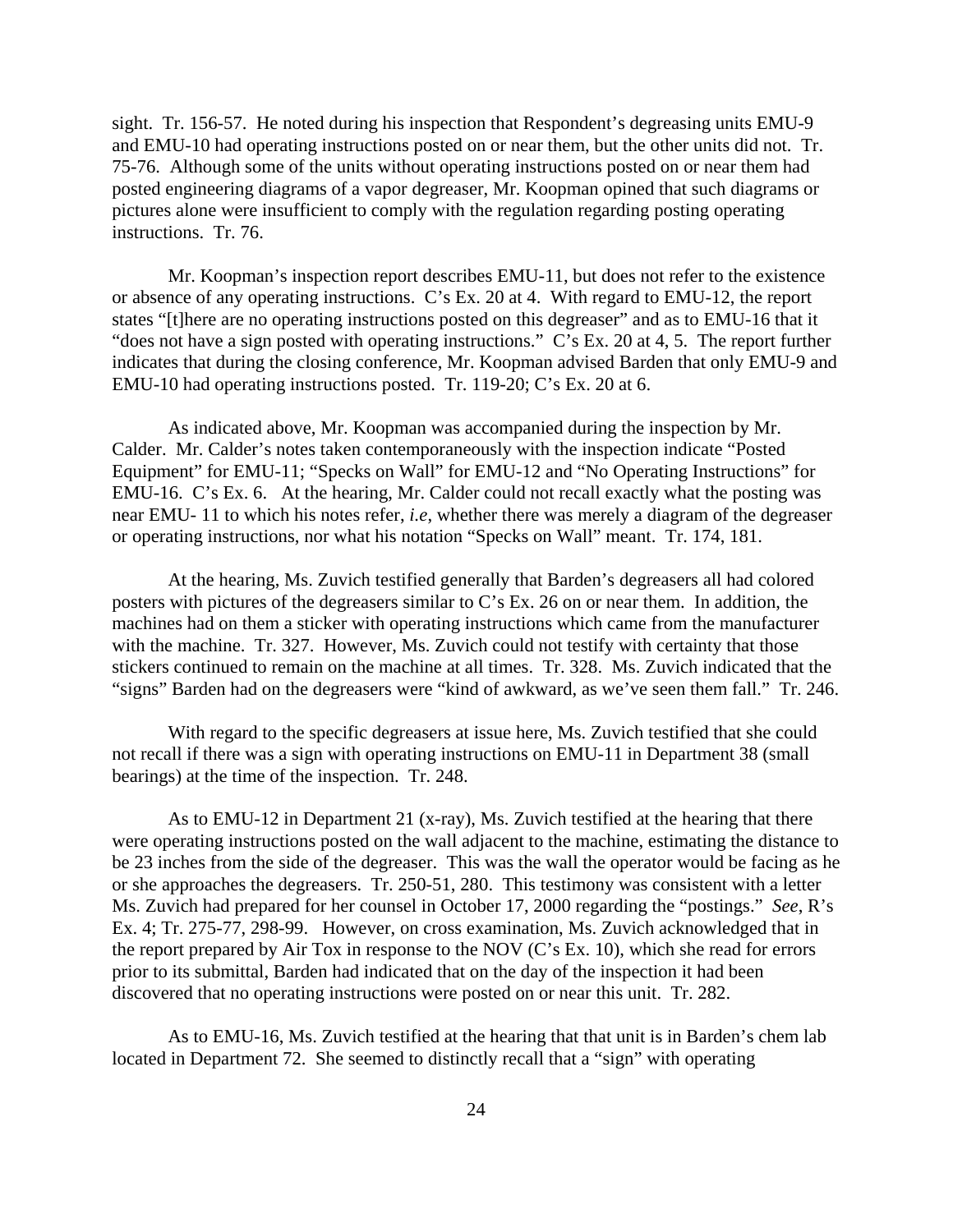sight. Tr. 156-57. He noted during his inspection that Respondent's degreasing units EMU-9 and EMU-10 had operating instructions posted on or near them, but the other units did not. Tr. 75-76. Although some of the units without operating instructions posted on or near them had posted engineering diagrams of a vapor degreaser, Mr. Koopman opined that such diagrams or pictures alone were insufficient to comply with the regulation regarding posting operating instructions. Tr. 76.

Mr. Koopman's inspection report describes EMU-11, but does not refer to the existence or absence of any operating instructions. C's Ex. 20 at 4. With regard to EMU-12, the report states "[t]here are no operating instructions posted on this degreaser" and as to EMU-16 that it "does not have a sign posted with operating instructions." C's Ex. 20 at 4, 5. The report further indicates that during the closing conference, Mr. Koopman advised Barden that only EMU-9 and EMU-10 had operating instructions posted. Tr. 119-20; C's Ex. 20 at 6.

As indicated above, Mr. Koopman was accompanied during the inspection by Mr. Calder. Mr. Calder's notes taken contemporaneously with the inspection indicate "Posted Equipment" for EMU-11; "Specks on Wall" for EMU-12 and "No Operating Instructions" for EMU-16. C's Ex. 6. At the hearing, Mr. Calder could not recall exactly what the posting was near EMU- 11 to which his notes refer, *i.e*, whether there was merely a diagram of the degreaser or operating instructions, nor what his notation "Specks on Wall" meant. Tr. 174, 181.

At the hearing, Ms. Zuvich testified generally that Barden's degreasers all had colored posters with pictures of the degreasers similar to C's Ex. 26 on or near them. In addition, the machines had on them a sticker with operating instructions which came from the manufacturer with the machine. Tr. 327. However, Ms. Zuvich could not testify with certainty that those stickers continued to remain on the machine at all times. Tr. 328. Ms. Zuvich indicated that the "signs" Barden had on the degreasers were "kind of awkward, as we've seen them fall." Tr. 246.

With regard to the specific degreasers at issue here, Ms. Zuvich testified that she could not recall if there was a sign with operating instructions on EMU-11 in Department 38 (small bearings) at the time of the inspection. Tr. 248.

As to EMU-12 in Department 21 (x-ray), Ms. Zuvich testified at the hearing that there were operating instructions posted on the wall adjacent to the machine, estimating the distance to be 23 inches from the side of the degreaser. This was the wall the operator would be facing as he or she approaches the degreasers. Tr. 250-51, 280. This testimony was consistent with a letter Ms. Zuvich had prepared for her counsel in October 17, 2000 regarding the "postings." *See*, R's Ex. 4; Tr. 275-77, 298-99. However, on cross examination, Ms. Zuvich acknowledged that in the report prepared by Air Tox in response to the NOV (C's Ex. 10), which she read for errors prior to its submittal, Barden had indicated that on the day of the inspection it had been discovered that no operating instructions were posted on or near this unit. Tr. 282.

As to EMU-16, Ms. Zuvich testified at the hearing that that unit is in Barden's chem lab located in Department 72. She seemed to distinctly recall that a "sign" with operating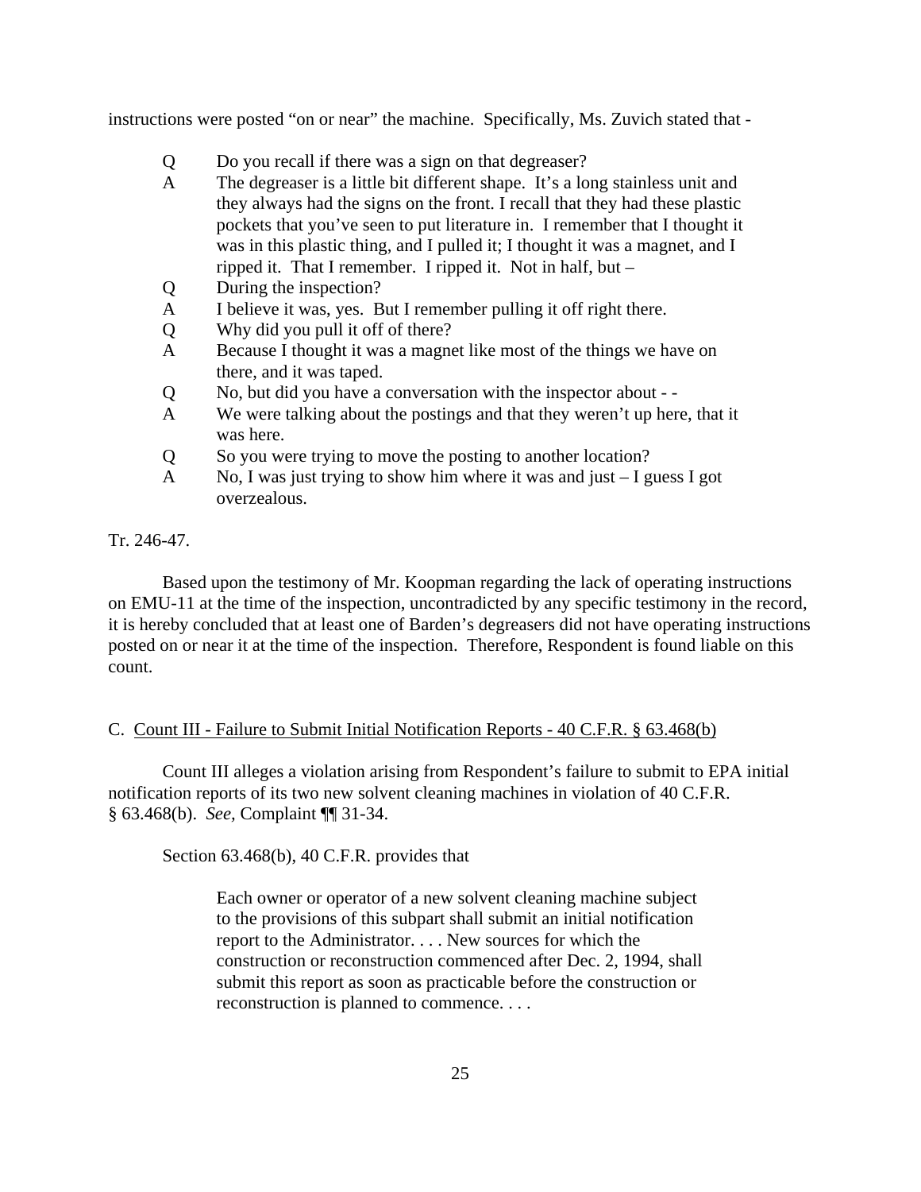instructions were posted "on or near" the machine. Specifically, Ms. Zuvich stated that -

> Q Do you recall if there was a sign on that degreaser?
>
> A The degreaser is a little bit different shape. It's a long stainless unit and they always had the signs on the front. I recall that they had these plastic pockets that you've seen to put literature in. I remember that I thought it was in this plastic thing, and I pulled it; I thought it was a magnet, and I ripped it. That I remember. I ripped it. Not in half, but –
>
> Q During the inspection?
>
> A I believe it was, yes. But I remember pulling it off right there.
>
> Q Why did you pull it off of there?
>
> A Because I thought it was a magnet like most of the things we have on there, and it was taped.
>
> Q No, but did you have a conversation with the inspector about - -
>
> A We were talking about the postings and that they weren't up here, that it was here.
>
> Q So you were trying to move the posting to another location?
>
> A No, I was just trying to show him where it was and just – I guess I got overzealous.

Tr. 246-47.

Based upon the testimony of Mr. Koopman regarding the lack of operating instructions on EMU-11 at the time of the inspection, uncontradicted by any specific testimony in the record, it is hereby concluded that at least one of Barden's degreasers did not have operating instructions posted on or near it at the time of the inspection. Therefore, Respondent is found liable on this count.

### C. Count III - Failure to Submit Initial Notification Reports - 40 C.F.R. § 63.468(b)

Count III alleges a violation arising from Respondent's failure to submit to EPA initial notification reports of its two new solvent cleaning machines in violation of 40 C.F.R. § 63.468(b). *See,* Complaint ¶¶ 31-34.

Section 63.468(b), 40 C.F.R. provides that

> Each owner or operator of a new solvent cleaning machine subject to the provisions of this subpart shall submit an initial notification report to the Administrator. . . . New sources for which the construction or reconstruction commenced after Dec. 2, 1994, shall submit this report as soon as practicable before the construction or reconstruction is planned to commence. . . .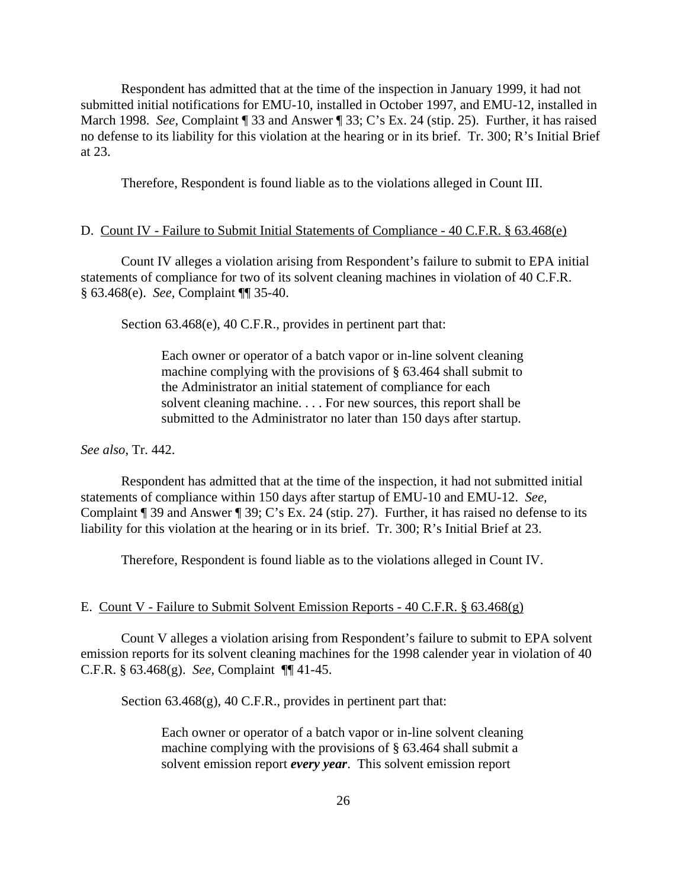Respondent has admitted that at the time of the inspection in January 1999, it had not submitted initial notifications for EMU-10, installed in October 1997, and EMU-12, installed in March 1998. *See*, Complaint ¶ 33 and Answer ¶ 33; C's Ex. 24 (stip. 25). Further, it has raised no defense to its liability for this violation at the hearing or in its brief. Tr. 300; R's Initial Brief at 23.

Therefore, Respondent is found liable as to the violations alleged in Count III.

D. Count IV - Failure to Submit Initial Statements of Compliance - 40 C.F.R. § 63.468(e)

Count IV alleges a violation arising from Respondent's failure to submit to EPA initial statements of compliance for two of its solvent cleaning machines in violation of 40 C.F.R. § 63.468(e). *See,* Complaint ¶¶ 35-40.

Section 63.468(e), 40 C.F.R., provides in pertinent part that:

> Each owner or operator of a batch vapor or in-line solvent cleaning machine complying with the provisions of § 63.464 shall submit to the Administrator an initial statement of compliance for each solvent cleaning machine. . . . For new sources, this report shall be submitted to the Administrator no later than 150 days after startup.

*See also*, Tr. 442.

Respondent has admitted that at the time of the inspection, it had not submitted initial statements of compliance within 150 days after startup of EMU-10 and EMU-12. *See,* Complaint ¶ 39 and Answer ¶ 39; C's Ex. 24 (stip. 27). Further, it has raised no defense to its liability for this violation at the hearing or in its brief. Tr. 300; R's Initial Brief at 23.

Therefore, Respondent is found liable as to the violations alleged in Count IV.

E. Count V - Failure to Submit Solvent Emission Reports - 40 C.F.R. § 63.468(g)

Count V alleges a violation arising from Respondent's failure to submit to EPA solvent emission reports for its solvent cleaning machines for the 1998 calender year in violation of 40 C.F.R. § 63.468(g). *See,* Complaint ¶¶ 41-45.

Section 63.468(g), 40 C.F.R., provides in pertinent part that:

> Each owner or operator of a batch vapor or in-line solvent cleaning machine complying with the provisions of § 63.464 shall submit a solvent emission report ***every year***. This solvent emission report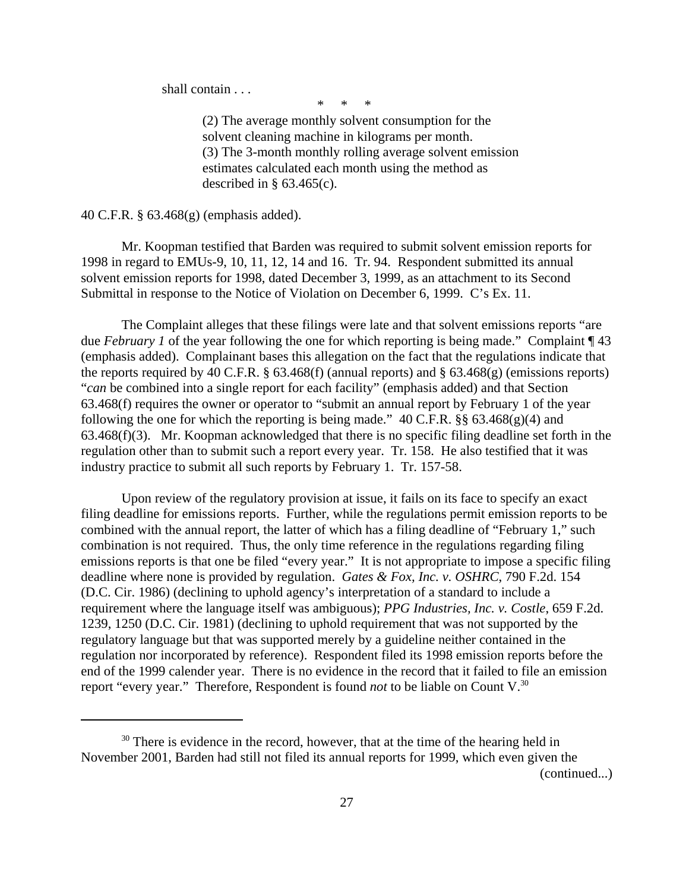shall contain . . .

\*  \*  \*

> (2) The average monthly solvent consumption for the solvent cleaning machine in kilograms per month.
> (3) The 3-month monthly rolling average solvent emission estimates calculated each month using the method as described in § 63.465(c).

40 C.F.R. § 63.468(g) (emphasis added).

Mr. Koopman testified that Barden was required to submit solvent emission reports for 1998 in regard to EMUs-9, 10, 11, 12, 14 and 16. Tr. 94. Respondent submitted its annual solvent emission reports for 1998, dated December 3, 1999, as an attachment to its Second Submittal in response to the Notice of Violation on December 6, 1999. C's Ex. 11.

The Complaint alleges that these filings were late and that solvent emissions reports "are due *February 1* of the year following the one for which reporting is being made." Complaint ¶ 43 (emphasis added). Complainant bases this allegation on the fact that the regulations indicate that the reports required by 40 C.F.R. § 63.468(f) (annual reports) and § 63.468(g) (emissions reports) "*can* be combined into a single report for each facility" (emphasis added) and that Section 63.468(f) requires the owner or operator to "submit an annual report by February 1 of the year following the one for which the reporting is being made." 40 C.F.R. §§ 63.468(g)(4) and 63.468(f)(3). Mr. Koopman acknowledged that there is no specific filing deadline set forth in the regulation other than to submit such a report every year. Tr. 158. He also testified that it was industry practice to submit all such reports by February 1. Tr. 157-58.

Upon review of the regulatory provision at issue, it fails on its face to specify an exact filing deadline for emissions reports. Further, while the regulations permit emission reports to be combined with the annual report, the latter of which has a filing deadline of "February 1," such combination is not required. Thus, the only time reference in the regulations regarding filing emissions reports is that one be filed "every year." It is not appropriate to impose a specific filing deadline where none is provided by regulation. *Gates & Fox, Inc. v. OSHRC*, 790 F.2d. 154 (D.C. Cir. 1986) (declining to uphold agency's interpretation of a standard to include a requirement where the language itself was ambiguous); *PPG Industries, Inc. v. Costle*, 659 F.2d. 1239, 1250 (D.C. Cir. 1981) (declining to uphold requirement that was not supported by the regulatory language but that was supported merely by a guideline neither contained in the regulation nor incorporated by reference). Respondent filed its 1998 emission reports before the end of the 1999 calender year. There is no evidence in the record that it failed to file an emission report "every year." Therefore, Respondent is found *not* to be liable on Count V.[30]

---

[30] There is evidence in the record, however, that at the time of the hearing held in November 2001, Barden had still not filed its annual reports for 1999, which even given the (continued...)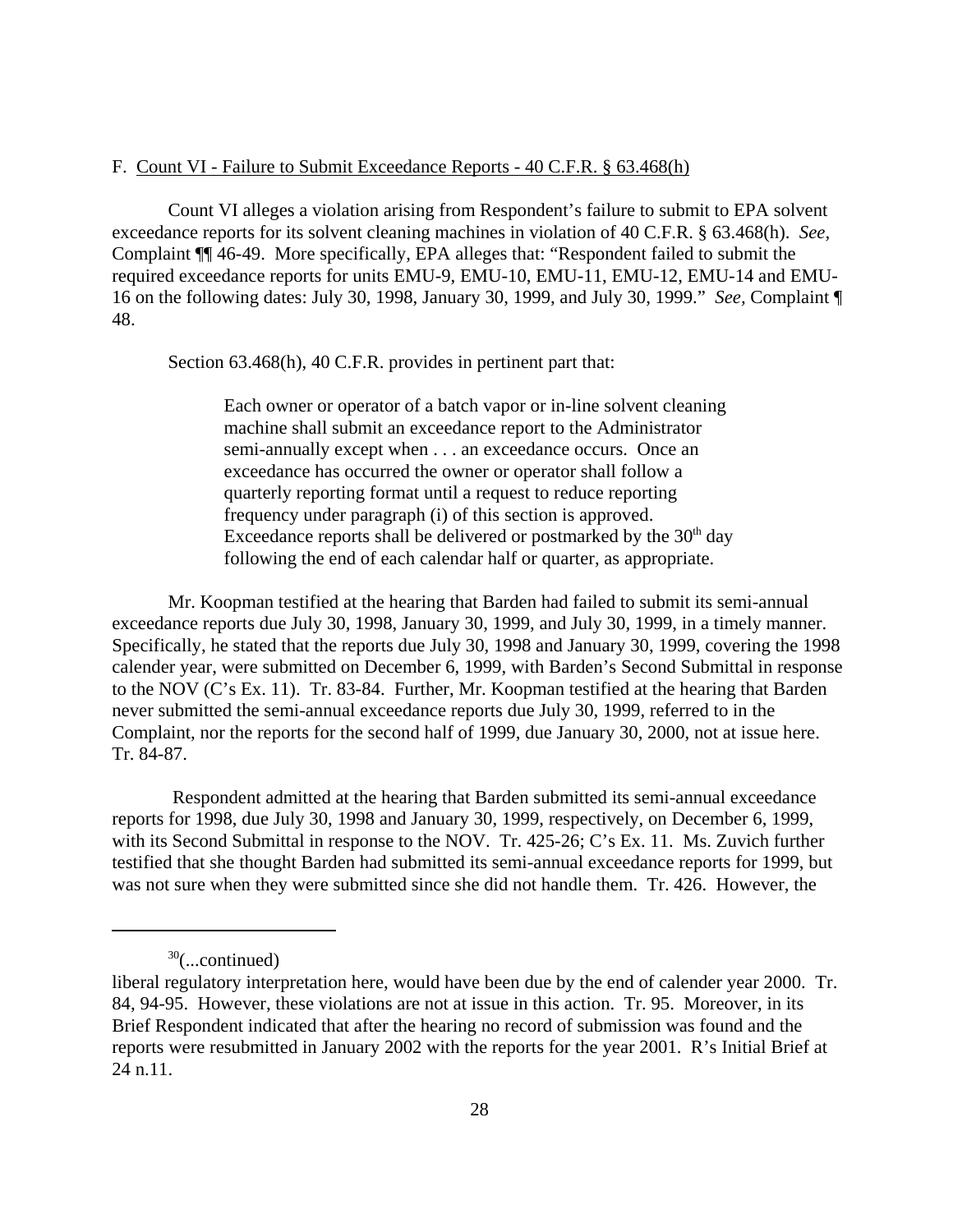F. Count VI - Failure to Submit Exceedance Reports - 40 C.F.R. § 63.468(h)

Count VI alleges a violation arising from Respondent's failure to submit to EPA solvent exceedance reports for its solvent cleaning machines in violation of 40 C.F.R. § 63.468(h). *See,* Complaint ¶¶ 46-49. More specifically, EPA alleges that: "Respondent failed to submit the required exceedance reports for units EMU-9, EMU-10, EMU-11, EMU-12, EMU-14 and EMU-16 on the following dates: July 30, 1998, January 30, 1999, and July 30, 1999." *See,* Complaint ¶ 48.

Section 63.468(h), 40 C.F.R. provides in pertinent part that:

> Each owner or operator of a batch vapor or in-line solvent cleaning machine shall submit an exceedance report to the Administrator semi-annually except when . . . an exceedance occurs. Once an exceedance has occurred the owner or operator shall follow a quarterly reporting format until a request to reduce reporting frequency under paragraph (i) of this section is approved. Exceedance reports shall be delivered or postmarked by the 30th day following the end of each calendar half or quarter, as appropriate.

Mr. Koopman testified at the hearing that Barden had failed to submit its semi-annual exceedance reports due July 30, 1998, January 30, 1999, and July 30, 1999, in a timely manner. Specifically, he stated that the reports due July 30, 1998 and January 30, 1999, covering the 1998 calender year, were submitted on December 6, 1999, with Barden's Second Submittal in response to the NOV (C's Ex. 11). Tr. 83-84. Further, Mr. Koopman testified at the hearing that Barden never submitted the semi-annual exceedance reports due July 30, 1999, referred to in the Complaint, nor the reports for the second half of 1999, due January 30, 2000, not at issue here. Tr. 84-87.

Respondent admitted at the hearing that Barden submitted its semi-annual exceedance reports for 1998, due July 30, 1998 and January 30, 1999, respectively, on December 6, 1999, with its Second Submittal in response to the NOV. Tr. 425-26; C's Ex. 11. Ms. Zuvich further testified that she thought Barden had submitted its semi-annual exceedance reports for 1999, but was not sure when they were submitted since she did not handle them. Tr. 426. However, the

---

[30](...continued)
liberal regulatory interpretation here, would have been due by the end of calender year 2000. Tr. 84, 94-95. However, these violations are not at issue in this action. Tr. 95. Moreover, in its Brief Respondent indicated that after the hearing no record of submission was found and the reports were resubmitted in January 2002 with the reports for the year 2001. R's Initial Brief at 24 n.11.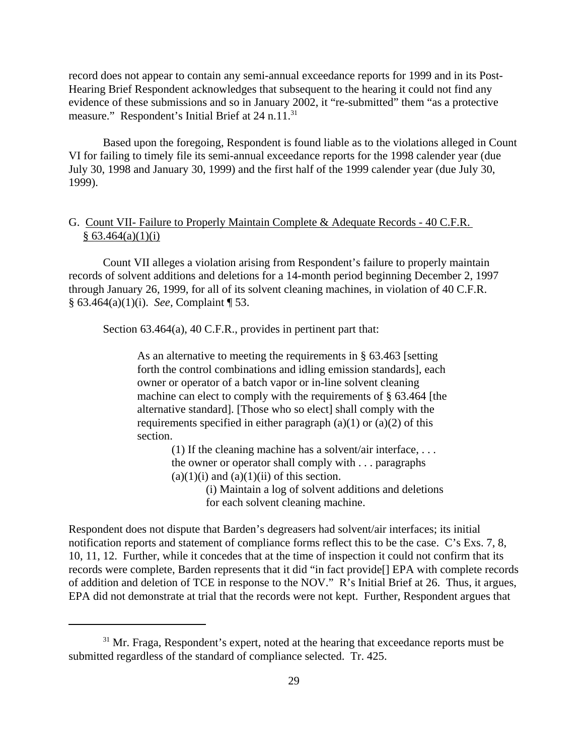record does not appear to contain any semi-annual exceedance reports for 1999 and in its Post-Hearing Brief Respondent acknowledges that subsequent to the hearing it could not find any evidence of these submissions and so in January 2002, it "re-submitted" them "as a protective measure." Respondent's Initial Brief at 24 n.11.[31]

Based upon the foregoing, Respondent is found liable as to the violations alleged in Count VI for failing to timely file its semi-annual exceedance reports for the 1998 calender year (due July 30, 1998 and January 30, 1999) and the first half of the 1999 calender year (due July 30, 1999).

## G. Count VII- Failure to Properly Maintain Complete & Adequate Records - 40 C.F.R. § 63.464(a)(1)(i)

Count VII alleges a violation arising from Respondent's failure to properly maintain records of solvent additions and deletions for a 14-month period beginning December 2, 1997 through January 26, 1999, for all of its solvent cleaning machines, in violation of 40 C.F.R. § 63.464(a)(1)(i). *See,* Complaint ¶ 53.

Section 63.464(a), 40 C.F.R., provides in pertinent part that:

> As an alternative to meeting the requirements in § 63.463 [setting forth the control combinations and idling emission standards], each owner or operator of a batch vapor or in-line solvent cleaning machine can elect to comply with the requirements of § 63.464 [the alternative standard]. [Those who so elect] shall comply with the requirements specified in either paragraph (a)(1) or (a)(2) of this section.
>
> > (1) If the cleaning machine has a solvent/air interface, . . . the owner or operator shall comply with . . . paragraphs (a)(1)(i) and (a)(1)(ii) of this section.
> >
> > > (i) Maintain a log of solvent additions and deletions for each solvent cleaning machine.

Respondent does not dispute that Barden's degreasers had solvent/air interfaces; its initial notification reports and statement of compliance forms reflect this to be the case. C's Exs. 7, 8, 10, 11, 12. Further, while it concedes that at the time of inspection it could not confirm that its records were complete, Barden represents that it did "in fact provide[] EPA with complete records of addition and deletion of TCE in response to the NOV." R's Initial Brief at 26. Thus, it argues, EPA did not demonstrate at trial that the records were not kept. Further, Respondent argues that

---

[31] Mr. Fraga, Respondent's expert, noted at the hearing that exceedance reports must be submitted regardless of the standard of compliance selected. Tr. 425.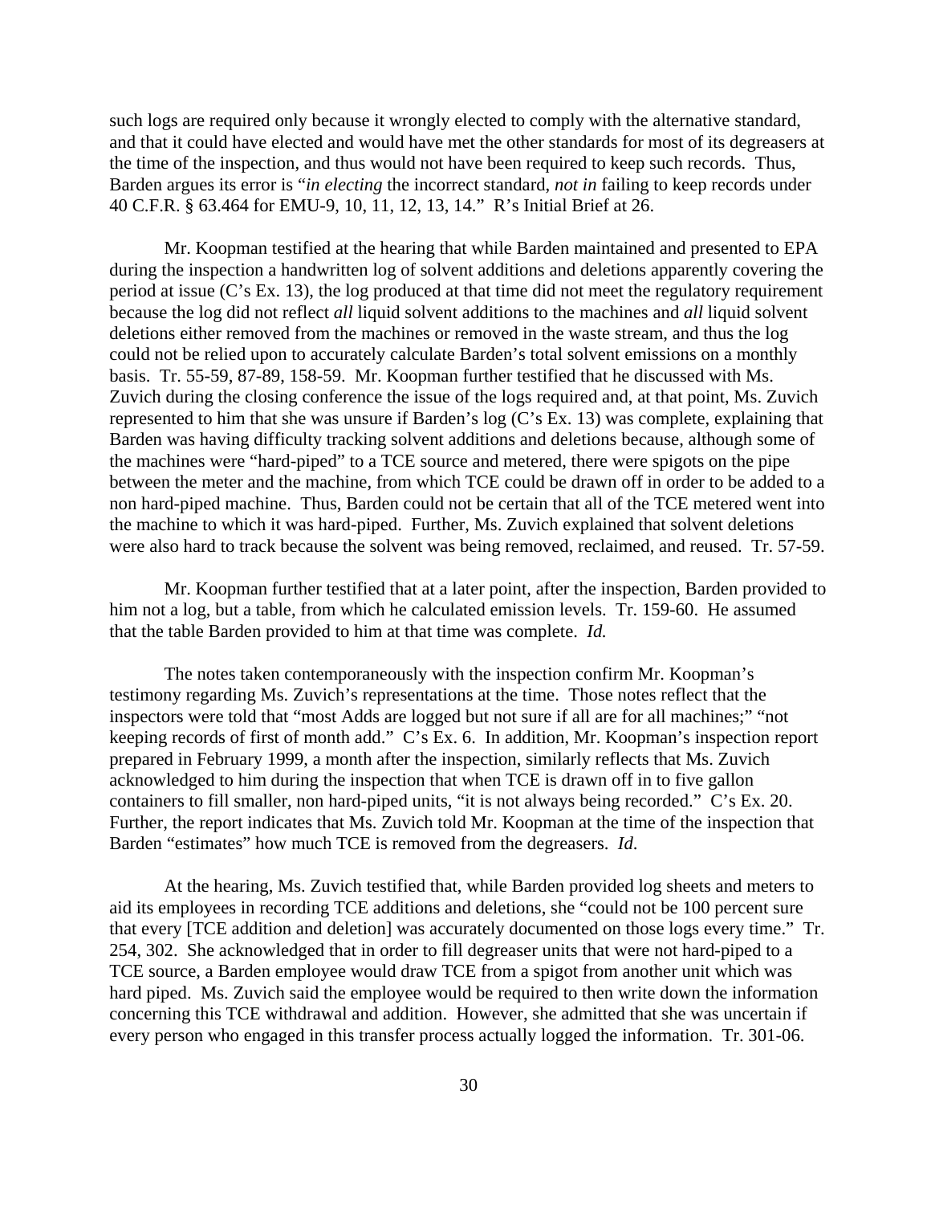such logs are required only because it wrongly elected to comply with the alternative standard, and that it could have elected and would have met the other standards for most of its degreasers at the time of the inspection, and thus would not have been required to keep such records. Thus, Barden argues its error is "*in electing* the incorrect standard, *not in* failing to keep records under 40 C.F.R. § 63.464 for EMU-9, 10, 11, 12, 13, 14." R's Initial Brief at 26.

Mr. Koopman testified at the hearing that while Barden maintained and presented to EPA during the inspection a handwritten log of solvent additions and deletions apparently covering the period at issue (C's Ex. 13), the log produced at that time did not meet the regulatory requirement because the log did not reflect *all* liquid solvent additions to the machines and *all* liquid solvent deletions either removed from the machines or removed in the waste stream, and thus the log could not be relied upon to accurately calculate Barden's total solvent emissions on a monthly basis. Tr. 55-59, 87-89, 158-59. Mr. Koopman further testified that he discussed with Ms. Zuvich during the closing conference the issue of the logs required and, at that point, Ms. Zuvich represented to him that she was unsure if Barden's log (C's Ex. 13) was complete, explaining that Barden was having difficulty tracking solvent additions and deletions because, although some of the machines were "hard-piped" to a TCE source and metered, there were spigots on the pipe between the meter and the machine, from which TCE could be drawn off in order to be added to a non hard-piped machine. Thus, Barden could not be certain that all of the TCE metered went into the machine to which it was hard-piped. Further, Ms. Zuvich explained that solvent deletions were also hard to track because the solvent was being removed, reclaimed, and reused. Tr. 57-59.

Mr. Koopman further testified that at a later point, after the inspection, Barden provided to him not a log, but a table, from which he calculated emission levels. Tr. 159-60. He assumed that the table Barden provided to him at that time was complete. *Id.*

The notes taken contemporaneously with the inspection confirm Mr. Koopman's testimony regarding Ms. Zuvich's representations at the time. Those notes reflect that the inspectors were told that "most Adds are logged but not sure if all are for all machines;" "not keeping records of first of month add." C's Ex. 6. In addition, Mr. Koopman's inspection report prepared in February 1999, a month after the inspection, similarly reflects that Ms. Zuvich acknowledged to him during the inspection that when TCE is drawn off in to five gallon containers to fill smaller, non hard-piped units, "it is not always being recorded." C's Ex. 20. Further, the report indicates that Ms. Zuvich told Mr. Koopman at the time of the inspection that Barden "estimates" how much TCE is removed from the degreasers. *Id*.

At the hearing, Ms. Zuvich testified that, while Barden provided log sheets and meters to aid its employees in recording TCE additions and deletions, she "could not be 100 percent sure that every [TCE addition and deletion] was accurately documented on those logs every time." Tr. 254, 302. She acknowledged that in order to fill degreaser units that were not hard-piped to a TCE source, a Barden employee would draw TCE from a spigot from another unit which was hard piped. Ms. Zuvich said the employee would be required to then write down the information concerning this TCE withdrawal and addition. However, she admitted that she was uncertain if every person who engaged in this transfer process actually logged the information. Tr. 301-06.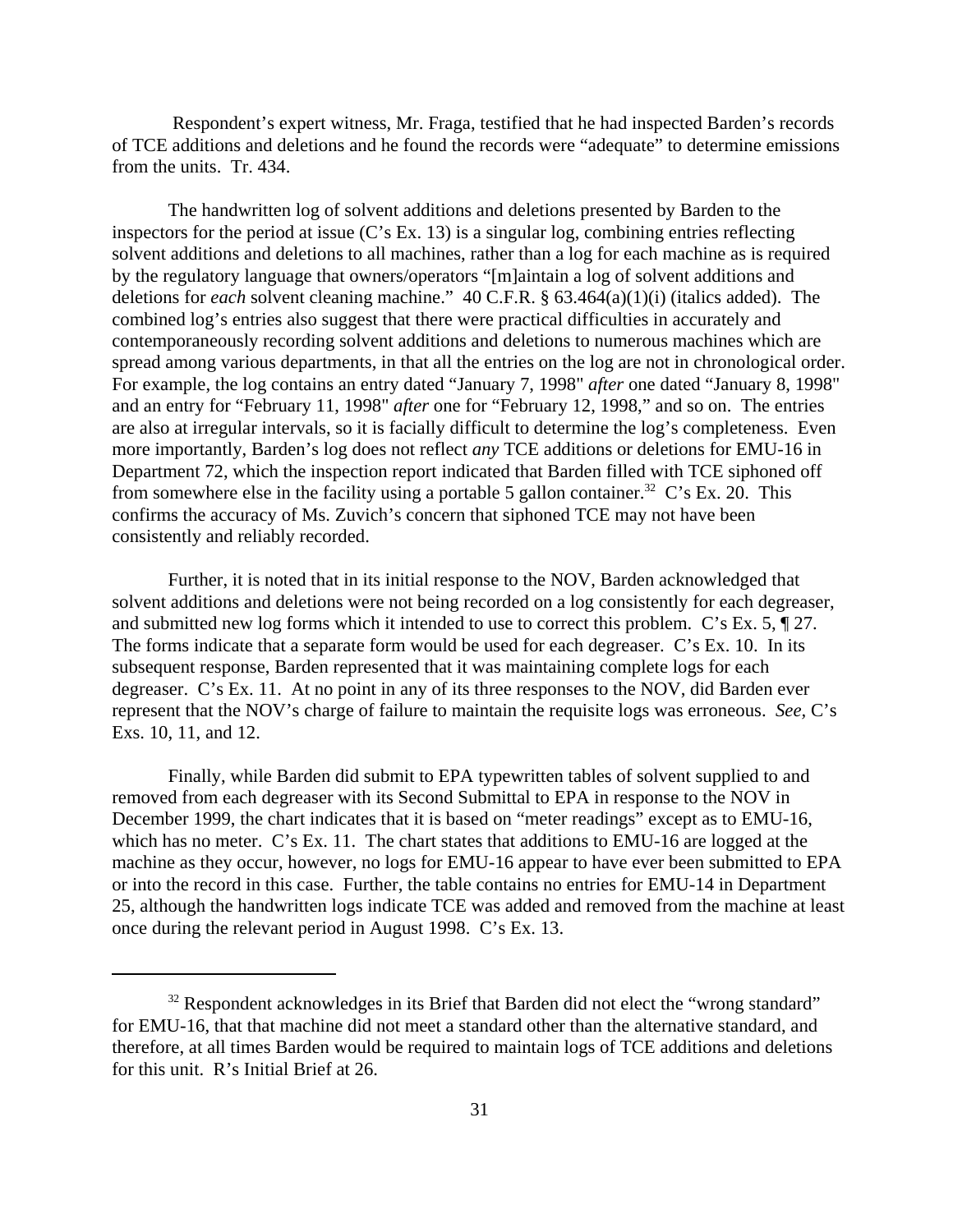Respondent's expert witness, Mr. Fraga, testified that he had inspected Barden's records of TCE additions and deletions and he found the records were "adequate" to determine emissions from the units. Tr. 434.

The handwritten log of solvent additions and deletions presented by Barden to the inspectors for the period at issue (C's Ex. 13) is a singular log, combining entries reflecting solvent additions and deletions to all machines, rather than a log for each machine as is required by the regulatory language that owners/operators "[m]aintain a log of solvent additions and deletions for *each* solvent cleaning machine." 40 C.F.R. § 63.464(a)(1)(i) (italics added). The combined log's entries also suggest that there were practical difficulties in accurately and contemporaneously recording solvent additions and deletions to numerous machines which are spread among various departments, in that all the entries on the log are not in chronological order. For example, the log contains an entry dated "January 7, 1998" *after* one dated "January 8, 1998" and an entry for "February 11, 1998" *after* one for "February 12, 1998," and so on. The entries are also at irregular intervals, so it is facially difficult to determine the log's completeness. Even more importantly, Barden's log does not reflect *any* TCE additions or deletions for EMU-16 in Department 72, which the inspection report indicated that Barden filled with TCE siphoned off from somewhere else in the facility using a portable 5 gallon container.[32] C's Ex. 20. This confirms the accuracy of Ms. Zuvich's concern that siphoned TCE may not have been consistently and reliably recorded.

Further, it is noted that in its initial response to the NOV, Barden acknowledged that solvent additions and deletions were not being recorded on a log consistently for each degreaser, and submitted new log forms which it intended to use to correct this problem. C's Ex. 5, ¶ 27. The forms indicate that a separate form would be used for each degreaser. C's Ex. 10. In its subsequent response, Barden represented that it was maintaining complete logs for each degreaser. C's Ex. 11. At no point in any of its three responses to the NOV, did Barden ever represent that the NOV's charge of failure to maintain the requisite logs was erroneous. *See*, C's Exs. 10, 11, and 12.

Finally, while Barden did submit to EPA typewritten tables of solvent supplied to and removed from each degreaser with its Second Submittal to EPA in response to the NOV in December 1999, the chart indicates that it is based on "meter readings" except as to EMU-16, which has no meter. C's Ex. 11. The chart states that additions to EMU-16 are logged at the machine as they occur, however, no logs for EMU-16 appear to have ever been submitted to EPA or into the record in this case. Further, the table contains no entries for EMU-14 in Department 25, although the handwritten logs indicate TCE was added and removed from the machine at least once during the relevant period in August 1998. C's Ex. 13.

---

[32] Respondent acknowledges in its Brief that Barden did not elect the "wrong standard" for EMU-16, that that machine did not meet a standard other than the alternative standard, and therefore, at all times Barden would be required to maintain logs of TCE additions and deletions for this unit. R's Initial Brief at 26.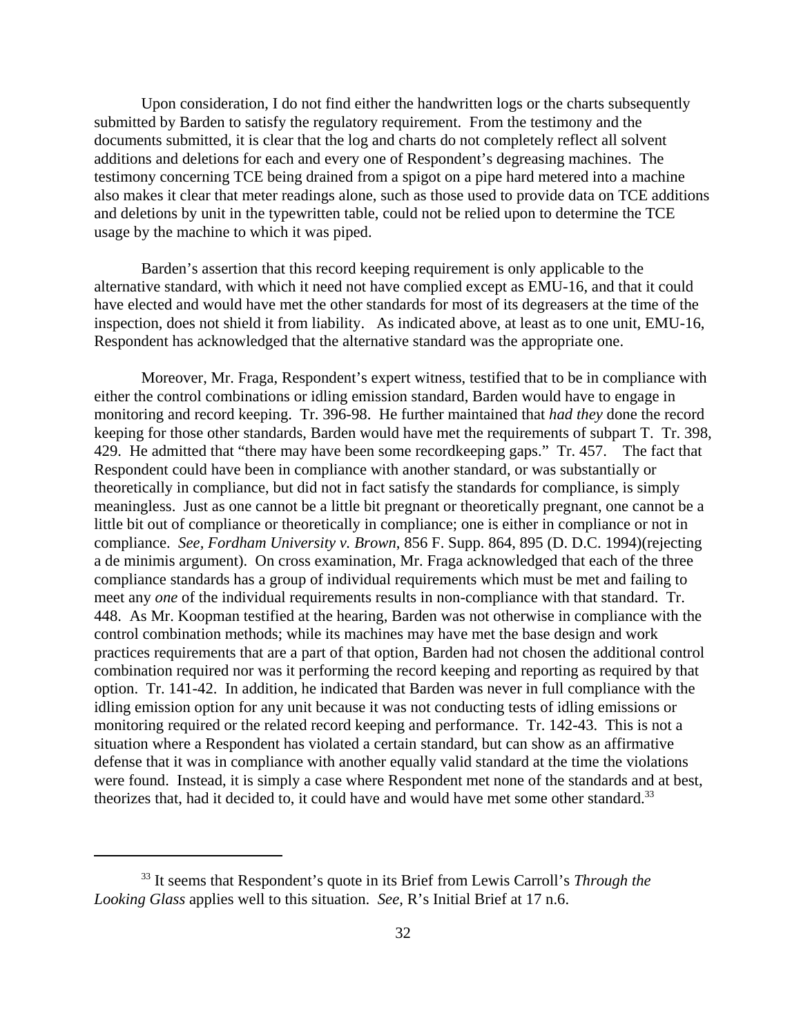Upon consideration, I do not find either the handwritten logs or the charts subsequently submitted by Barden to satisfy the regulatory requirement. From the testimony and the documents submitted, it is clear that the log and charts do not completely reflect all solvent additions and deletions for each and every one of Respondent's degreasing machines. The testimony concerning TCE being drained from a spigot on a pipe hard metered into a machine also makes it clear that meter readings alone, such as those used to provide data on TCE additions and deletions by unit in the typewritten table, could not be relied upon to determine the TCE usage by the machine to which it was piped.

Barden's assertion that this record keeping requirement is only applicable to the alternative standard, with which it need not have complied except as EMU-16, and that it could have elected and would have met the other standards for most of its degreasers at the time of the inspection, does not shield it from liability. As indicated above, at least as to one unit, EMU-16, Respondent has acknowledged that the alternative standard was the appropriate one.

Moreover, Mr. Fraga, Respondent's expert witness, testified that to be in compliance with either the control combinations or idling emission standard, Barden would have to engage in monitoring and record keeping. Tr. 396-98. He further maintained that *had they* done the record keeping for those other standards, Barden would have met the requirements of subpart T. Tr. 398, 429. He admitted that "there may have been some recordkeeping gaps." Tr. 457. The fact that Respondent could have been in compliance with another standard, or was substantially or theoretically in compliance, but did not in fact satisfy the standards for compliance, is simply meaningless. Just as one cannot be a little bit pregnant or theoretically pregnant, one cannot be a little bit out of compliance or theoretically in compliance; one is either in compliance or not in compliance. *See*, *Fordham University v. Brown*, 856 F. Supp. 864, 895 (D. D.C. 1994)(rejecting a de minimis argument). On cross examination, Mr. Fraga acknowledged that each of the three compliance standards has a group of individual requirements which must be met and failing to meet any *one* of the individual requirements results in non-compliance with that standard. Tr. 448. As Mr. Koopman testified at the hearing, Barden was not otherwise in compliance with the control combination methods; while its machines may have met the base design and work practices requirements that are a part of that option, Barden had not chosen the additional control combination required nor was it performing the record keeping and reporting as required by that option. Tr. 141-42. In addition, he indicated that Barden was never in full compliance with the idling emission option for any unit because it was not conducting tests of idling emissions or monitoring required or the related record keeping and performance. Tr. 142-43. This is not a situation where a Respondent has violated a certain standard, but can show as an affirmative defense that it was in compliance with another equally valid standard at the time the violations were found. Instead, it is simply a case where Respondent met none of the standards and at best, theorizes that, had it decided to, it could have and would have met some other standard.[33]

---

[33] It seems that Respondent's quote in its Brief from Lewis Carroll's *Through the Looking Glass* applies well to this situation. *See,* R's Initial Brief at 17 n.6.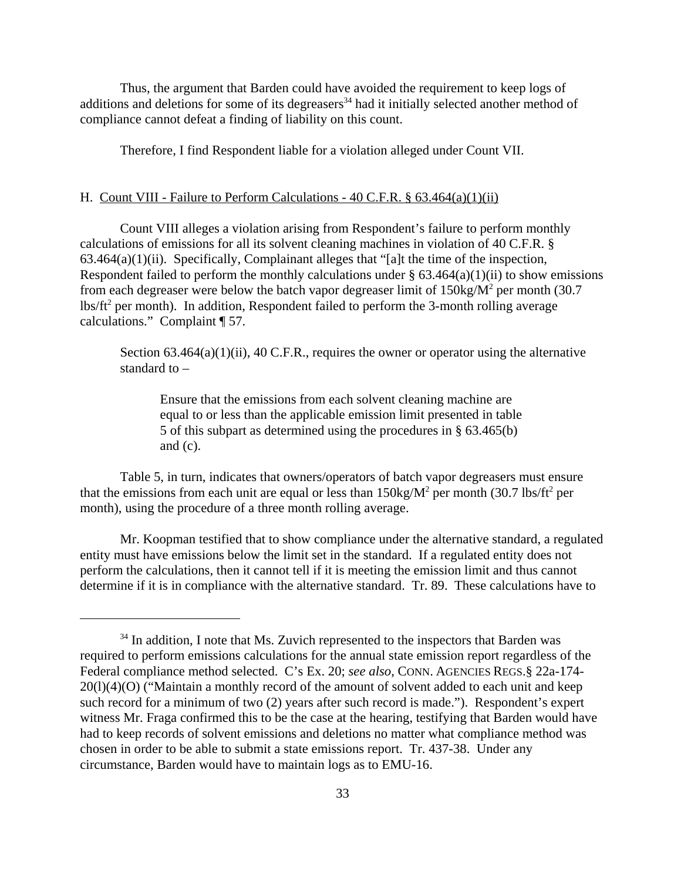Thus, the argument that Barden could have avoided the requirement to keep logs of additions and deletions for some of its degreasers[34] had it initially selected another method of compliance cannot defeat a finding of liability on this count.

Therefore, I find Respondent liable for a violation alleged under Count VII.

H. Count VIII - Failure to Perform Calculations - 40 C.F.R. § 63.464(a)(1)(ii)

Count VIII alleges a violation arising from Respondent's failure to perform monthly calculations of emissions for all its solvent cleaning machines in violation of 40 C.F.R. § 63.464(a)(1)(ii). Specifically, Complainant alleges that "[a]t the time of the inspection, Respondent failed to perform the monthly calculations under § 63.464(a)(1)(ii) to show emissions from each degreaser were below the batch vapor degreaser limit of $150kg/M^2$ per month ($30.7$ $lbs/ft^2$ per month). In addition, Respondent failed to perform the 3-month rolling average calculations." Complaint ¶ 57.

> Section 63.464(a)(1)(ii), 40 C.F.R., requires the owner or operator using the alternative standard to –
>
> > Ensure that the emissions from each solvent cleaning machine are equal to or less than the applicable emission limit presented in table 5 of this subpart as determined using the procedures in § 63.465(b) and (c).

Table 5, in turn, indicates that owners/operators of batch vapor degreasers must ensure that the emissions from each unit are equal or less than $150kg/M^2$ per month ($30.7$ $lbs/ft^2$ per month), using the procedure of a three month rolling average.

Mr. Koopman testified that to show compliance under the alternative standard, a regulated entity must have emissions below the limit set in the standard. If a regulated entity does not perform the calculations, then it cannot tell if it is meeting the emission limit and thus cannot determine if it is in compliance with the alternative standard. Tr. 89. These calculations have to

---

[34] In addition, I note that Ms. Zuvich represented to the inspectors that Barden was required to perform emissions calculations for the annual state emission report regardless of the Federal compliance method selected. C's Ex. 20; *see also*, CONN. AGENCIES REGS.§ 22a-174-20(l)(4)(O) ("Maintain a monthly record of the amount of solvent added to each unit and keep such record for a minimum of two (2) years after such record is made."). Respondent's expert witness Mr. Fraga confirmed this to be the case at the hearing, testifying that Barden would have had to keep records of solvent emissions and deletions no matter what compliance method was chosen in order to be able to submit a state emissions report. Tr. 437-38. Under any circumstance, Barden would have to maintain logs as to EMU-16.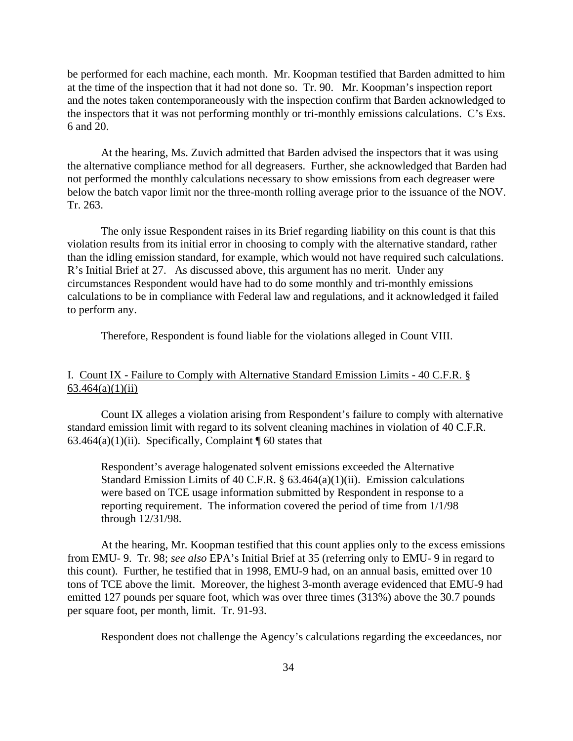be performed for each machine, each month. Mr. Koopman testified that Barden admitted to him at the time of the inspection that it had not done so. Tr. 90. Mr. Koopman's inspection report and the notes taken contemporaneously with the inspection confirm that Barden acknowledged to the inspectors that it was not performing monthly or tri-monthly emissions calculations. C's Exs. 6 and 20.

At the hearing, Ms. Zuvich admitted that Barden advised the inspectors that it was using the alternative compliance method for all degreasers. Further, she acknowledged that Barden had not performed the monthly calculations necessary to show emissions from each degreaser were below the batch vapor limit nor the three-month rolling average prior to the issuance of the NOV. Tr. 263.

The only issue Respondent raises in its Brief regarding liability on this count is that this violation results from its initial error in choosing to comply with the alternative standard, rather than the idling emission standard, for example, which would not have required such calculations. R's Initial Brief at 27. As discussed above, this argument has no merit. Under any circumstances Respondent would have had to do some monthly and tri-monthly emissions calculations to be in compliance with Federal law and regulations, and it acknowledged it failed to perform any.

Therefore, Respondent is found liable for the violations alleged in Count VIII.

### I. Count IX - Failure to Comply with Alternative Standard Emission Limits - 40 C.F.R. § 63.464(a)(1)(ii)

Count IX alleges a violation arising from Respondent's failure to comply with alternative standard emission limit with regard to its solvent cleaning machines in violation of 40 C.F.R. 63.464(a)(1)(ii). Specifically, Complaint ¶ 60 states that

> Respondent's average halogenated solvent emissions exceeded the Alternative Standard Emission Limits of 40 C.F.R. § 63.464(a)(1)(ii). Emission calculations were based on TCE usage information submitted by Respondent in response to a reporting requirement. The information covered the period of time from 1/1/98 through 12/31/98.

At the hearing, Mr. Koopman testified that this count applies only to the excess emissions from EMU- 9. Tr. 98; *see also* EPA's Initial Brief at 35 (referring only to EMU- 9 in regard to this count). Further, he testified that in 1998, EMU-9 had, on an annual basis, emitted over 10 tons of TCE above the limit. Moreover, the highest 3-month average evidenced that EMU-9 had emitted 127 pounds per square foot, which was over three times (313%) above the 30.7 pounds per square foot, per month, limit. Tr. 91-93.

Respondent does not challenge the Agency's calculations regarding the exceedances, nor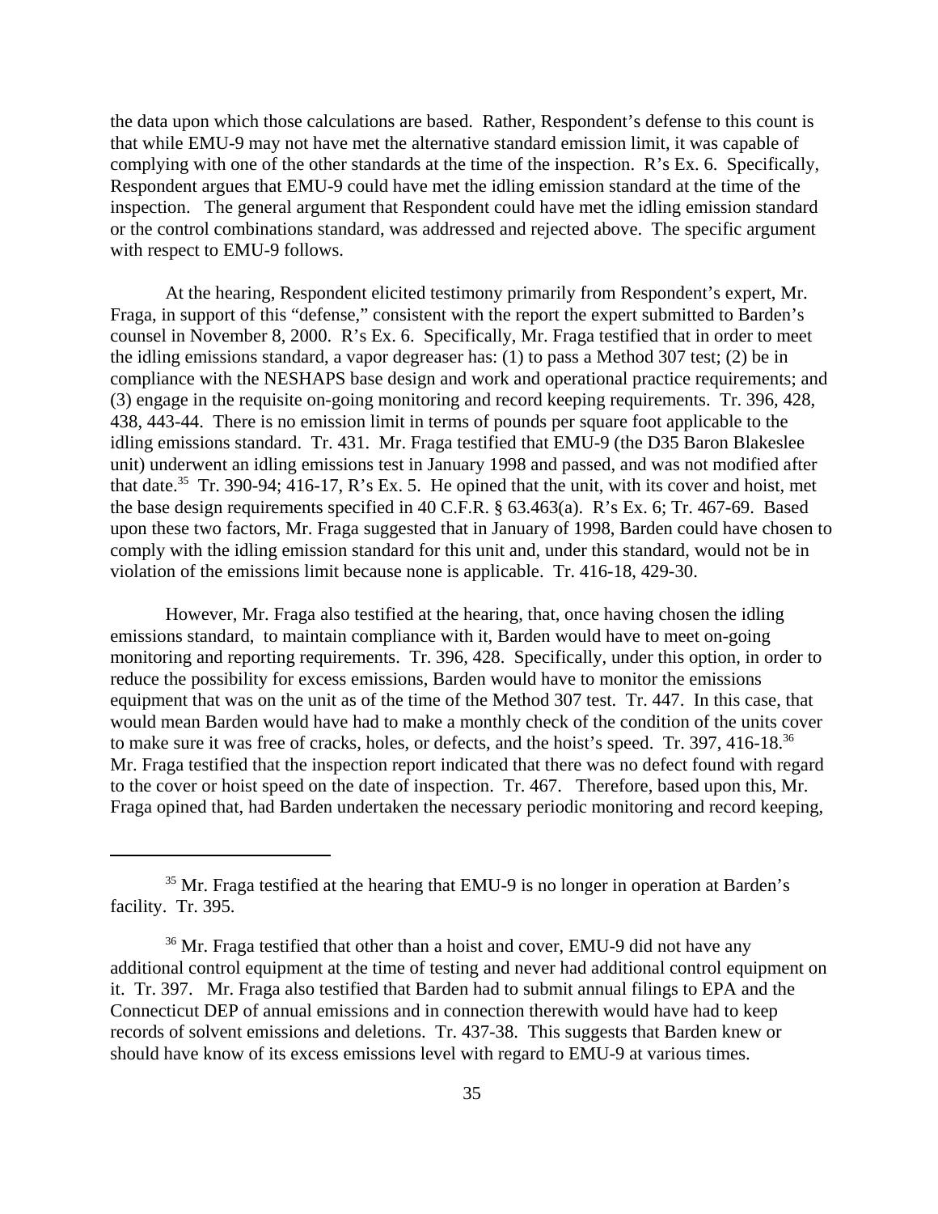the data upon which those calculations are based. Rather, Respondent's defense to this count is that while EMU-9 may not have met the alternative standard emission limit, it was capable of complying with one of the other standards at the time of the inspection. R's Ex. 6. Specifically, Respondent argues that EMU-9 could have met the idling emission standard at the time of the inspection. The general argument that Respondent could have met the idling emission standard or the control combinations standard, was addressed and rejected above. The specific argument with respect to EMU-9 follows.

At the hearing, Respondent elicited testimony primarily from Respondent's expert, Mr. Fraga, in support of this "defense," consistent with the report the expert submitted to Barden's counsel in November 8, 2000. R's Ex. 6. Specifically, Mr. Fraga testified that in order to meet the idling emissions standard, a vapor degreaser has: (1) to pass a Method 307 test; (2) be in compliance with the NESHAPS base design and work and operational practice requirements; and (3) engage in the requisite on-going monitoring and record keeping requirements. Tr. 396, 428, 438, 443-44. There is no emission limit in terms of pounds per square foot applicable to the idling emissions standard. Tr. 431. Mr. Fraga testified that EMU-9 (the D35 Baron Blakeslee unit) underwent an idling emissions test in January 1998 and passed, and was not modified after that date.[35] Tr. 390-94; 416-17, R's Ex. 5. He opined that the unit, with its cover and hoist, met the base design requirements specified in 40 C.F.R. § 63.463(a). R's Ex. 6; Tr. 467-69. Based upon these two factors, Mr. Fraga suggested that in January of 1998, Barden could have chosen to comply with the idling emission standard for this unit and, under this standard, would not be in violation of the emissions limit because none is applicable. Tr. 416-18, 429-30.

However, Mr. Fraga also testified at the hearing, that, once having chosen the idling emissions standard, to maintain compliance with it, Barden would have to meet on-going monitoring and reporting requirements. Tr. 396, 428. Specifically, under this option, in order to reduce the possibility for excess emissions, Barden would have to monitor the emissions equipment that was on the unit as of the time of the Method 307 test. Tr. 447. In this case, that would mean Barden would have had to make a monthly check of the condition of the units cover to make sure it was free of cracks, holes, or defects, and the hoist's speed. Tr. 397, 416-18.[36] Mr. Fraga testified that the inspection report indicated that there was no defect found with regard to the cover or hoist speed on the date of inspection. Tr. 467. Therefore, based upon this, Mr. Fraga opined that, had Barden undertaken the necessary periodic monitoring and record keeping,

---

[35] Mr. Fraga testified at the hearing that EMU-9 is no longer in operation at Barden's facility. Tr. 395.

[36] Mr. Fraga testified that other than a hoist and cover, EMU-9 did not have any additional control equipment at the time of testing and never had additional control equipment on it. Tr. 397. Mr. Fraga also testified that Barden had to submit annual filings to EPA and the Connecticut DEP of annual emissions and in connection therewith would have had to keep records of solvent emissions and deletions. Tr. 437-38. This suggests that Barden knew or should have know of its excess emissions level with regard to EMU-9 at various times.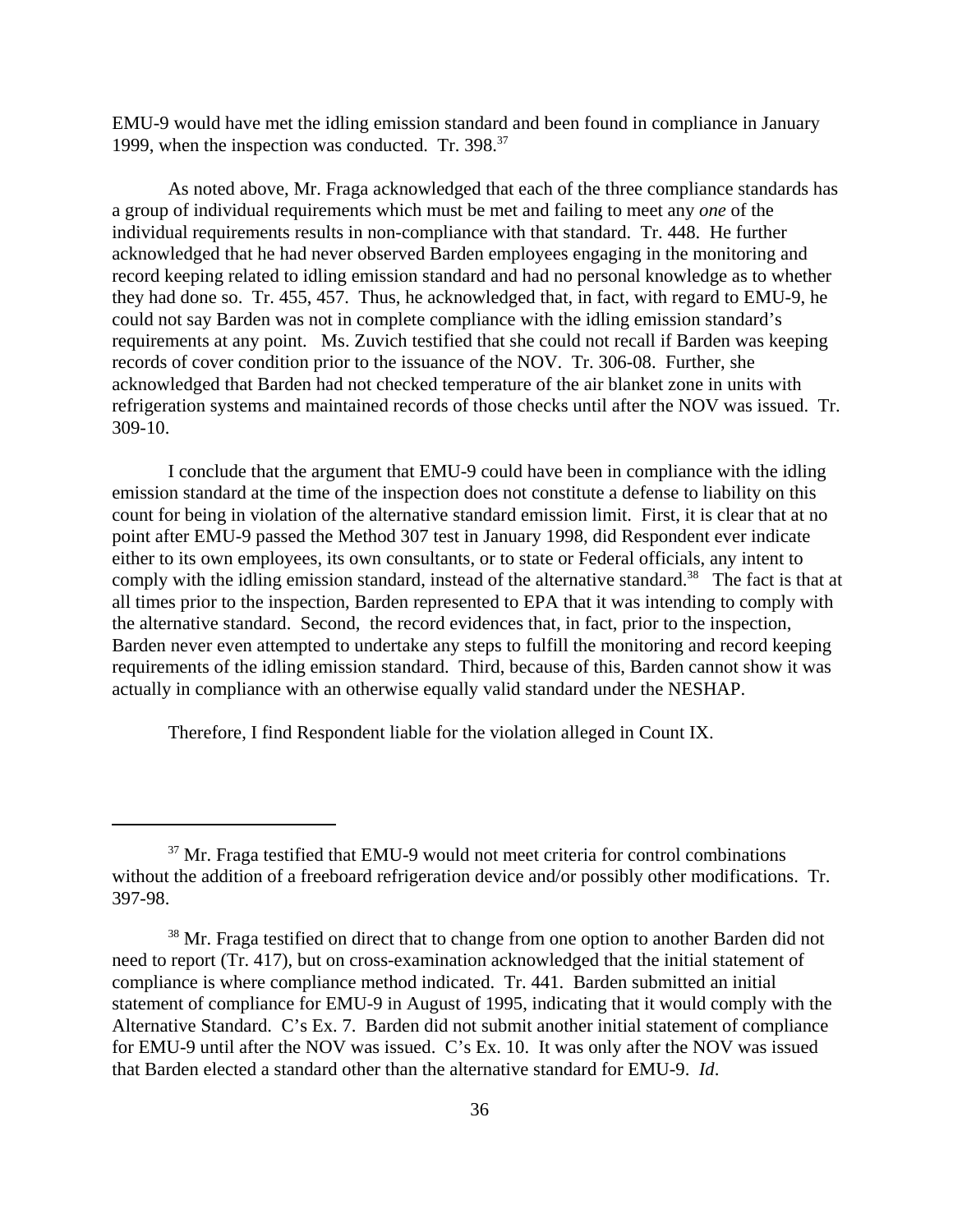EMU-9 would have met the idling emission standard and been found in compliance in January 1999, when the inspection was conducted. Tr. 398.[37]

As noted above, Mr. Fraga acknowledged that each of the three compliance standards has a group of individual requirements which must be met and failing to meet any *one* of the individual requirements results in non-compliance with that standard. Tr. 448. He further acknowledged that he had never observed Barden employees engaging in the monitoring and record keeping related to idling emission standard and had no personal knowledge as to whether they had done so. Tr. 455, 457. Thus, he acknowledged that, in fact, with regard to EMU-9, he could not say Barden was not in complete compliance with the idling emission standard's requirements at any point. Ms. Zuvich testified that she could not recall if Barden was keeping records of cover condition prior to the issuance of the NOV. Tr. 306-08. Further, she acknowledged that Barden had not checked temperature of the air blanket zone in units with refrigeration systems and maintained records of those checks until after the NOV was issued. Tr. 309-10.

I conclude that the argument that EMU-9 could have been in compliance with the idling emission standard at the time of the inspection does not constitute a defense to liability on this count for being in violation of the alternative standard emission limit. First, it is clear that at no point after EMU-9 passed the Method 307 test in January 1998, did Respondent ever indicate either to its own employees, its own consultants, or to state or Federal officials, any intent to comply with the idling emission standard, instead of the alternative standard.[38] The fact is that at all times prior to the inspection, Barden represented to EPA that it was intending to comply with the alternative standard. Second, the record evidences that, in fact, prior to the inspection, Barden never even attempted to undertake any steps to fulfill the monitoring and record keeping requirements of the idling emission standard. Third, because of this, Barden cannot show it was actually in compliance with an otherwise equally valid standard under the NESHAP.

Therefore, I find Respondent liable for the violation alleged in Count IX.

---

[37] Mr. Fraga testified that EMU-9 would not meet criteria for control combinations without the addition of a freeboard refrigeration device and/or possibly other modifications. Tr. 397-98.

[38] Mr. Fraga testified on direct that to change from one option to another Barden did not need to report (Tr. 417), but on cross-examination acknowledged that the initial statement of compliance is where compliance method indicated. Tr. 441. Barden submitted an initial statement of compliance for EMU-9 in August of 1995, indicating that it would comply with the Alternative Standard. C's Ex. 7. Barden did not submit another initial statement of compliance for EMU-9 until after the NOV was issued. C's Ex. 10. It was only after the NOV was issued that Barden elected a standard other than the alternative standard for EMU-9. *Id*.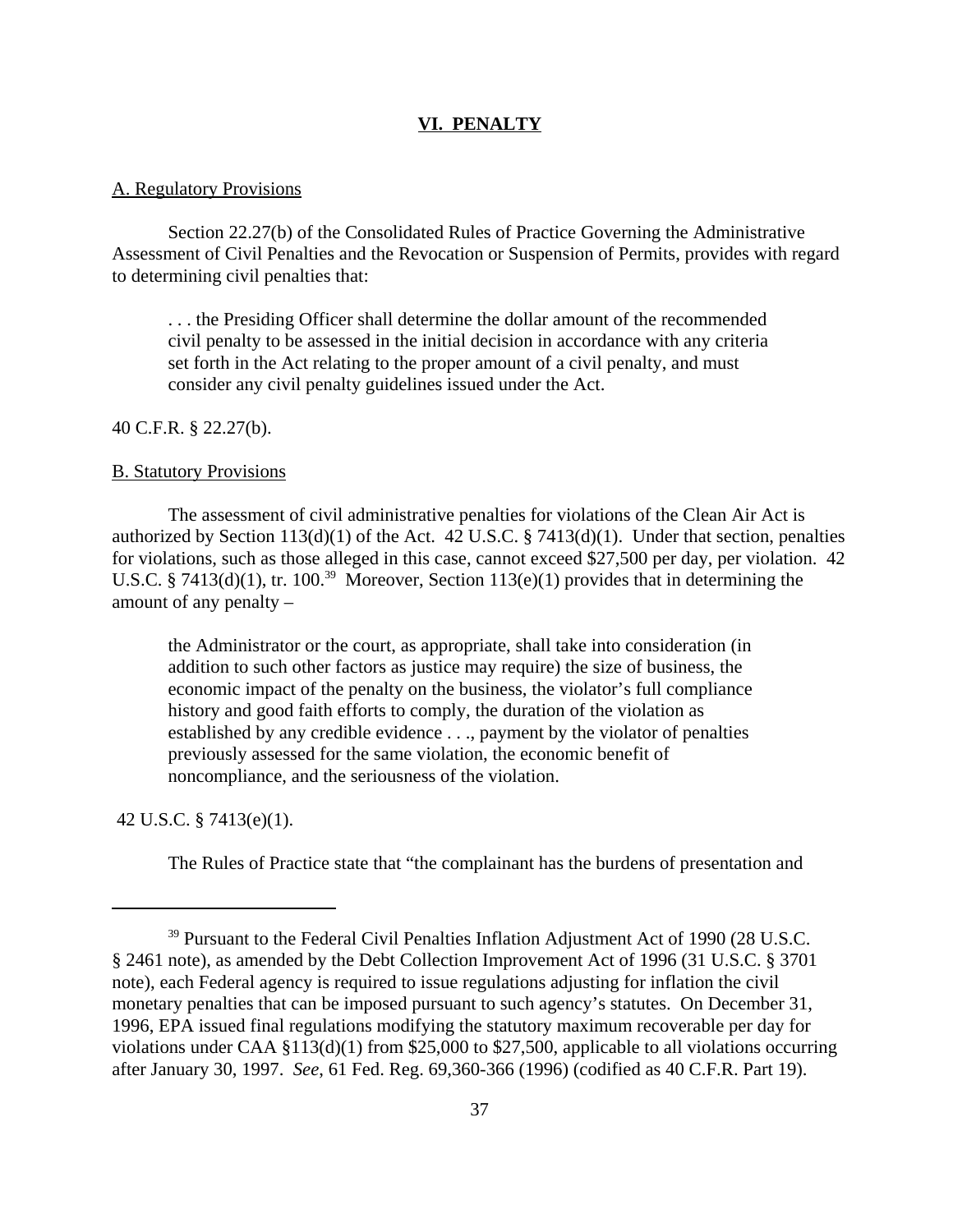## VI. PENALTY

### A. Regulatory Provisions

Section 22.27(b) of the Consolidated Rules of Practice Governing the Administrative Assessment of Civil Penalties and the Revocation or Suspension of Permits, provides with regard to determining civil penalties that:

> . . . the Presiding Officer shall determine the dollar amount of the recommended civil penalty to be assessed in the initial decision in accordance with any criteria set forth in the Act relating to the proper amount of a civil penalty, and must consider any civil penalty guidelines issued under the Act.

40 C.F.R. § 22.27(b).

### B. Statutory Provisions

The assessment of civil administrative penalties for violations of the Clean Air Act is authorized by Section 113(d)(1) of the Act. 42 U.S.C. § 7413(d)(1). Under that section, penalties for violations, such as those alleged in this case, cannot exceed $27,500 per day, per violation. 42 U.S.C. § 7413(d)(1), tr. 100.[39] Moreover, Section 113(e)(1) provides that in determining the amount of any penalty –

> the Administrator or the court, as appropriate, shall take into consideration (in addition to such other factors as justice may require) the size of business, the economic impact of the penalty on the business, the violator's full compliance history and good faith efforts to comply, the duration of the violation as established by any credible evidence . . ., payment by the violator of penalties previously assessed for the same violation, the economic benefit of noncompliance, and the seriousness of the violation.

42 U.S.C. § 7413(e)(1).

The Rules of Practice state that "the complainant has the burdens of presentation and

---

[39] Pursuant to the Federal Civil Penalties Inflation Adjustment Act of 1990 (28 U.S.C. § 2461 note), as amended by the Debt Collection Improvement Act of 1996 (31 U.S.C. § 3701 note), each Federal agency is required to issue regulations adjusting for inflation the civil monetary penalties that can be imposed pursuant to such agency's statutes. On December 31, 1996, EPA issued final regulations modifying the statutory maximum recoverable per day for violations under CAA §113(d)(1) from $25,000 to $27,500, applicable to all violations occurring after January 30, 1997. *See*, 61 Fed. Reg. 69,360-366 (1996) (codified as 40 C.F.R. Part 19).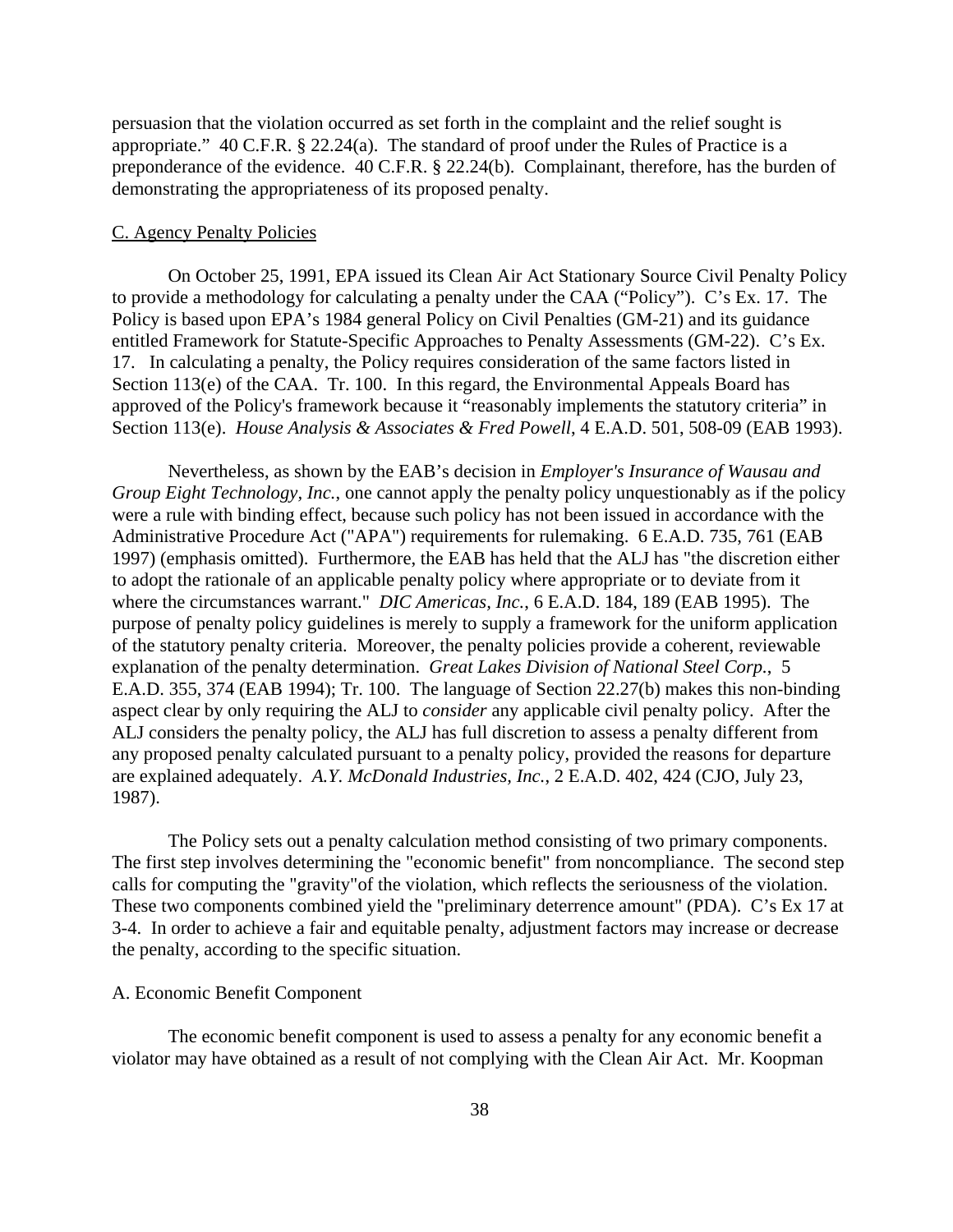persuasion that the violation occurred as set forth in the complaint and the relief sought is appropriate." 40 C.F.R. § 22.24(a). The standard of proof under the Rules of Practice is a preponderance of the evidence. 40 C.F.R. § 22.24(b). Complainant, therefore, has the burden of demonstrating the appropriateness of its proposed penalty.

C. Agency Penalty Policies

On October 25, 1991, EPA issued its Clean Air Act Stationary Source Civil Penalty Policy to provide a methodology for calculating a penalty under the CAA ("Policy"). C's Ex. 17. The Policy is based upon EPA's 1984 general Policy on Civil Penalties (GM-21) and its guidance entitled Framework for Statute-Specific Approaches to Penalty Assessments (GM-22). C's Ex. 17. In calculating a penalty, the Policy requires consideration of the same factors listed in Section 113(e) of the CAA. Tr. 100. In this regard, the Environmental Appeals Board has approved of the Policy's framework because it "reasonably implements the statutory criteria" in Section 113(e). *House Analysis & Associates & Fred Powell*, 4 E.A.D. 501, 508-09 (EAB 1993).

Nevertheless, as shown by the EAB's decision in *Employer's Insurance of Wausau and Group Eight Technology, Inc.*, one cannot apply the penalty policy unquestionably as if the policy were a rule with binding effect, because such policy has not been issued in accordance with the Administrative Procedure Act ("APA") requirements for rulemaking. 6 E.A.D. 735, 761 (EAB 1997) (emphasis omitted). Furthermore, the EAB has held that the ALJ has "the discretion either to adopt the rationale of an applicable penalty policy where appropriate or to deviate from it where the circumstances warrant." *DIC Americas, Inc.*, 6 E.A.D. 184, 189 (EAB 1995). The purpose of penalty policy guidelines is merely to supply a framework for the uniform application of the statutory penalty criteria. Moreover, the penalty policies provide a coherent, reviewable explanation of the penalty determination. *Great Lakes Division of National Steel Corp.*, 5 E.A.D. 355, 374 (EAB 1994); Tr. 100. The language of Section 22.27(b) makes this non-binding aspect clear by only requiring the ALJ to *consider* any applicable civil penalty policy. After the ALJ considers the penalty policy, the ALJ has full discretion to assess a penalty different from any proposed penalty calculated pursuant to a penalty policy, provided the reasons for departure are explained adequately. *A.Y. McDonald Industries, Inc.*, 2 E.A.D. 402, 424 (CJO, July 23, 1987).

The Policy sets out a penalty calculation method consisting of two primary components. The first step involves determining the "economic benefit" from noncompliance. The second step calls for computing the "gravity"of the violation, which reflects the seriousness of the violation. These two components combined yield the "preliminary deterrence amount" (PDA). C's Ex 17 at 3-4. In order to achieve a fair and equitable penalty, adjustment factors may increase or decrease the penalty, according to the specific situation.

A. Economic Benefit Component

The economic benefit component is used to assess a penalty for any economic benefit a violator may have obtained as a result of not complying with the Clean Air Act. Mr. Koopman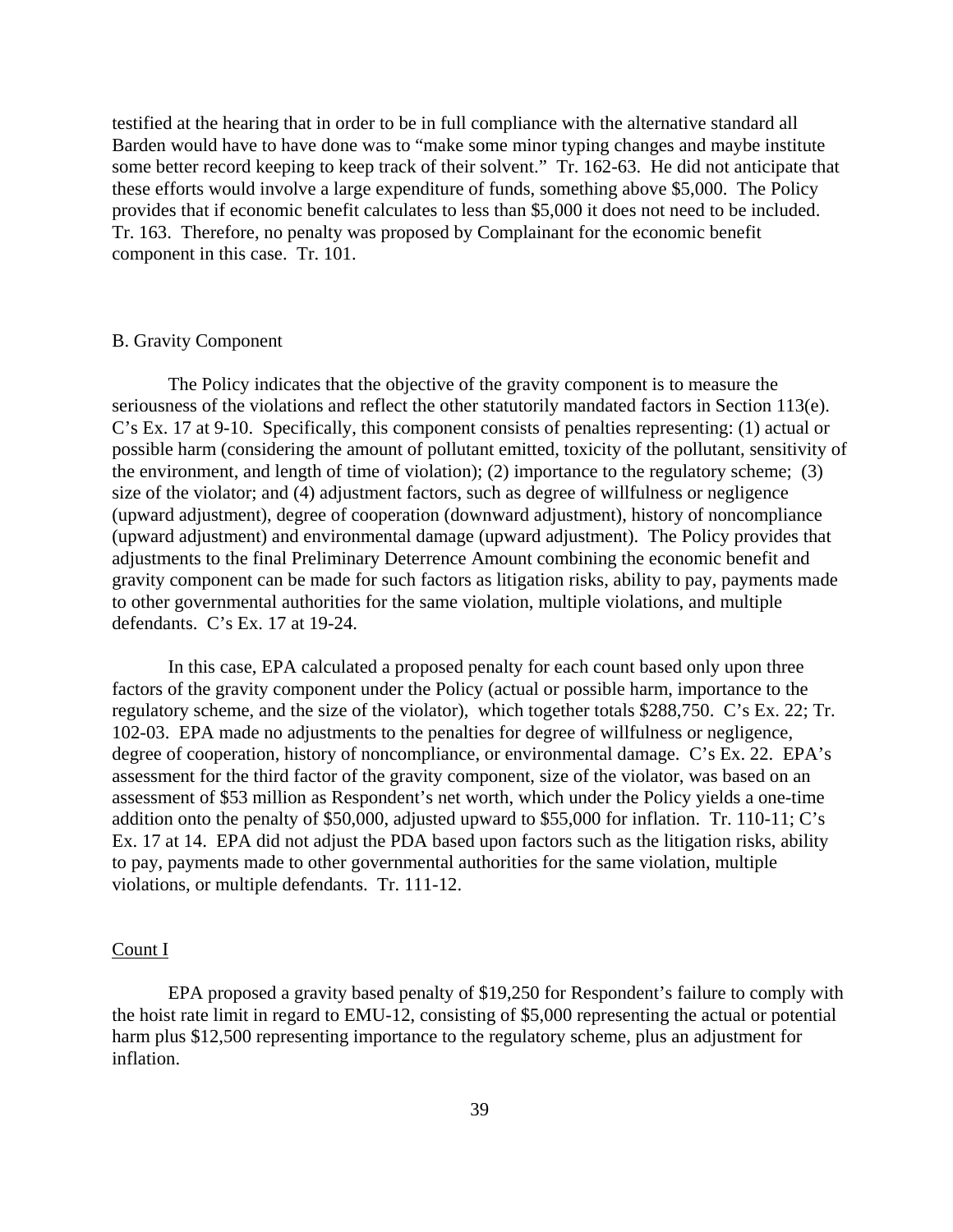testified at the hearing that in order to be in full compliance with the alternative standard all Barden would have to have done was to "make some minor typing changes and maybe institute some better record keeping to keep track of their solvent." Tr. 162-63. He did not anticipate that these efforts would involve a large expenditure of funds, something above $5,000. The Policy provides that if economic benefit calculates to less than $5,000 it does not need to be included. Tr. 163. Therefore, no penalty was proposed by Complainant for the economic benefit component in this case. Tr. 101.

B. Gravity Component

The Policy indicates that the objective of the gravity component is to measure the seriousness of the violations and reflect the other statutorily mandated factors in Section 113(e). C's Ex. 17 at 9-10. Specifically, this component consists of penalties representing: (1) actual or possible harm (considering the amount of pollutant emitted, toxicity of the pollutant, sensitivity of the environment, and length of time of violation); (2) importance to the regulatory scheme; (3) size of the violator; and (4) adjustment factors, such as degree of willfulness or negligence (upward adjustment), degree of cooperation (downward adjustment), history of noncompliance (upward adjustment) and environmental damage (upward adjustment). The Policy provides that adjustments to the final Preliminary Deterrence Amount combining the economic benefit and gravity component can be made for such factors as litigation risks, ability to pay, payments made to other governmental authorities for the same violation, multiple violations, and multiple defendants. C's Ex. 17 at 19-24.

In this case, EPA calculated a proposed penalty for each count based only upon three factors of the gravity component under the Policy (actual or possible harm, importance to the regulatory scheme, and the size of the violator), which together totals $288,750. C's Ex. 22; Tr. 102-03. EPA made no adjustments to the penalties for degree of willfulness or negligence, degree of cooperation, history of noncompliance, or environmental damage. C's Ex. 22. EPA's assessment for the third factor of the gravity component, size of the violator, was based on an assessment of $53 million as Respondent's net worth, which under the Policy yields a one-time addition onto the penalty of $50,000, adjusted upward to $55,000 for inflation. Tr. 110-11; C's Ex. 17 at 14. EPA did not adjust the PDA based upon factors such as the litigation risks, ability to pay, payments made to other governmental authorities for the same violation, multiple violations, or multiple defendants. Tr. 111-12.

Count I

EPA proposed a gravity based penalty of $19,250 for Respondent's failure to comply with the hoist rate limit in regard to EMU-12, consisting of $5,000 representing the actual or potential harm plus $12,500 representing importance to the regulatory scheme, plus an adjustment for inflation.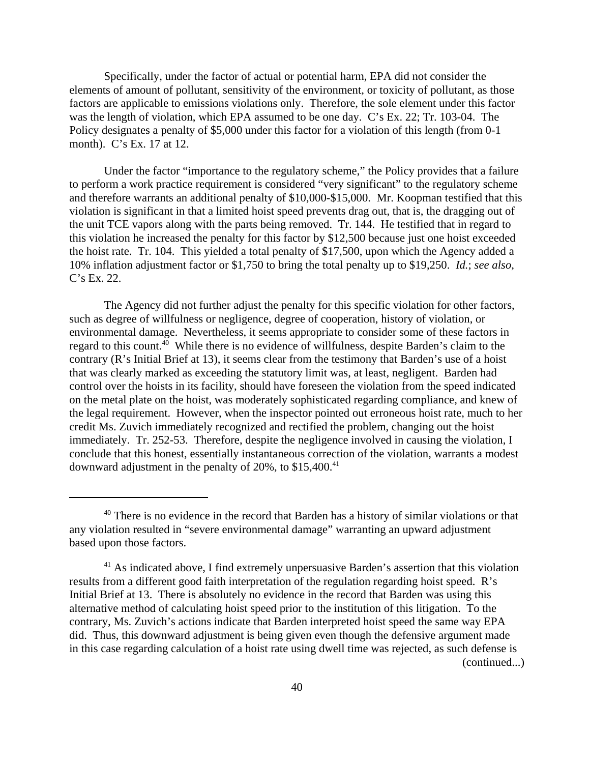Specifically, under the factor of actual or potential harm, EPA did not consider the elements of amount of pollutant, sensitivity of the environment, or toxicity of pollutant, as those factors are applicable to emissions violations only. Therefore, the sole element under this factor was the length of violation, which EPA assumed to be one day. C's Ex. 22; Tr. 103-04. The Policy designates a penalty of $5,000 under this factor for a violation of this length (from 0-1 month). C's Ex. 17 at 12.

Under the factor "importance to the regulatory scheme," the Policy provides that a failure to perform a work practice requirement is considered "very significant" to the regulatory scheme and therefore warrants an additional penalty of $10,000-$15,000. Mr. Koopman testified that this violation is significant in that a limited hoist speed prevents drag out, that is, the dragging out of the unit TCE vapors along with the parts being removed. Tr. 144. He testified that in regard to this violation he increased the penalty for this factor by $12,500 because just one hoist exceeded the hoist rate. Tr. 104. This yielded a total penalty of $17,500, upon which the Agency added a 10% inflation adjustment factor or $1,750 to bring the total penalty up to $19,250. *Id.*; *see also,* C's Ex. 22.

The Agency did not further adjust the penalty for this specific violation for other factors, such as degree of willfulness or negligence, degree of cooperation, history of violation, or environmental damage. Nevertheless, it seems appropriate to consider some of these factors in regard to this count.[40] While there is no evidence of willfulness, despite Barden's claim to the contrary (R's Initial Brief at 13), it seems clear from the testimony that Barden's use of a hoist that was clearly marked as exceeding the statutory limit was, at least, negligent. Barden had control over the hoists in its facility, should have foreseen the violation from the speed indicated on the metal plate on the hoist, was moderately sophisticated regarding compliance, and knew of the legal requirement. However, when the inspector pointed out erroneous hoist rate, much to her credit Ms. Zuvich immediately recognized and rectified the problem, changing out the hoist immediately. Tr. 252-53. Therefore, despite the negligence involved in causing the violation, I conclude that this honest, essentially instantaneous correction of the violation, warrants a modest downward adjustment in the penalty of 20%, to $15,400.[41]

---

[40] There is no evidence in the record that Barden has a history of similar violations or that any violation resulted in "severe environmental damage" warranting an upward adjustment based upon those factors.

[41] As indicated above, I find extremely unpersuasive Barden's assertion that this violation results from a different good faith interpretation of the regulation regarding hoist speed. R's Initial Brief at 13. There is absolutely no evidence in the record that Barden was using this alternative method of calculating hoist speed prior to the institution of this litigation. To the contrary, Ms. Zuvich's actions indicate that Barden interpreted hoist speed the same way EPA did. Thus, this downward adjustment is being given even though the defensive argument made in this case regarding calculation of a hoist rate using dwell time was rejected, as such defense is (continued...)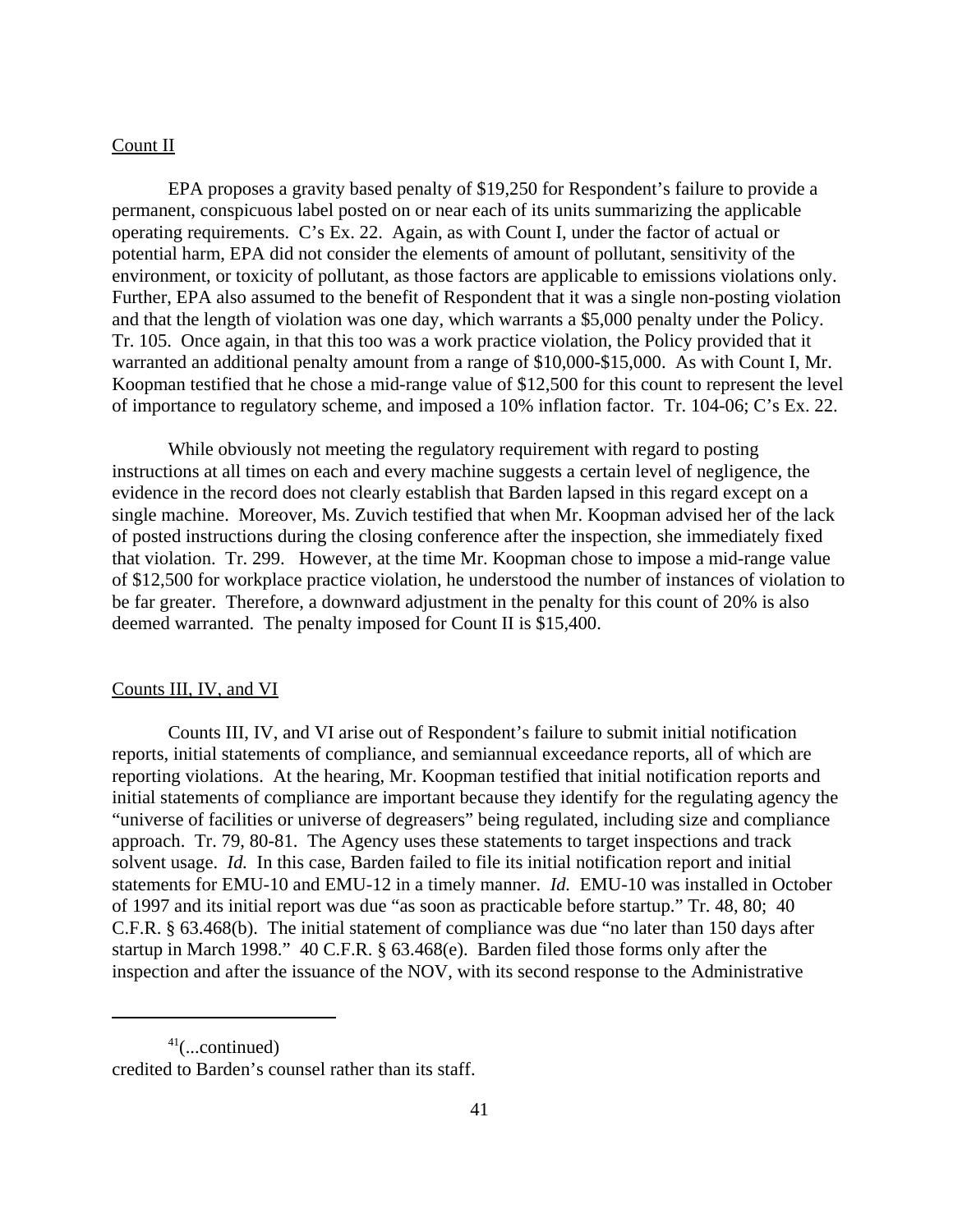Count II

EPA proposes a gravity based penalty of $19,250 for Respondent's failure to provide a permanent, conspicuous label posted on or near each of its units summarizing the applicable operating requirements. C's Ex. 22. Again, as with Count I, under the factor of actual or potential harm, EPA did not consider the elements of amount of pollutant, sensitivity of the environment, or toxicity of pollutant, as those factors are applicable to emissions violations only. Further, EPA also assumed to the benefit of Respondent that it was a single non-posting violation and that the length of violation was one day, which warrants a $5,000 penalty under the Policy. Tr. 105. Once again, in that this too was a work practice violation, the Policy provided that it warranted an additional penalty amount from a range of $10,000-$15,000. As with Count I, Mr. Koopman testified that he chose a mid-range value of $12,500 for this count to represent the level of importance to regulatory scheme, and imposed a 10% inflation factor. Tr. 104-06; C's Ex. 22.

While obviously not meeting the regulatory requirement with regard to posting instructions at all times on each and every machine suggests a certain level of negligence, the evidence in the record does not clearly establish that Barden lapsed in this regard except on a single machine. Moreover, Ms. Zuvich testified that when Mr. Koopman advised her of the lack of posted instructions during the closing conference after the inspection, she immediately fixed that violation. Tr. 299. However, at the time Mr. Koopman chose to impose a mid-range value of $12,500 for workplace practice violation, he understood the number of instances of violation to be far greater. Therefore, a downward adjustment in the penalty for this count of 20% is also deemed warranted. The penalty imposed for Count II is $15,400.

Counts III, IV, and VI

Counts III, IV, and VI arise out of Respondent's failure to submit initial notification reports, initial statements of compliance, and semiannual exceedance reports, all of which are reporting violations. At the hearing, Mr. Koopman testified that initial notification reports and initial statements of compliance are important because they identify for the regulating agency the "universe of facilities or universe of degreasers" being regulated, including size and compliance approach. Tr. 79, 80-81. The Agency uses these statements to target inspections and track solvent usage. *Id.* In this case, Barden failed to file its initial notification report and initial statements for EMU-10 and EMU-12 in a timely manner. *Id.* EMU-10 was installed in October of 1997 and its initial report was due "as soon as practicable before startup." Tr. 48, 80; 40 C.F.R. § 63.468(b). The initial statement of compliance was due "no later than 150 days after startup in March 1998." 40 C.F.R. § 63.468(e). Barden filed those forms only after the inspection and after the issuance of the NOV, with its second response to the Administrative

[41](...continued)
credited to Barden's counsel rather than its staff.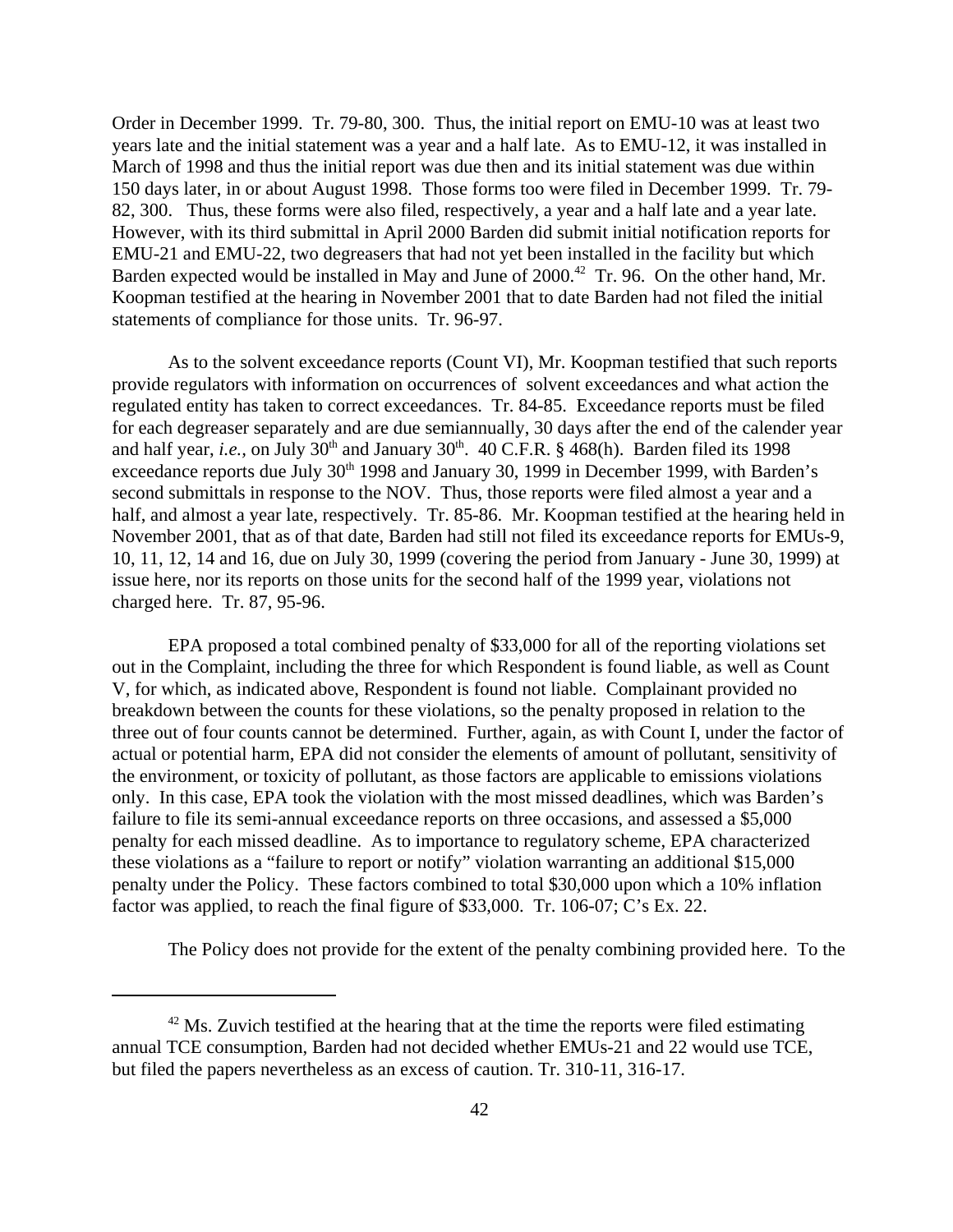Order in December 1999. Tr. 79-80, 300. Thus, the initial report on EMU-10 was at least two years late and the initial statement was a year and a half late. As to EMU-12, it was installed in March of 1998 and thus the initial report was due then and its initial statement was due within 150 days later, in or about August 1998. Those forms too were filed in December 1999. Tr. 79-82, 300. Thus, these forms were also filed, respectively, a year and a half late and a year late. However, with its third submittal in April 2000 Barden did submit initial notification reports for EMU-21 and EMU-22, two degreasers that had not yet been installed in the facility but which Barden expected would be installed in May and June of 2000.[42] Tr. 96. On the other hand, Mr. Koopman testified at the hearing in November 2001 that to date Barden had not filed the initial statements of compliance for those units. Tr. 96-97.

As to the solvent exceedance reports (Count VI), Mr. Koopman testified that such reports provide regulators with information on occurrences of solvent exceedances and what action the regulated entity has taken to correct exceedances. Tr. 84-85. Exceedance reports must be filed for each degreaser separately and are due semiannually, 30 days after the end of the calender year and half year, *i.e.*, on July 30th and January 30th. 40 C.F.R. § 468(h). Barden filed its 1998 exceedance reports due July 30th 1998 and January 30, 1999 in December 1999, with Barden's second submittals in response to the NOV. Thus, those reports were filed almost a year and a half, and almost a year late, respectively. Tr. 85-86. Mr. Koopman testified at the hearing held in November 2001, that as of that date, Barden had still not filed its exceedance reports for EMUs-9, 10, 11, 12, 14 and 16, due on July 30, 1999 (covering the period from January - June 30, 1999) at issue here, nor its reports on those units for the second half of the 1999 year, violations not charged here. Tr. 87, 95-96.

EPA proposed a total combined penalty of $33,000 for all of the reporting violations set out in the Complaint, including the three for which Respondent is found liable, as well as Count V, for which, as indicated above, Respondent is found not liable. Complainant provided no breakdown between the counts for these violations, so the penalty proposed in relation to the three out of four counts cannot be determined. Further, again, as with Count I, under the factor of actual or potential harm, EPA did not consider the elements of amount of pollutant, sensitivity of the environment, or toxicity of pollutant, as those factors are applicable to emissions violations only. In this case, EPA took the violation with the most missed deadlines, which was Barden's failure to file its semi-annual exceedance reports on three occasions, and assessed a $5,000 penalty for each missed deadline. As to importance to regulatory scheme, EPA characterized these violations as a "failure to report or notify" violation warranting an additional $15,000 penalty under the Policy. These factors combined to total $30,000 upon which a 10% inflation factor was applied, to reach the final figure of $33,000. Tr. 106-07; C's Ex. 22.

The Policy does not provide for the extent of the penalty combining provided here. To the

[42] Ms. Zuvich testified at the hearing that at the time the reports were filed estimating annual TCE consumption, Barden had not decided whether EMUs-21 and 22 would use TCE, but filed the papers nevertheless as an excess of caution. Tr. 310-11, 316-17.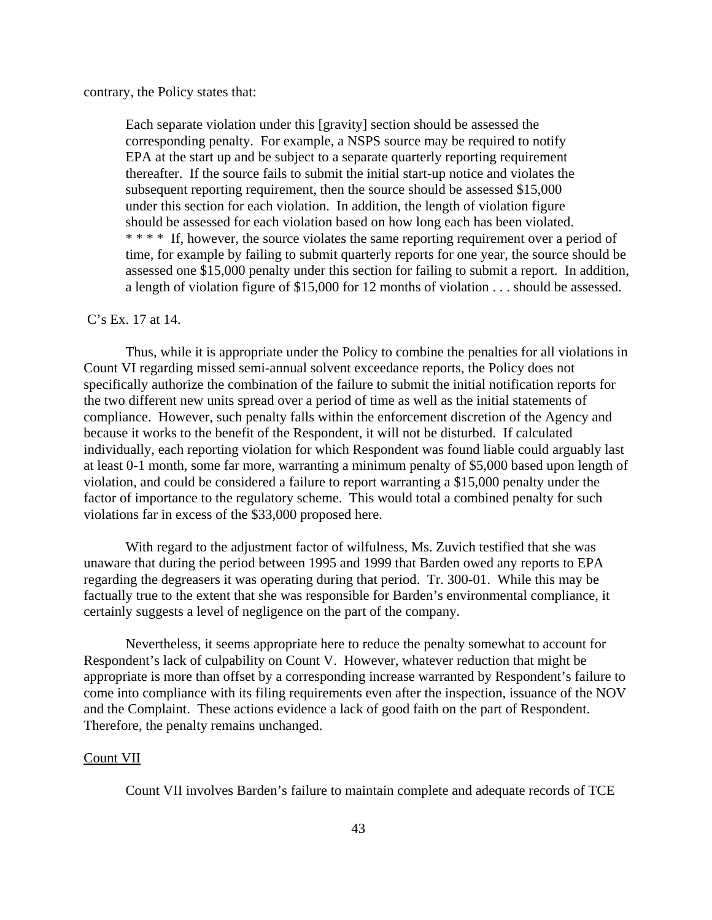contrary, the Policy states that:

> Each separate violation under this [gravity] section should be assessed the corresponding penalty. For example, a NSPS source may be required to notify EPA at the start up and be subject to a separate quarterly reporting requirement thereafter. If the source fails to submit the initial start-up notice and violates the subsequent reporting requirement, then the source should be assessed $15,000 under this section for each violation. In addition, the length of violation figure should be assessed for each violation based on how long each has been violated. * * * * If, however, the source violates the same reporting requirement over a period of time, for example by failing to submit quarterly reports for one year, the source should be assessed one $15,000 penalty under this section for failing to submit a report. In addition, a length of violation figure of $15,000 for 12 months of violation . . . should be assessed.

C's Ex. 17 at 14.

Thus, while it is appropriate under the Policy to combine the penalties for all violations in Count VI regarding missed semi-annual solvent exceedance reports, the Policy does not specifically authorize the combination of the failure to submit the initial notification reports for the two different new units spread over a period of time as well as the initial statements of compliance. However, such penalty falls within the enforcement discretion of the Agency and because it works to the benefit of the Respondent, it will not be disturbed. If calculated individually, each reporting violation for which Respondent was found liable could arguably last at least 0-1 month, some far more, warranting a minimum penalty of $5,000 based upon length of violation, and could be considered a failure to report warranting a $15,000 penalty under the factor of importance to the regulatory scheme. This would total a combined penalty for such violations far in excess of the $33,000 proposed here.

With regard to the adjustment factor of wilfulness, Ms. Zuvich testified that she was unaware that during the period between 1995 and 1999 that Barden owed any reports to EPA regarding the degreasers it was operating during that period. Tr. 300-01. While this may be factually true to the extent that she was responsible for Barden's environmental compliance, it certainly suggests a level of negligence on the part of the company.

Nevertheless, it seems appropriate here to reduce the penalty somewhat to account for Respondent's lack of culpability on Count V. However, whatever reduction that might be appropriate is more than offset by a corresponding increase warranted by Respondent's failure to come into compliance with its filing requirements even after the inspection, issuance of the NOV and the Complaint. These actions evidence a lack of good faith on the part of Respondent. Therefore, the penalty remains unchanged.

<u>Count VII</u>

Count VII involves Barden's failure to maintain complete and adequate records of TCE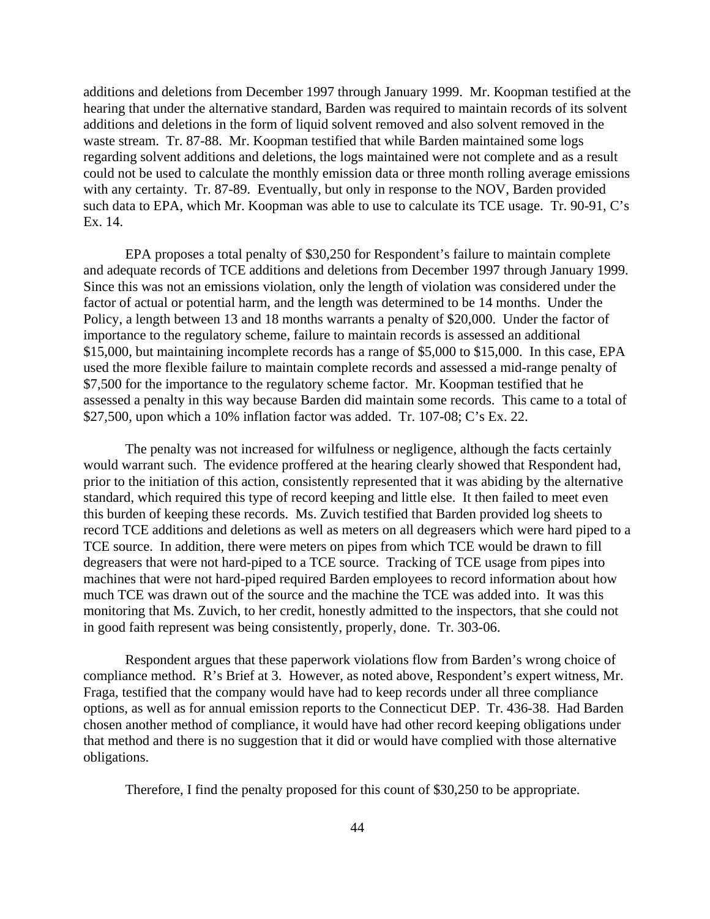additions and deletions from December 1997 through January 1999. Mr. Koopman testified at the hearing that under the alternative standard, Barden was required to maintain records of its solvent additions and deletions in the form of liquid solvent removed and also solvent removed in the waste stream. Tr. 87-88. Mr. Koopman testified that while Barden maintained some logs regarding solvent additions and deletions, the logs maintained were not complete and as a result could not be used to calculate the monthly emission data or three month rolling average emissions with any certainty. Tr. 87-89. Eventually, but only in response to the NOV, Barden provided such data to EPA, which Mr. Koopman was able to use to calculate its TCE usage. Tr. 90-91, C's Ex. 14.

EPA proposes a total penalty of $30,250 for Respondent's failure to maintain complete and adequate records of TCE additions and deletions from December 1997 through January 1999. Since this was not an emissions violation, only the length of violation was considered under the factor of actual or potential harm, and the length was determined to be 14 months. Under the Policy, a length between 13 and 18 months warrants a penalty of $20,000. Under the factor of importance to the regulatory scheme, failure to maintain records is assessed an additional $15,000, but maintaining incomplete records has a range of $5,000 to $15,000. In this case, EPA used the more flexible failure to maintain complete records and assessed a mid-range penalty of $7,500 for the importance to the regulatory scheme factor. Mr. Koopman testified that he assessed a penalty in this way because Barden did maintain some records. This came to a total of $27,500, upon which a 10% inflation factor was added. Tr. 107-08; C's Ex. 22.

The penalty was not increased for wilfulness or negligence, although the facts certainly would warrant such. The evidence proffered at the hearing clearly showed that Respondent had, prior to the initiation of this action, consistently represented that it was abiding by the alternative standard, which required this type of record keeping and little else. It then failed to meet even this burden of keeping these records. Ms. Zuvich testified that Barden provided log sheets to record TCE additions and deletions as well as meters on all degreasers which were hard piped to a TCE source. In addition, there were meters on pipes from which TCE would be drawn to fill degreasers that were not hard-piped to a TCE source. Tracking of TCE usage from pipes into machines that were not hard-piped required Barden employees to record information about how much TCE was drawn out of the source and the machine the TCE was added into. It was this monitoring that Ms. Zuvich, to her credit, honestly admitted to the inspectors, that she could not in good faith represent was being consistently, properly, done. Tr. 303-06.

Respondent argues that these paperwork violations flow from Barden's wrong choice of compliance method. R's Brief at 3. However, as noted above, Respondent's expert witness, Mr. Fraga, testified that the company would have had to keep records under all three compliance options, as well as for annual emission reports to the Connecticut DEP. Tr. 436-38. Had Barden chosen another method of compliance, it would have had other record keeping obligations under that method and there is no suggestion that it did or would have complied with those alternative obligations.

Therefore, I find the penalty proposed for this count of $30,250 to be appropriate.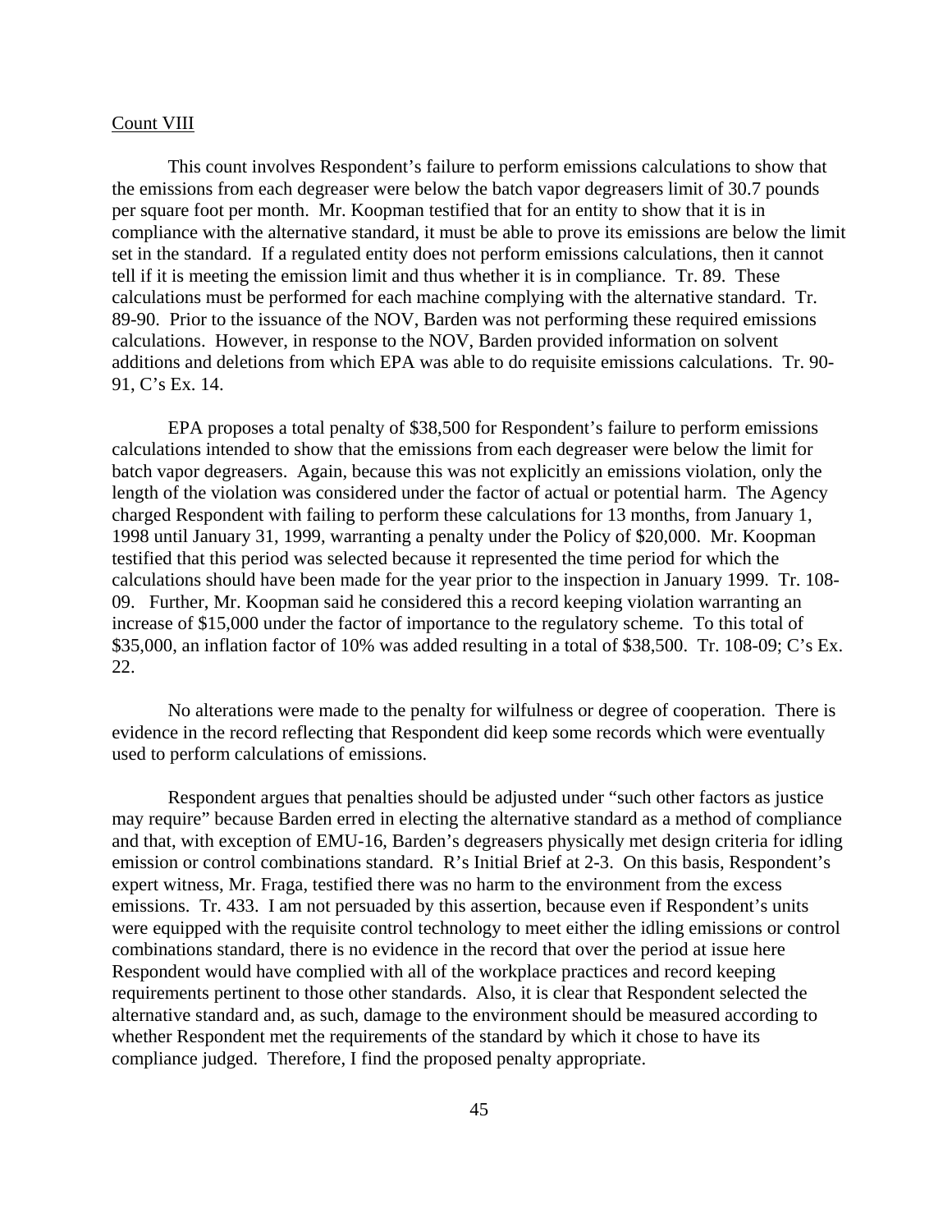Count VIII

This count involves Respondent's failure to perform emissions calculations to show that the emissions from each degreaser were below the batch vapor degreasers limit of 30.7 pounds per square foot per month. Mr. Koopman testified that for an entity to show that it is in compliance with the alternative standard, it must be able to prove its emissions are below the limit set in the standard. If a regulated entity does not perform emissions calculations, then it cannot tell if it is meeting the emission limit and thus whether it is in compliance. Tr. 89. These calculations must be performed for each machine complying with the alternative standard. Tr. 89-90. Prior to the issuance of the NOV, Barden was not performing these required emissions calculations. However, in response to the NOV, Barden provided information on solvent additions and deletions from which EPA was able to do requisite emissions calculations. Tr. 90-91, C's Ex. 14.

EPA proposes a total penalty of $38,500 for Respondent's failure to perform emissions calculations intended to show that the emissions from each degreaser were below the limit for batch vapor degreasers. Again, because this was not explicitly an emissions violation, only the length of the violation was considered under the factor of actual or potential harm. The Agency charged Respondent with failing to perform these calculations for 13 months, from January 1, 1998 until January 31, 1999, warranting a penalty under the Policy of $20,000. Mr. Koopman testified that this period was selected because it represented the time period for which the calculations should have been made for the year prior to the inspection in January 1999. Tr. 108-09. Further, Mr. Koopman said he considered this a record keeping violation warranting an increase of $15,000 under the factor of importance to the regulatory scheme. To this total of $35,000, an inflation factor of 10% was added resulting in a total of $38,500. Tr. 108-09; C's Ex. 22.

No alterations were made to the penalty for wilfulness or degree of cooperation. There is evidence in the record reflecting that Respondent did keep some records which were eventually used to perform calculations of emissions.

Respondent argues that penalties should be adjusted under "such other factors as justice may require" because Barden erred in electing the alternative standard as a method of compliance and that, with exception of EMU-16, Barden's degreasers physically met design criteria for idling emission or control combinations standard. R's Initial Brief at 2-3. On this basis, Respondent's expert witness, Mr. Fraga, testified there was no harm to the environment from the excess emissions. Tr. 433. I am not persuaded by this assertion, because even if Respondent's units were equipped with the requisite control technology to meet either the idling emissions or control combinations standard, there is no evidence in the record that over the period at issue here Respondent would have complied with all of the workplace practices and record keeping requirements pertinent to those other standards. Also, it is clear that Respondent selected the alternative standard and, as such, damage to the environment should be measured according to whether Respondent met the requirements of the standard by which it chose to have its compliance judged. Therefore, I find the proposed penalty appropriate.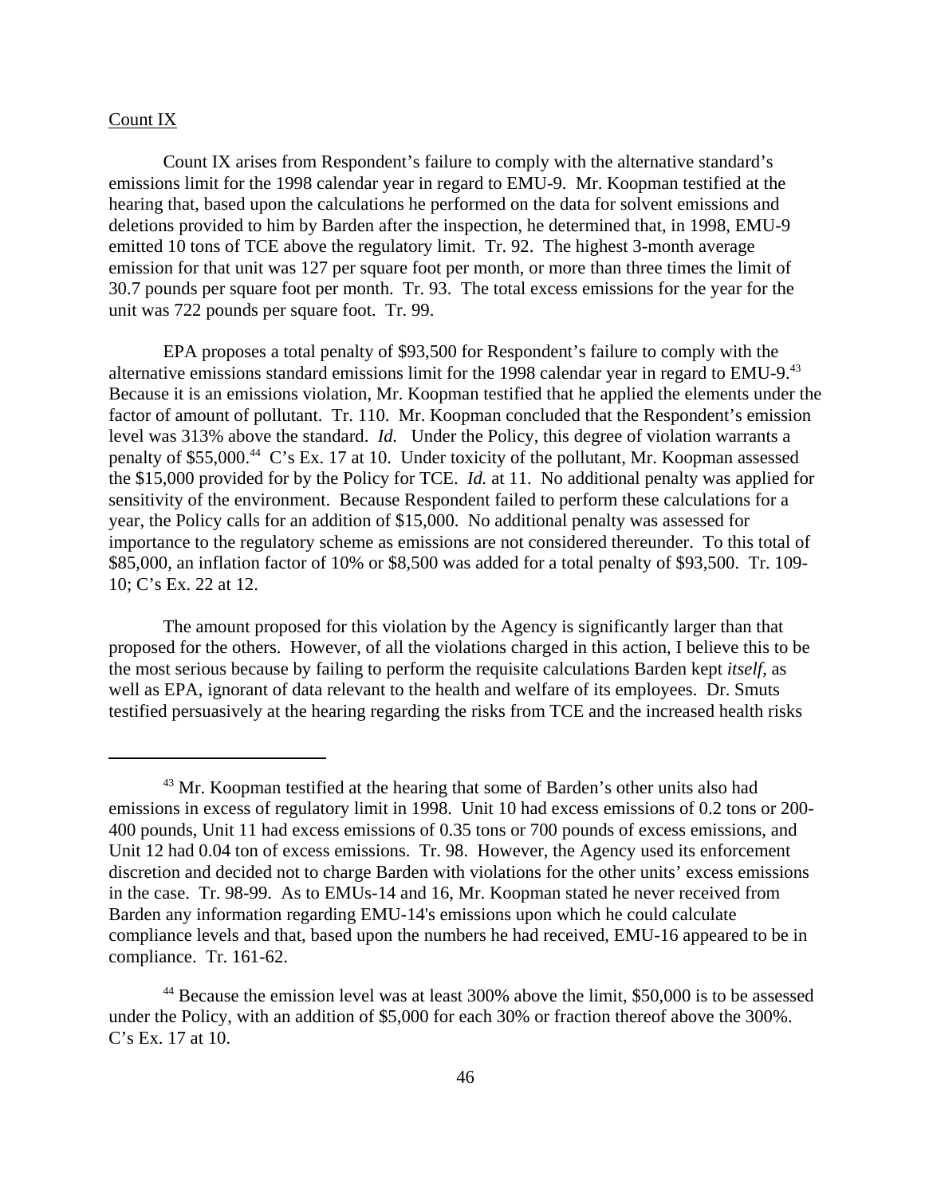Count IX

Count IX arises from Respondent's failure to comply with the alternative standard's emissions limit for the 1998 calendar year in regard to EMU-9. Mr. Koopman testified at the hearing that, based upon the calculations he performed on the data for solvent emissions and deletions provided to him by Barden after the inspection, he determined that, in 1998, EMU-9 emitted 10 tons of TCE above the regulatory limit. Tr. 92. The highest 3-month average emission for that unit was 127 per square foot per month, or more than three times the limit of 30.7 pounds per square foot per month. Tr. 93. The total excess emissions for the year for the unit was 722 pounds per square foot. Tr. 99.

EPA proposes a total penalty of $93,500 for Respondent's failure to comply with the alternative emissions standard emissions limit for the 1998 calendar year in regard to EMU-9.[43] Because it is an emissions violation, Mr. Koopman testified that he applied the elements under the factor of amount of pollutant. Tr. 110. Mr. Koopman concluded that the Respondent's emission level was 313% above the standard. *Id.* Under the Policy, this degree of violation warrants a penalty of $55,000.[44] C's Ex. 17 at 10. Under toxicity of the pollutant, Mr. Koopman assessed the $15,000 provided for by the Policy for TCE. *Id.* at 11. No additional penalty was applied for sensitivity of the environment. Because Respondent failed to perform these calculations for a year, the Policy calls for an addition of $15,000. No additional penalty was assessed for importance to the regulatory scheme as emissions are not considered thereunder. To this total of $85,000, an inflation factor of 10% or $8,500 was added for a total penalty of $93,500. Tr. 109-10; C's Ex. 22 at 12.

The amount proposed for this violation by the Agency is significantly larger than that proposed for the others. However, of all the violations charged in this action, I believe this to be the most serious because by failing to perform the requisite calculations Barden kept *itself*, as well as EPA, ignorant of data relevant to the health and welfare of its employees. Dr. Smuts testified persuasively at the hearing regarding the risks from TCE and the increased health risks

---

[43] Mr. Koopman testified at the hearing that some of Barden's other units also had emissions in excess of regulatory limit in 1998. Unit 10 had excess emissions of 0.2 tons or 200-400 pounds, Unit 11 had excess emissions of 0.35 tons or 700 pounds of excess emissions, and Unit 12 had 0.04 ton of excess emissions. Tr. 98. However, the Agency used its enforcement discretion and decided not to charge Barden with violations for the other units' excess emissions in the case. Tr. 98-99. As to EMUs-14 and 16, Mr. Koopman stated he never received from Barden any information regarding EMU-14's emissions upon which he could calculate compliance levels and that, based upon the numbers he had received, EMU-16 appeared to be in compliance. Tr. 161-62.

[44] Because the emission level was at least 300% above the limit, $50,000 is to be assessed under the Policy, with an addition of $5,000 for each 30% or fraction thereof above the 300%. C's Ex. 17 at 10.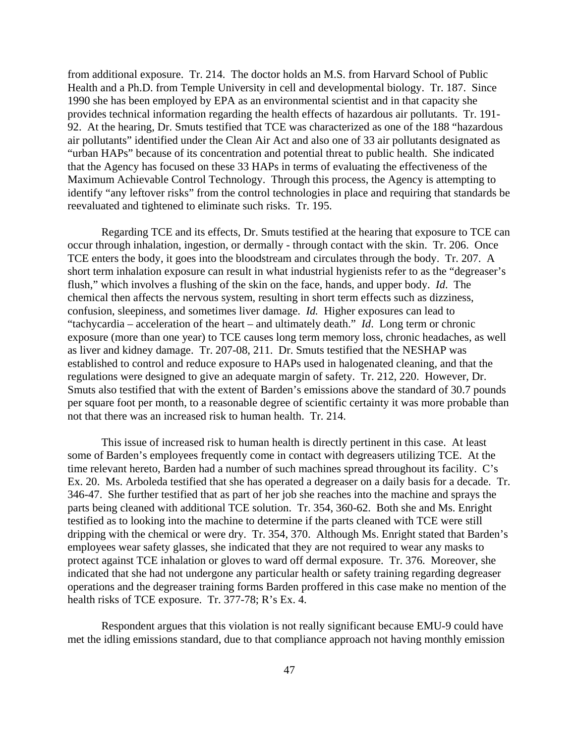from additional exposure. Tr. 214. The doctor holds an M.S. from Harvard School of Public Health and a Ph.D. from Temple University in cell and developmental biology. Tr. 187. Since 1990 she has been employed by EPA as an environmental scientist and in that capacity she provides technical information regarding the health effects of hazardous air pollutants. Tr. 191-92. At the hearing, Dr. Smuts testified that TCE was characterized as one of the 188 "hazardous air pollutants" identified under the Clean Air Act and also one of 33 air pollutants designated as "urban HAPs" because of its concentration and potential threat to public health. She indicated that the Agency has focused on these 33 HAPs in terms of evaluating the effectiveness of the Maximum Achievable Control Technology. Through this process, the Agency is attempting to identify "any leftover risks" from the control technologies in place and requiring that standards be reevaluated and tightened to eliminate such risks. Tr. 195.

Regarding TCE and its effects, Dr. Smuts testified at the hearing that exposure to TCE can occur through inhalation, ingestion, or dermally - through contact with the skin. Tr. 206. Once TCE enters the body, it goes into the bloodstream and circulates through the body. Tr. 207. A short term inhalation exposure can result in what industrial hygienists refer to as the "degreaser's flush," which involves a flushing of the skin on the face, hands, and upper body. *Id.* The chemical then affects the nervous system, resulting in short term effects such as dizziness, confusion, sleepiness, and sometimes liver damage. *Id.* Higher exposures can lead to "tachycardia – acceleration of the heart – and ultimately death." *Id*. Long term or chronic exposure (more than one year) to TCE causes long term memory loss, chronic headaches, as well as liver and kidney damage. Tr. 207-08, 211. Dr. Smuts testified that the NESHAP was established to control and reduce exposure to HAPs used in halogenated cleaning, and that the regulations were designed to give an adequate margin of safety. Tr. 212, 220. However, Dr. Smuts also testified that with the extent of Barden's emissions above the standard of 30.7 pounds per square foot per month, to a reasonable degree of scientific certainty it was more probable than not that there was an increased risk to human health. Tr. 214.

This issue of increased risk to human health is directly pertinent in this case. At least some of Barden's employees frequently come in contact with degreasers utilizing TCE. At the time relevant hereto, Barden had a number of such machines spread throughout its facility. C's Ex. 20. Ms. Arboleda testified that she has operated a degreaser on a daily basis for a decade. Tr. 346-47. She further testified that as part of her job she reaches into the machine and sprays the parts being cleaned with additional TCE solution. Tr. 354, 360-62. Both she and Ms. Enright testified as to looking into the machine to determine if the parts cleaned with TCE were still dripping with the chemical or were dry. Tr. 354, 370. Although Ms. Enright stated that Barden's employees wear safety glasses, she indicated that they are not required to wear any masks to protect against TCE inhalation or gloves to ward off dermal exposure. Tr. 376. Moreover, she indicated that she had not undergone any particular health or safety training regarding degreaser operations and the degreaser training forms Barden proffered in this case make no mention of the health risks of TCE exposure. Tr. 377-78; R's Ex. 4.

Respondent argues that this violation is not really significant because EMU-9 could have met the idling emissions standard, due to that compliance approach not having monthly emission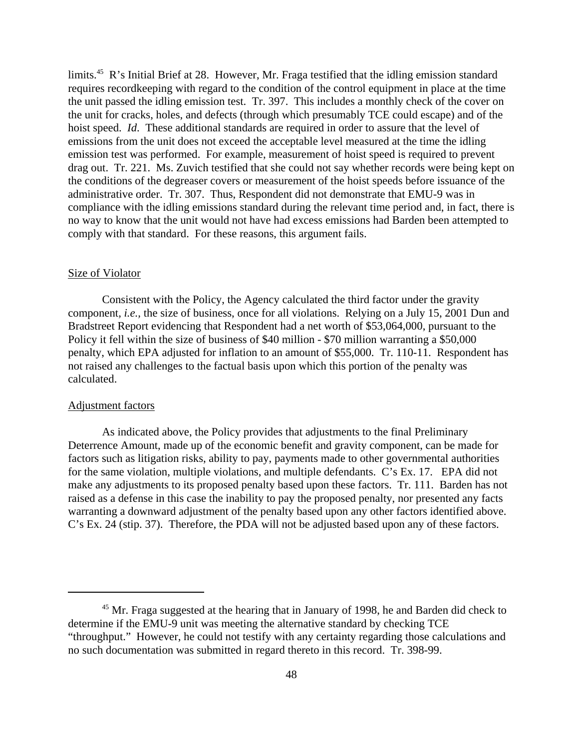limits.[45] R's Initial Brief at 28. However, Mr. Fraga testified that the idling emission standard requires recordkeeping with regard to the condition of the control equipment in place at the time the unit passed the idling emission test. Tr. 397. This includes a monthly check of the cover on the unit for cracks, holes, and defects (through which presumably TCE could escape) and of the hoist speed. *Id*. These additional standards are required in order to assure that the level of emissions from the unit does not exceed the acceptable level measured at the time the idling emission test was performed. For example, measurement of hoist speed is required to prevent drag out. Tr. 221. Ms. Zuvich testified that she could not say whether records were being kept on the conditions of the degreaser covers or measurement of the hoist speeds before issuance of the administrative order. Tr. 307. Thus, Respondent did not demonstrate that EMU-9 was in compliance with the idling emissions standard during the relevant time period and, in fact, there is no way to know that the unit would not have had excess emissions had Barden been attempted to comply with that standard. For these reasons, this argument fails.

## Size of Violator

Consistent with the Policy, the Agency calculated the third factor under the gravity component, *i.e.*, the size of business, once for all violations. Relying on a July 15, 2001 Dun and Bradstreet Report evidencing that Respondent had a net worth of $53,064,000, pursuant to the Policy it fell within the size of business of $40 million - $70 million warranting a $50,000 penalty, which EPA adjusted for inflation to an amount of $55,000. Tr. 110-11. Respondent has not raised any challenges to the factual basis upon which this portion of the penalty was calculated.

## Adjustment factors

As indicated above, the Policy provides that adjustments to the final Preliminary Deterrence Amount, made up of the economic benefit and gravity component, can be made for factors such as litigation risks, ability to pay, payments made to other governmental authorities for the same violation, multiple violations, and multiple defendants. C's Ex. 17. EPA did not make any adjustments to its proposed penalty based upon these factors. Tr. 111. Barden has not raised as a defense in this case the inability to pay the proposed penalty, nor presented any facts warranting a downward adjustment of the penalty based upon any other factors identified above. C's Ex. 24 (stip. 37). Therefore, the PDA will not be adjusted based upon any of these factors.

---

[45] Mr. Fraga suggested at the hearing that in January of 1998, he and Barden did check to determine if the EMU-9 unit was meeting the alternative standard by checking TCE "throughput." However, he could not testify with any certainty regarding those calculations and no such documentation was submitted in regard thereto in this record. Tr. 398-99.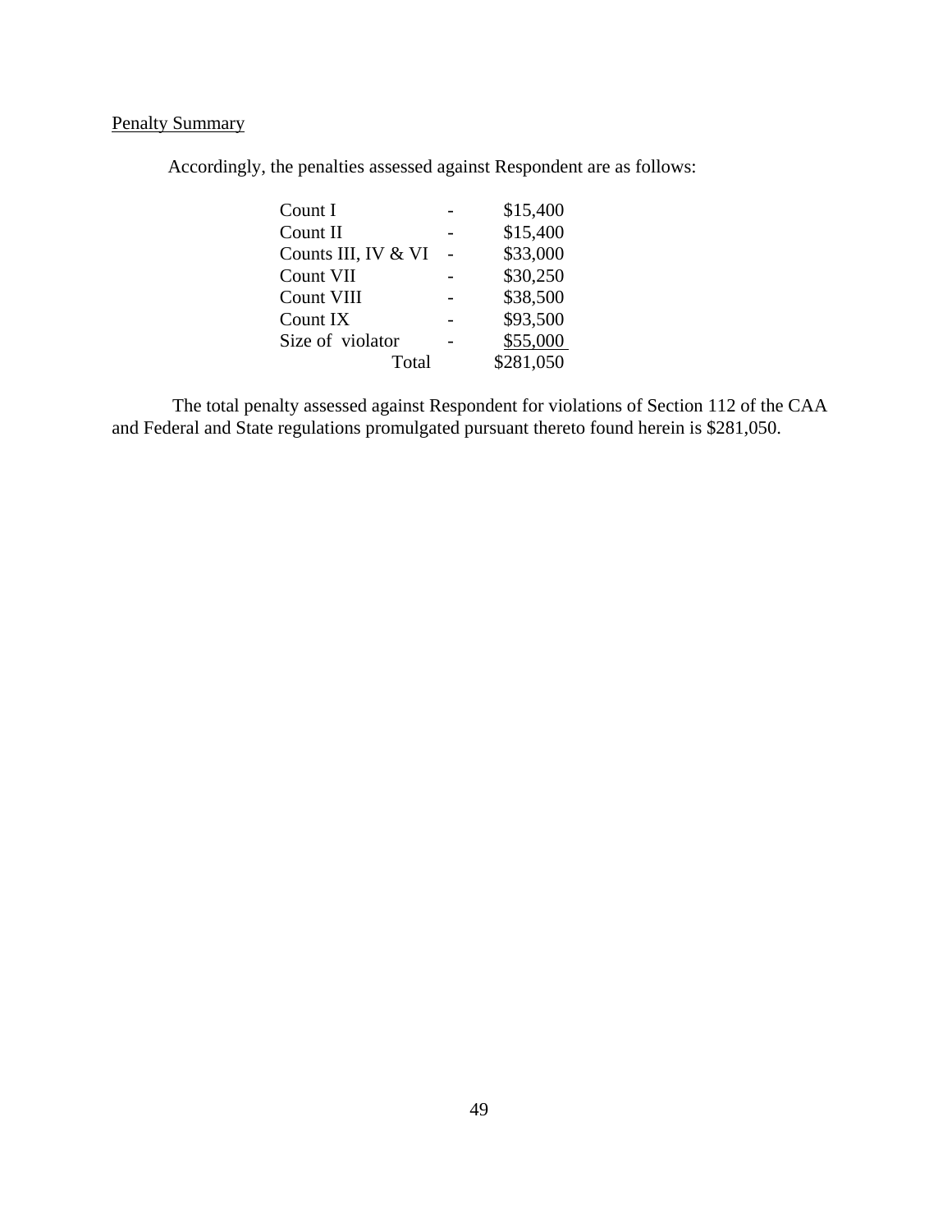Penalty Summary

Accordingly, the penalties assessed against Respondent are as follows:

| | | |
|---|---|---|
| Count I | - | \$15,400 |
| Count II | - | \$15,400 |
| Counts III, IV & VI | - | \$33,000 |
| Count VII | - | \$30,250 |
| Count VIII | - | \$38,500 |
| Count IX | - | \$93,500 |
| Size of violator | - | \$55,000 |
| Total | | \$281,050 |

The total penalty assessed against Respondent for violations of Section 112 of the CAA and Federal and State regulations promulgated pursuant thereto found herein is \$281,050.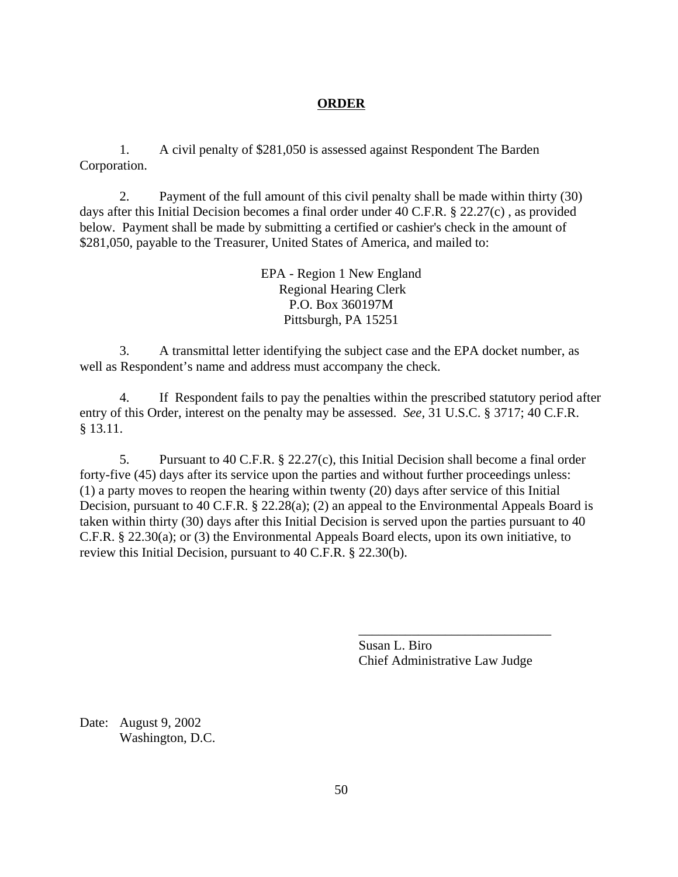**ORDER**

1. A civil penalty of $281,050 is assessed against Respondent The Barden Corporation.

2. Payment of the full amount of this civil penalty shall be made within thirty (30) days after this Initial Decision becomes a final order under 40 C.F.R. § 22.27(c) , as provided below. Payment shall be made by submitting a certified or cashier's check in the amount of $281,050, payable to the Treasurer, United States of America, and mailed to:

EPA - Region 1 New England
Regional Hearing Clerk
P.O. Box 360197M
Pittsburgh, PA 15251

3. A transmittal letter identifying the subject case and the EPA docket number, as well as Respondent's name and address must accompany the check.

4. If Respondent fails to pay the penalties within the prescribed statutory period after entry of this Order, interest on the penalty may be assessed. *See,* 31 U.S.C. § 3717; 40 C.F.R. § 13.11.

5. Pursuant to 40 C.F.R. § 22.27(c), this Initial Decision shall become a final order forty-five (45) days after its service upon the parties and without further proceedings unless: (1) a party moves to reopen the hearing within twenty (20) days after service of this Initial Decision, pursuant to 40 C.F.R. § 22.28(a); (2) an appeal to the Environmental Appeals Board is taken within thirty (30) days after this Initial Decision is served upon the parties pursuant to 40 C.F.R. § 22.30(a); or (3) the Environmental Appeals Board elects, upon its own initiative, to review this Initial Decision, pursuant to 40 C.F.R. § 22.30(b).

\_\_\_\_\_\_\_\_\_\_\_\_\_\_\_\_\_\_\_\_\_\_\_\_\_\_\_\_\_\_
Susan L. Biro
Chief Administrative Law Judge

Date: August 9, 2002
Washington, D.C.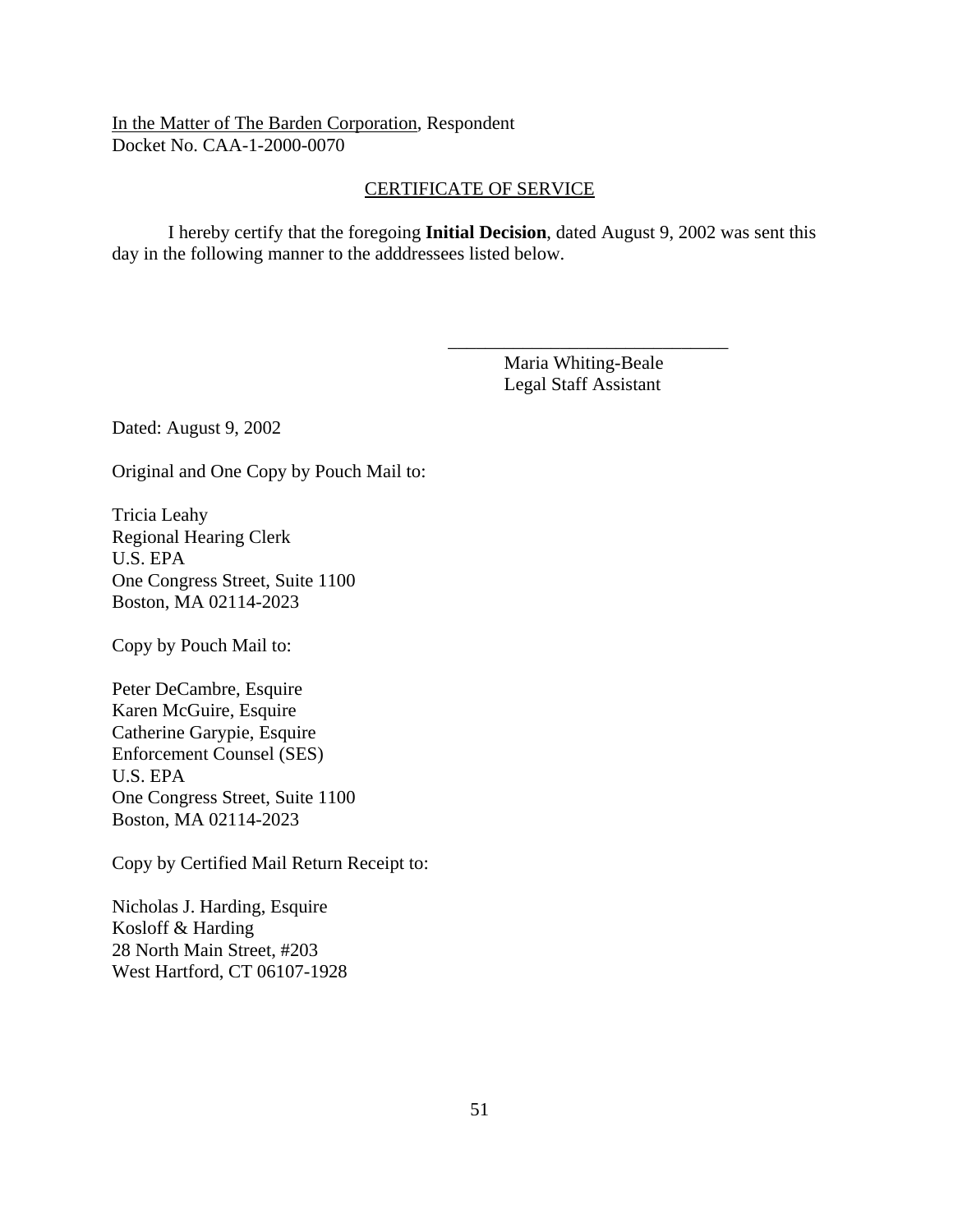In the Matter of The Barden Corporation, Respondent
Docket No. CAA-1-2000-0070

## CERTIFICATE OF SERVICE

I hereby certify that the foregoing **Initial Decision**, dated August 9, 2002 was sent this day in the following manner to the adddressees listed below.

\_\_\_\_\_\_\_\_\_\_\_\_\_\_\_\_\_\_\_\_\_\_\_\_\_\_\_\_\_\_
Maria Whiting-Beale
Legal Staff Assistant

Dated: August 9, 2002

Original and One Copy by Pouch Mail to:

Tricia Leahy
Regional Hearing Clerk
U.S. EPA
One Congress Street, Suite 1100
Boston, MA 02114-2023

Copy by Pouch Mail to:

Peter DeCambre, Esquire
Karen McGuire, Esquire
Catherine Garypie, Esquire
Enforcement Counsel (SES)
U.S. EPA
One Congress Street, Suite 1100
Boston, MA 02114-2023

Copy by Certified Mail Return Receipt to:

Nicholas J. Harding, Esquire
Kosloff & Harding
28 North Main Street, #203
West Hartford, CT 06107-1928